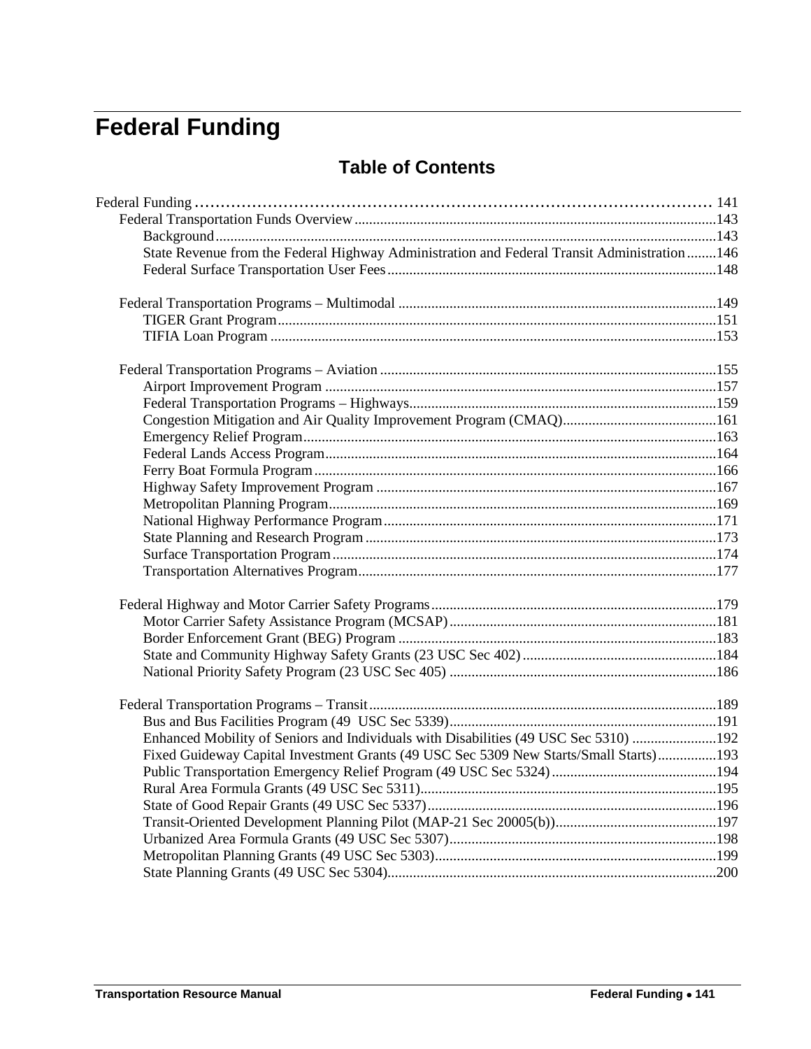# Federal Funding

## Table of Contents

Federal Funding ............................................................................................ 141

- Federal Transportation Funds Overview ....................................................................................143
  - Background ....................................................................................143
  - State Revenue from the Federal Highway Administration and Federal Transit Administration ........146
  - Federal Surface Transportation User Fees ....................................................................................148

- Federal Transportation Programs – Multimodal ....................................................................................149
  - TIGER Grant Program ....................................................................................151
  - TIFIA Loan Program ....................................................................................153

- Federal Transportation Programs – Aviation ....................................................................................155
  - Airport Improvement Program ....................................................................................157
  - Federal Transportation Programs – Highways ....................................................................................159
  - Congestion Mitigation and Air Quality Improvement Program (CMAQ) ....................................................................................161
  - Emergency Relief Program ....................................................................................163
  - Federal Lands Access Program ....................................................................................164
  - Ferry Boat Formula Program ....................................................................................166
  - Highway Safety Improvement Program ....................................................................................167
  - Metropolitan Planning Program ....................................................................................169
  - National Highway Performance Program ....................................................................................171
  - State Planning and Research Program ....................................................................................173
  - Surface Transportation Program ....................................................................................174
  - Transportation Alternatives Program ....................................................................................177

- Federal Highway and Motor Carrier Safety Programs ....................................................................................179
  - Motor Carrier Safety Assistance Program (MCSAP) ....................................................................................181
  - Border Enforcement Grant (BEG) Program ....................................................................................183
  - State and Community Highway Safety Grants (23 USC Sec 402) ....................................................................................184
  - National Priority Safety Program (23 USC Sec 405) ....................................................................................186

- Federal Transportation Programs – Transit ....................................................................................189
  - Bus and Bus Facilities Program (49 USC Sec 5339) ....................................................................................191
  - Enhanced Mobility of Seniors and Individuals with Disabilities (49 USC Sec 5310) ....................................................................................192
  - Fixed Guideway Capital Investment Grants (49 USC Sec 5309 New Starts/Small Starts) ....................................................................................193
  - Public Transportation Emergency Relief Program (49 USC Sec 5324) ....................................................................................194
  - Rural Area Formula Grants (49 USC Sec 5311) ....................................................................................195
  - State of Good Repair Grants (49 USC Sec 5337) ....................................................................................196
  - Transit-Oriented Development Planning Pilot (MAP-21 Sec 20005(b)) ....................................................................................197
  - Urbanized Area Formula Grants (49 USC Sec 5307) ....................................................................................198
  - Metropolitan Planning Grants (49 USC Sec 5303) ....................................................................................199
  - State Planning Grants (49 USC Sec 5304) ....................................................................................200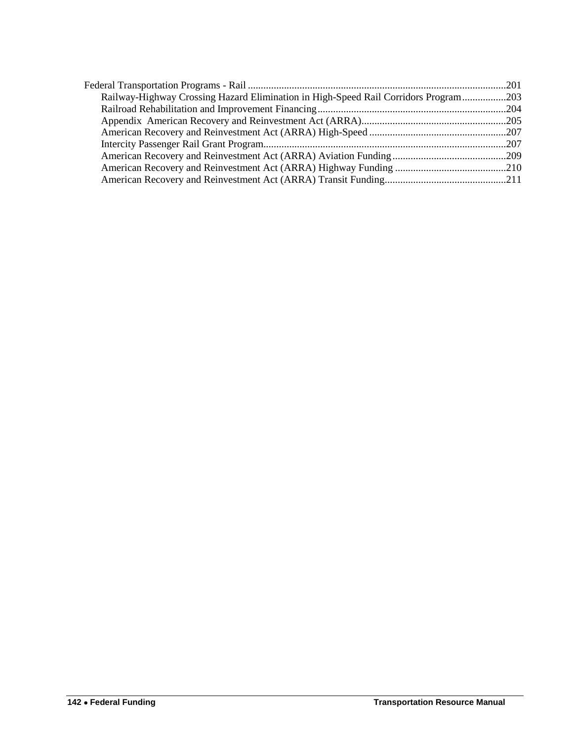Federal Transportation Programs - Rail ....................................................................................................201

- Railway-Highway Crossing Hazard Elimination in High-Speed Rail Corridors Program.................203
- Railroad Rehabilitation and Improvement Financing.........................................................................204
- Appendix  American Recovery and Reinvestment Act (ARRA)........................................................205
- American Recovery and Reinvestment Act (ARRA) High-Speed .....................................................207
- Intercity Passenger Rail Grant Program.............................................................................................207
- American Recovery and Reinvestment Act (ARRA) Aviation Funding............................................209
- American Recovery and Reinvestment Act (ARRA) Highway Funding ...........................................210
- American Recovery and Reinvestment Act (ARRA) Transit Funding...............................................211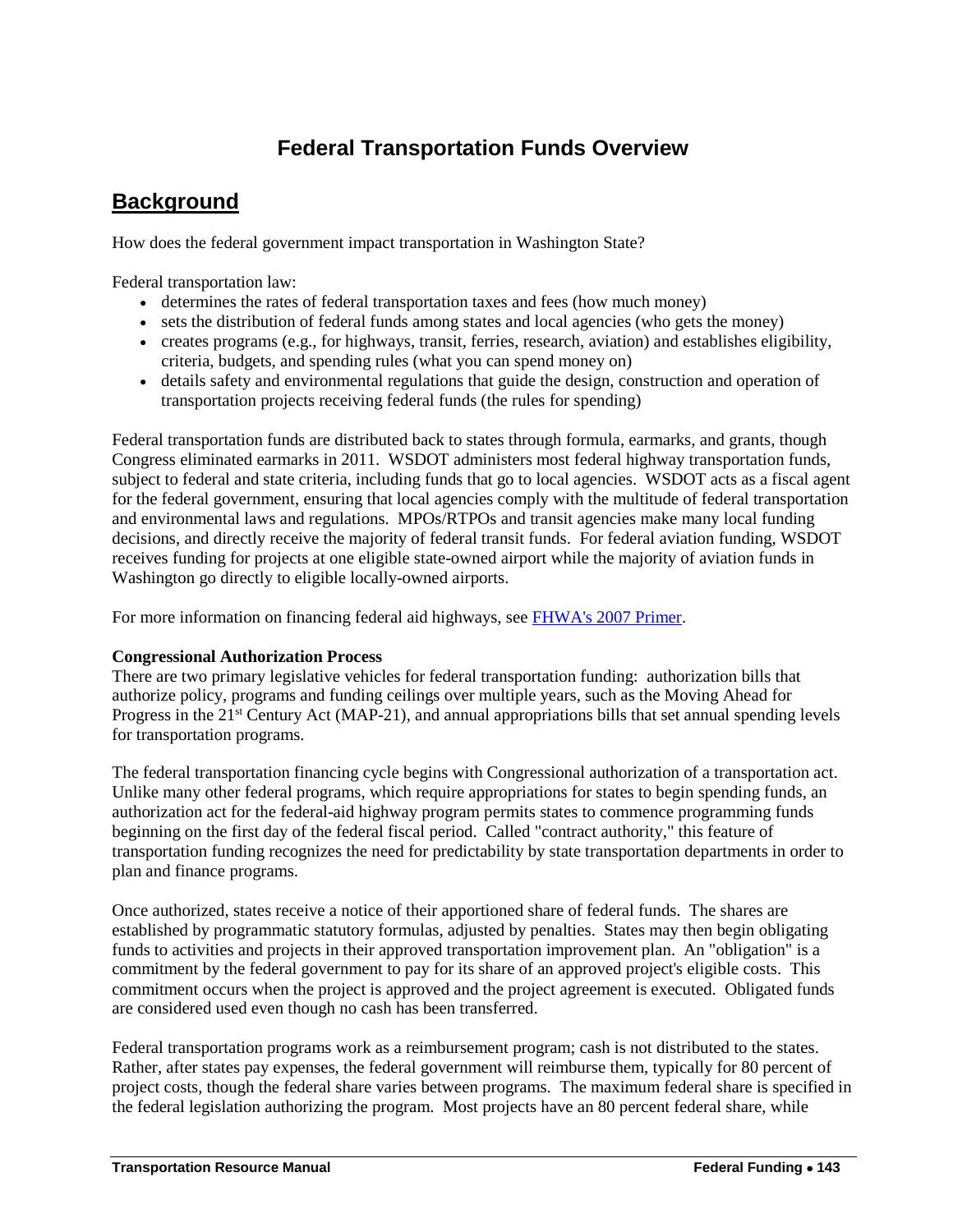# Federal Transportation Funds Overview

## Background

How does the federal government impact transportation in Washington State?

Federal transportation law:

- determines the rates of federal transportation taxes and fees (how much money)
- sets the distribution of federal funds among states and local agencies (who gets the money)
- creates programs (e.g., for highways, transit, ferries, research, aviation) and establishes eligibility, criteria, budgets, and spending rules (what you can spend money on)
- details safety and environmental regulations that guide the design, construction and operation of transportation projects receiving federal funds (the rules for spending)

Federal transportation funds are distributed back to states through formula, earmarks, and grants, though Congress eliminated earmarks in 2011. WSDOT administers most federal highway transportation funds, subject to federal and state criteria, including funds that go to local agencies. WSDOT acts as a fiscal agent for the federal government, ensuring that local agencies comply with the multitude of federal transportation and environmental laws and regulations. MPOs/RTPOs and transit agencies make many local funding decisions, and directly receive the majority of federal transit funds. For federal aviation funding, WSDOT receives funding for projects at one eligible state-owned airport while the majority of aviation funds in Washington go directly to eligible locally-owned airports.

For more information on financing federal aid highways, see [FHWA's 2007 Primer](FHWA's 2007 Primer).

**Congressional Authorization Process**

There are two primary legislative vehicles for federal transportation funding: authorization bills that authorize policy, programs and funding ceilings over multiple years, such as the Moving Ahead for Progress in the 21st Century Act (MAP-21), and annual appropriations bills that set annual spending levels for transportation programs.

The federal transportation financing cycle begins with Congressional authorization of a transportation act. Unlike many other federal programs, which require appropriations for states to begin spending funds, an authorization act for the federal-aid highway program permits states to commence programming funds beginning on the first day of the federal fiscal period. Called "contract authority," this feature of transportation funding recognizes the need for predictability by state transportation departments in order to plan and finance programs.

Once authorized, states receive a notice of their apportioned share of federal funds. The shares are established by programmatic statutory formulas, adjusted by penalties. States may then begin obligating funds to activities and projects in their approved transportation improvement plan. An "obligation" is a commitment by the federal government to pay for its share of an approved project's eligible costs. This commitment occurs when the project is approved and the project agreement is executed. Obligated funds are considered used even though no cash has been transferred.

Federal transportation programs work as a reimbursement program; cash is not distributed to the states. Rather, after states pay expenses, the federal government will reimburse them, typically for 80 percent of project costs, though the federal share varies between programs. The maximum federal share is specified in the federal legislation authorizing the program. Most projects have an 80 percent federal share, while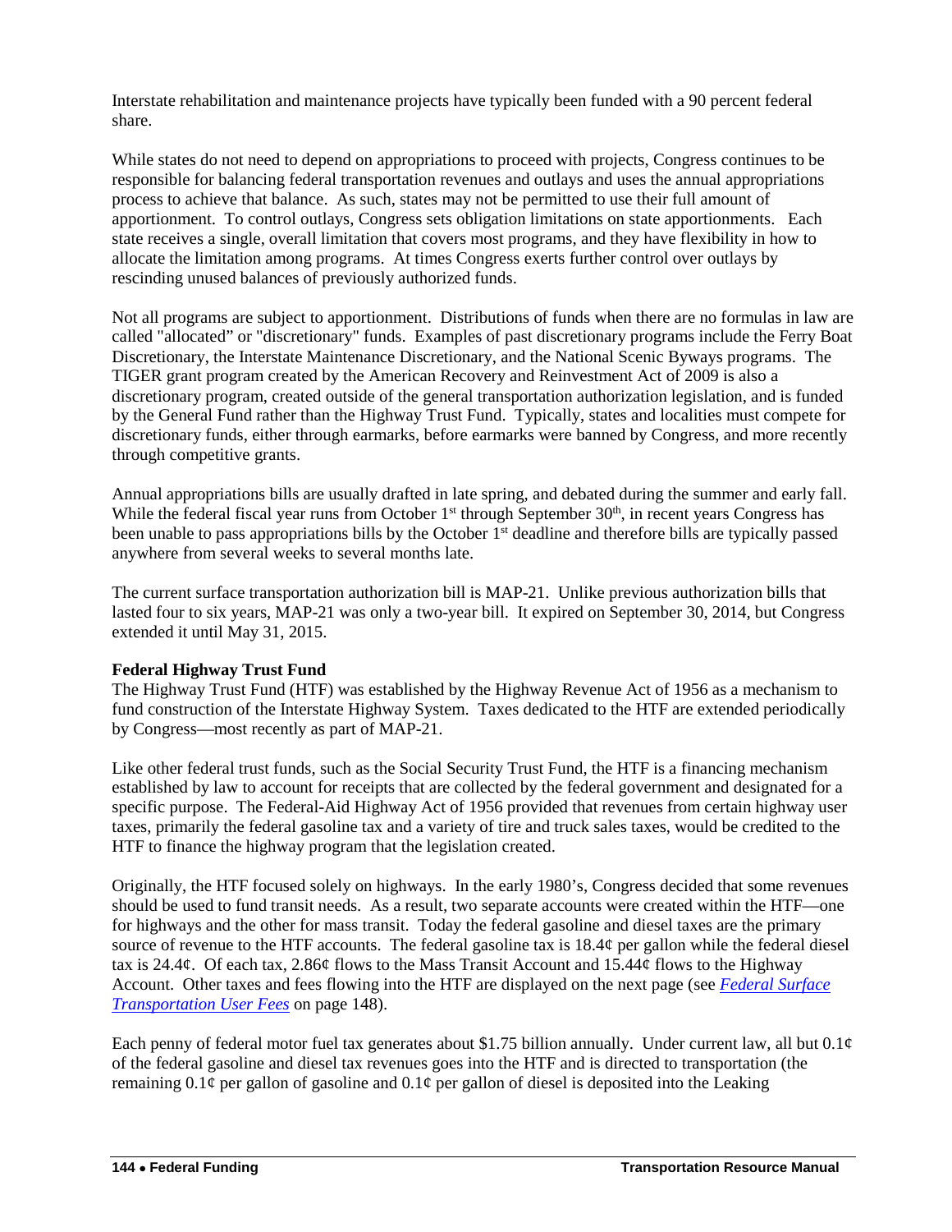Interstate rehabilitation and maintenance projects have typically been funded with a 90 percent federal share.

While states do not need to depend on appropriations to proceed with projects, Congress continues to be responsible for balancing federal transportation revenues and outlays and uses the annual appropriations process to achieve that balance. As such, states may not be permitted to use their full amount of apportionment. To control outlays, Congress sets obligation limitations on state apportionments. Each state receives a single, overall limitation that covers most programs, and they have flexibility in how to allocate the limitation among programs. At times Congress exerts further control over outlays by rescinding unused balances of previously authorized funds.

Not all programs are subject to apportionment. Distributions of funds when there are no formulas in law are called "allocated" or "discretionary" funds. Examples of past discretionary programs include the Ferry Boat Discretionary, the Interstate Maintenance Discretionary, and the National Scenic Byways programs. The TIGER grant program created by the American Recovery and Reinvestment Act of 2009 is also a discretionary program, created outside of the general transportation authorization legislation, and is funded by the General Fund rather than the Highway Trust Fund. Typically, states and localities must compete for discretionary funds, either through earmarks, before earmarks were banned by Congress, and more recently through competitive grants.

Annual appropriations bills are usually drafted in late spring, and debated during the summer and early fall. While the federal fiscal year runs from October 1st through September 30th, in recent years Congress has been unable to pass appropriations bills by the October 1st deadline and therefore bills are typically passed anywhere from several weeks to several months late.

The current surface transportation authorization bill is MAP-21. Unlike previous authorization bills that lasted four to six years, MAP-21 was only a two-year bill. It expired on September 30, 2014, but Congress extended it until May 31, 2015.

**Federal Highway Trust Fund**

The Highway Trust Fund (HTF) was established by the Highway Revenue Act of 1956 as a mechanism to fund construction of the Interstate Highway System. Taxes dedicated to the HTF are extended periodically by Congress—most recently as part of MAP-21.

Like other federal trust funds, such as the Social Security Trust Fund, the HTF is a financing mechanism established by law to account for receipts that are collected by the federal government and designated for a specific purpose. The Federal-Aid Highway Act of 1956 provided that revenues from certain highway user taxes, primarily the federal gasoline tax and a variety of tire and truck sales taxes, would be credited to the HTF to finance the highway program that the legislation created.

Originally, the HTF focused solely on highways. In the early 1980's, Congress decided that some revenues should be used to fund transit needs. As a result, two separate accounts were created within the HTF—one for highways and the other for mass transit. Today the federal gasoline and diesel taxes are the primary source of revenue to the HTF accounts. The federal gasoline tax is 18.4¢ per gallon while the federal diesel tax is 24.4¢. Of each tax, 2.86¢ flows to the Mass Transit Account and 15.44¢ flows to the Highway Account. Other taxes and fees flowing into the HTF are displayed on the next page (see *Federal Surface Transportation User Fees* on page 148).

Each penny of federal motor fuel tax generates about $1.75 billion annually. Under current law, all but 0.1¢ of the federal gasoline and diesel tax revenues goes into the HTF and is directed to transportation (the remaining 0.1¢ per gallon of gasoline and 0.1¢ per gallon of diesel is deposited into the Leaking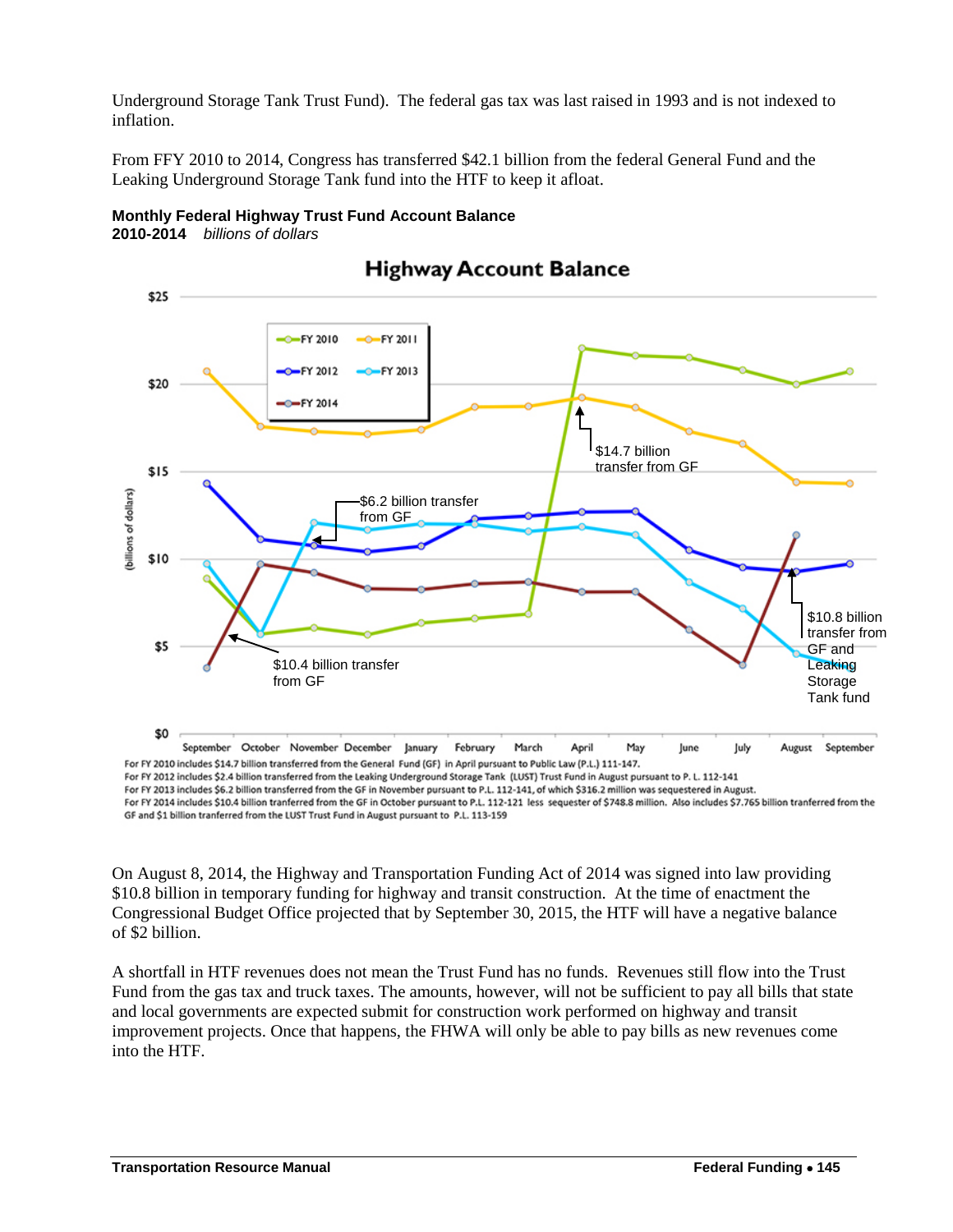Underground Storage Tank Trust Fund). The federal gas tax was last raised in 1993 and is not indexed to inflation.

From FFY 2010 to 2014, Congress has transferred $42.1 billion from the federal General Fund and the Leaking Underground Storage Tank fund into the HTF to keep it afloat.

**Monthly Federal Highway Trust Fund Account Balance**
**2010-2014** *billions of dollars*

For FY 2010 includes $14.7 billion transferred from the General Fund (GF) in April pursuant to Public Law (P.L.) 111-147.
For FY 2012 includes $2.4 billion transferred from the Leaking Underground Storage Tank (LUST) Trust Fund in August pursuant to P. L. 112-141
For FY 2013 includes $6.2 billion transferred from the GF in November pursuant to P.L. 112-141, of which $316.2 million was sequestered in August.
For FY 2014 includes $10.4 billion tranferred from the GF in October pursuant to P.L. 112-121 less sequester of $748.8 million. Also includes $7.765 billion tranferred from the GF and $1 billion tranferred from the LUST Trust Fund in August pursuant to P.L. 113-159

On August 8, 2014, the Highway and Transportation Funding Act of 2014 was signed into law providing $10.8 billion in temporary funding for highway and transit construction. At the time of enactment the Congressional Budget Office projected that by September 30, 2015, the HTF will have a negative balance of $2 billion.

A shortfall in HTF revenues does not mean the Trust Fund has no funds. Revenues still flow into the Trust Fund from the gas tax and truck taxes. The amounts, however, will not be sufficient to pay all bills that state and local governments are expected submit for construction work performed on highway and transit improvement projects. Once that happens, the FHWA will only be able to pay bills as new revenues come into the HTF.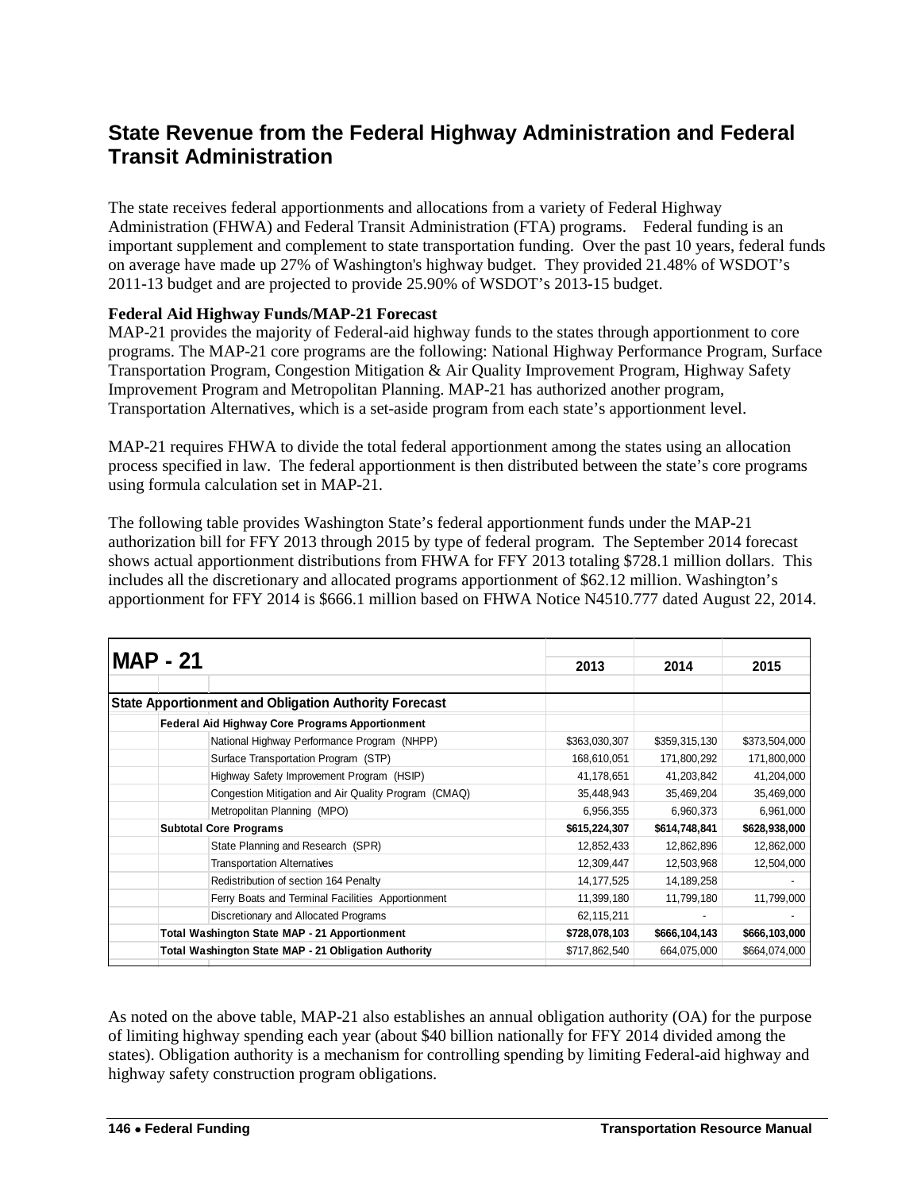## State Revenue from the Federal Highway Administration and Federal Transit Administration

The state receives federal apportionments and allocations from a variety of Federal Highway Administration (FHWA) and Federal Transit Administration (FTA) programs. Federal funding is an important supplement and complement to state transportation funding. Over the past 10 years, federal funds on average have made up 27% of Washington's highway budget. They provided 21.48% of WSDOT's 2011-13 budget and are projected to provide 25.90% of WSDOT's 2013-15 budget.

**Federal Aid Highway Funds/MAP-21 Forecast**

MAP-21 provides the majority of Federal-aid highway funds to the states through apportionment to core programs. The MAP-21 core programs are the following: National Highway Performance Program, Surface Transportation Program, Congestion Mitigation & Air Quality Improvement Program, Highway Safety Improvement Program and Metropolitan Planning. MAP-21 has authorized another program, Transportation Alternatives, which is a set-aside program from each state's apportionment level.

MAP-21 requires FHWA to divide the total federal apportionment among the states using an allocation process specified in law. The federal apportionment is then distributed between the state's core programs using formula calculation set in MAP-21.

The following table provides Washington State's federal apportionment funds under the MAP-21 authorization bill for FFY 2013 through 2015 by type of federal program. The September 2014 forecast shows actual apportionment distributions from FHWA for FFY 2013 totaling $728.1 million dollars. This includes all the discretionary and allocated programs apportionment of $62.12 million. Washington's apportionment for FFY 2014 is $666.1 million based on FHWA Notice N4510.777 dated August 22, 2014.

| MAP - 21 | 2013 | 2014 | 2015 |
|---|---|---|---|
| **State Apportionment and Obligation Authority Forecast** | | | |
| **Federal Aid Highway Core Programs Apportionment** | | | |
| National Highway Performance Program (NHPP) | $363,030,307 | $359,315,130 | $373,504,000 |
| Surface Transportation Program (STP) | 168,610,051 | 171,800,292 | 171,800,000 |
| Highway Safety Improvement Program (HSIP) | 41,178,651 | 41,203,842 | 41,204,000 |
| Congestion Mitigation and Air Quality Program (CMAQ) | 35,448,943 | 35,469,204 | 35,469,000 |
| Metropolitan Planning (MPO) | 6,956,355 | 6,960,373 | 6,961,000 |
| **Subtotal Core Programs** | **$615,224,307** | **$614,748,841** | **$628,938,000** |
| State Planning and Research (SPR) | 12,852,433 | 12,862,896 | 12,862,000 |
| Transportation Alternatives | 12,309,447 | 12,503,968 | 12,504,000 |
| Redistribution of section 164 Penalty | 14,177,525 | 14,189,258 | - |
| Ferry Boats and Terminal Facilities Apportionment | 11,399,180 | 11,799,180 | 11,799,000 |
| Discretionary and Allocated Programs | 62,115,211 | - | - |
| **Total Washington State MAP - 21 Apportionment** | **$728,078,103** | **$666,104,143** | **$666,103,000** |
| **Total Washington State MAP - 21 Obligation Authority** | $717,862,540 | 664,075,000 | $664,074,000 |

As noted on the above table, MAP-21 also establishes an annual obligation authority (OA) for the purpose of limiting highway spending each year (about $40 billion nationally for FFY 2014 divided among the states). Obligation authority is a mechanism for controlling spending by limiting Federal-aid highway and highway safety construction program obligations.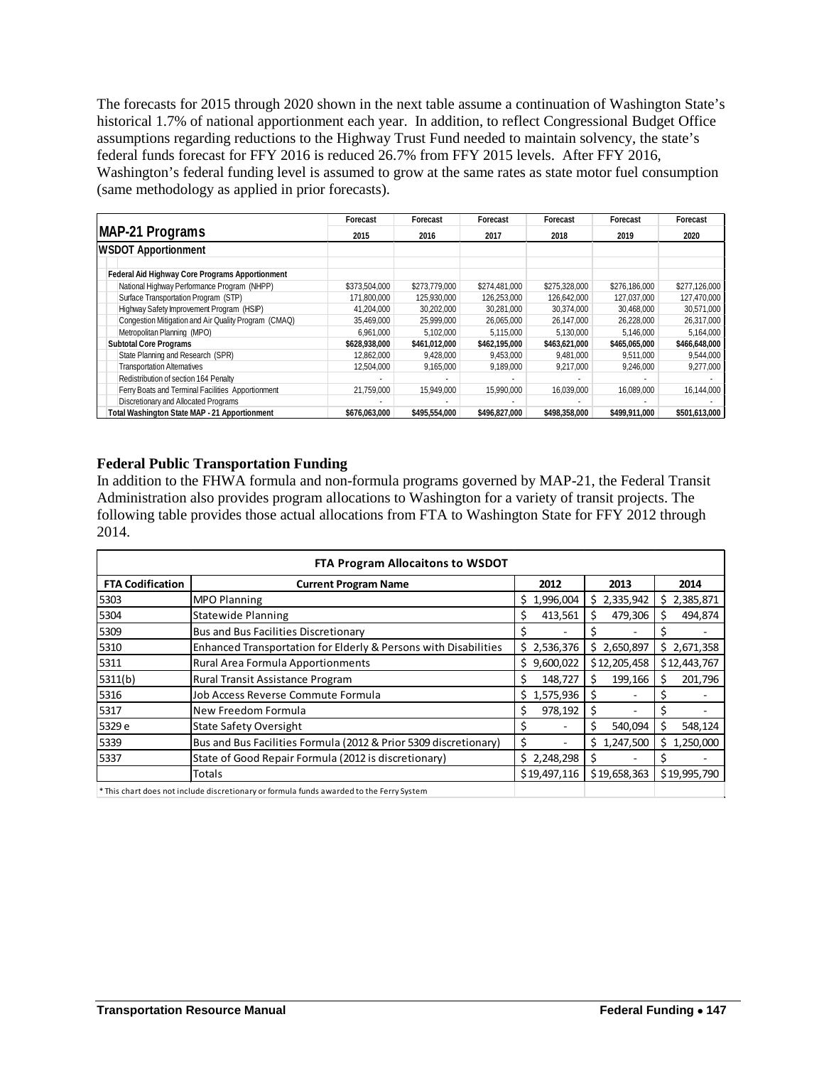The forecasts for 2015 through 2020 shown in the next table assume a continuation of Washington State's historical 1.7% of national apportionment each year. In addition, to reflect Congressional Budget Office assumptions regarding reductions to the Highway Trust Fund needed to maintain solvency, the state's federal funds forecast for FFY 2016 is reduced 26.7% from FFY 2015 levels. After FFY 2016, Washington's federal funding level is assumed to grow at the same rates as state motor fuel consumption (same methodology as applied in prior forecasts).

| MAP-21 Programs | Forecast 2015 | Forecast 2016 | Forecast 2017 | Forecast 2018 | Forecast 2019 | Forecast 2020 |
|---|---|---|---|---|---|---|
| **WSDOT Apportionment** | | | | | | |
| **Federal Aid Highway Core Programs Apportionment** | | | | | | |
| National Highway Performance Program (NHPP) | $373,504,000 | $273,779,000 | $274,481,000 | $275,328,000 | $276,186,000 | $277,126,000 |
| Surface Transportation Program (STP) | 171,800,000 | 125,930,000 | 126,253,000 | 126,642,000 | 127,037,000 | 127,470,000 |
| Highway Safety Improvement Program (HSIP) | 41,204,000 | 30,202,000 | 30,281,000 | 30,374,000 | 30,468,000 | 30,571,000 |
| Congestion Mitigation and Air Quality Program (CMAQ) | 35,469,000 | 25,999,000 | 26,065,000 | 26,147,000 | 26,228,000 | 26,317,000 |
| Metropolitan Planning (MPO) | 6,961,000 | 5,102,000 | 5,115,000 | 5,130,000 | 5,146,000 | 5,164,000 |
| **Subtotal Core Programs** | **$628,938,000** | **$461,012,000** | **$462,195,000** | **$463,621,000** | **$465,065,000** | **$466,648,000** |
| State Planning and Research (SPR) | 12,862,000 | 9,428,000 | 9,453,000 | 9,481,000 | 9,511,000 | 9,544,000 |
| Transportation Alternatives | 12,504,000 | 9,165,000 | 9,189,000 | 9,217,000 | 9,246,000 | 9,277,000 |
| Redistribution of section 164 Penalty | - | - | - | - | - | - |
| Ferry Boats and Terminal Facilities Apportionment | 21,759,000 | 15,949,000 | 15,990,000 | 16,039,000 | 16,089,000 | 16,144,000 |
| Discretionary and Allocated Programs | - | - | - | - | - | - |
| **Total Washington State MAP - 21 Apportionment** | **$676,063,000** | **$495,554,000** | **$496,827,000** | **$498,358,000** | **$499,911,000** | **$501,613,000** |

### Federal Public Transportation Funding

In addition to the FHWA formula and non-formula programs governed by MAP-21, the Federal Transit Administration also provides program allocations to Washington for a variety of transit projects. The following table provides those actual allocations from FTA to Washington State for FFY 2012 through 2014.

| **FTA Program Allocaitons to WSDOT** | | | | |
|---|---|---|---|---|
| **FTA Codification** | **Current Program Name** | **2012** | **2013** | **2014** |
| 5303 | MPO Planning | $ 1,996,004 | $ 2,335,942 | $ 2,385,871 |
| 5304 | Statewide Planning | $ 413,561 | $ 479,306 | $ 494,874 |
| 5309 | Bus and Bus Facilities Discretionary | $ - | $ - | $ - |
| 5310 | Enhanced Transportation for Elderly & Persons with Disabilities | $ 2,536,376 | $ 2,650,897 | $ 2,671,358 |
| 5311 | Rural Area Formula Apportionments | $ 9,600,022 | $12,205,458 | $12,443,767 |
| 5311(b) | Rural Transit Assistance Program | $ 148,727 | $ 199,166 | $ 201,796 |
| 5316 | Job Access Reverse Commute Formula | $ 1,575,936 | $ - | $ - |
| 5317 | New Freedom Formula | $ 978,192 | $ - | $ - |
| 5329 e | State Safety Oversight | $ - | $ 540,094 | $ 548,124 |
| 5339 | Bus and Bus Facilities Formula (2012 & Prior 5309 discretionary) | $ - | $ 1,247,500 | $ 1,250,000 |
| 5337 | State of Good Repair Formula (2012 is discretionary) | $ 2,248,298 | $ - | $ - |
| | Totals | $19,497,116 | $19,658,363 | $19,995,790 |

* This chart does not include discretionary or formula funds awarded to the Ferry System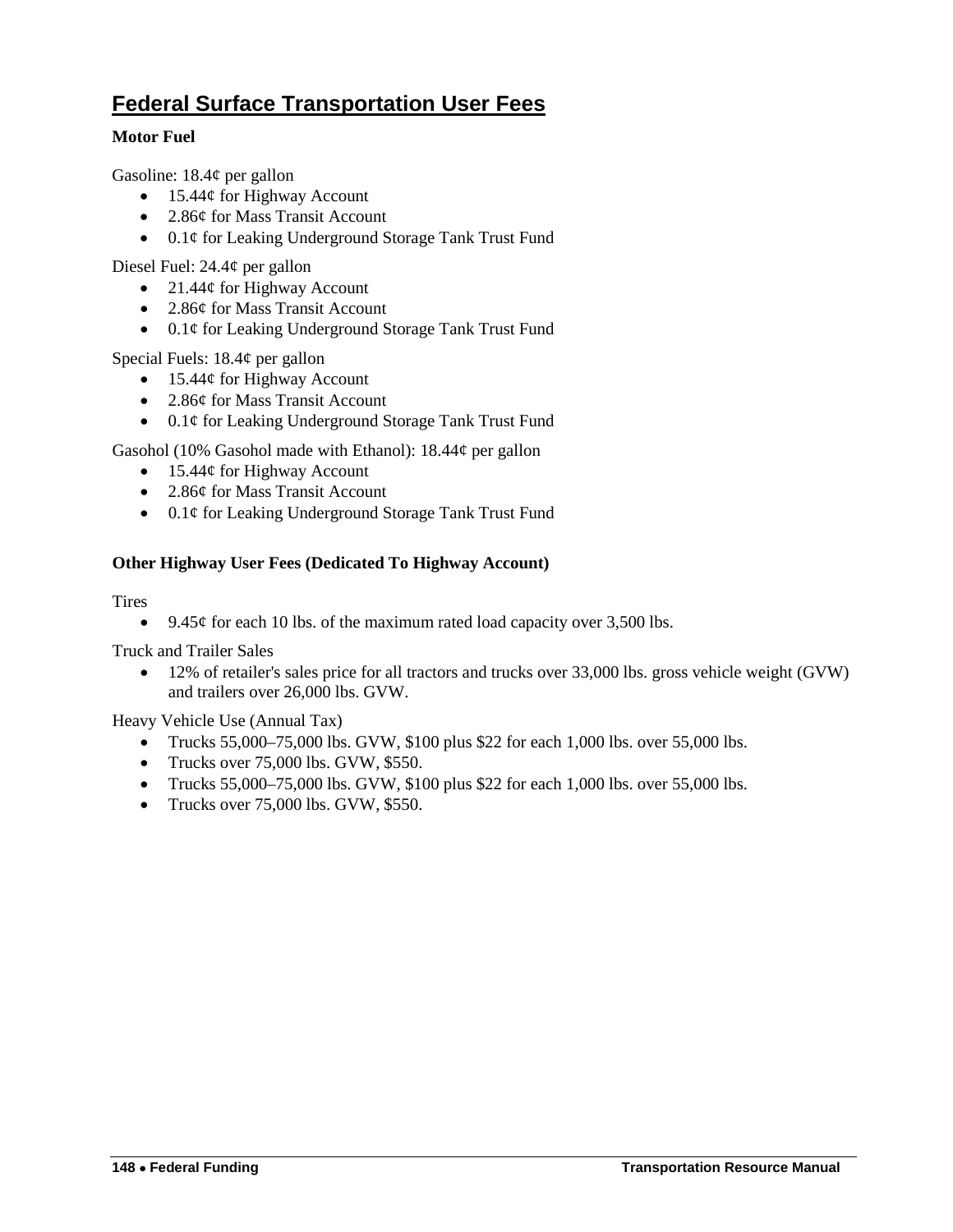## Federal Surface Transportation User Fees

**Motor Fuel**

Gasoline: 18.4¢ per gallon

- 15.44¢ for Highway Account
- 2.86¢ for Mass Transit Account
- 0.1¢ for Leaking Underground Storage Tank Trust Fund

Diesel Fuel: 24.4¢ per gallon

- 21.44¢ for Highway Account
- 2.86¢ for Mass Transit Account
- 0.1¢ for Leaking Underground Storage Tank Trust Fund

Special Fuels: 18.4¢ per gallon

- 15.44¢ for Highway Account
- 2.86¢ for Mass Transit Account
- 0.1¢ for Leaking Underground Storage Tank Trust Fund

Gasohol (10% Gasohol made with Ethanol): 18.44¢ per gallon

- 15.44¢ for Highway Account
- 2.86¢ for Mass Transit Account
- 0.1¢ for Leaking Underground Storage Tank Trust Fund

**Other Highway User Fees (Dedicated To Highway Account)**

Tires

- 9.45¢ for each 10 lbs. of the maximum rated load capacity over 3,500 lbs.

Truck and Trailer Sales

- 12% of retailer's sales price for all tractors and trucks over 33,000 lbs. gross vehicle weight (GVW) and trailers over 26,000 lbs. GVW.

Heavy Vehicle Use (Annual Tax)

- Trucks 55,000–75,000 lbs. GVW, $100 plus $22 for each 1,000 lbs. over 55,000 lbs.
- Trucks over 75,000 lbs. GVW, $550.
- Trucks 55,000–75,000 lbs. GVW, $100 plus $22 for each 1,000 lbs. over 55,000 lbs.
- Trucks over 75,000 lbs. GVW, $550.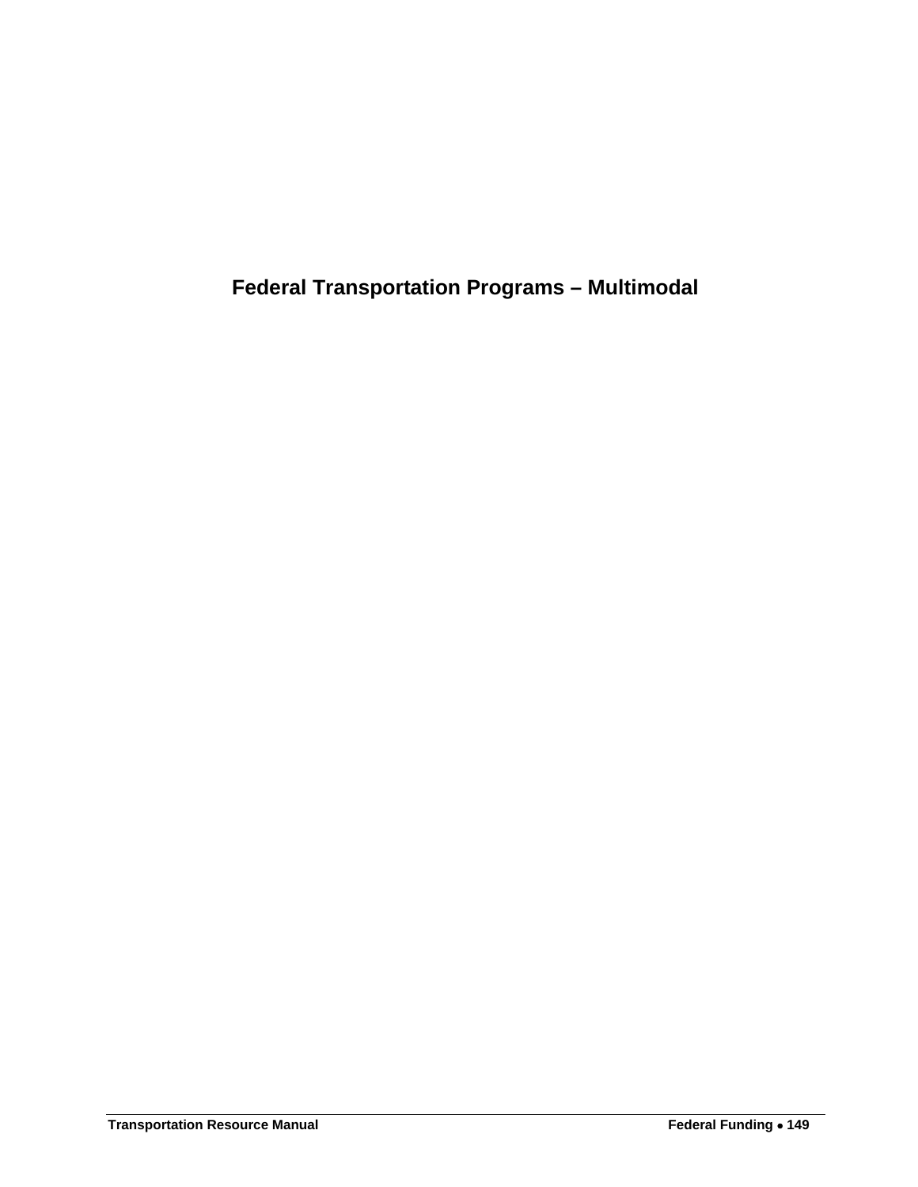# Federal Transportation Programs – Multimodal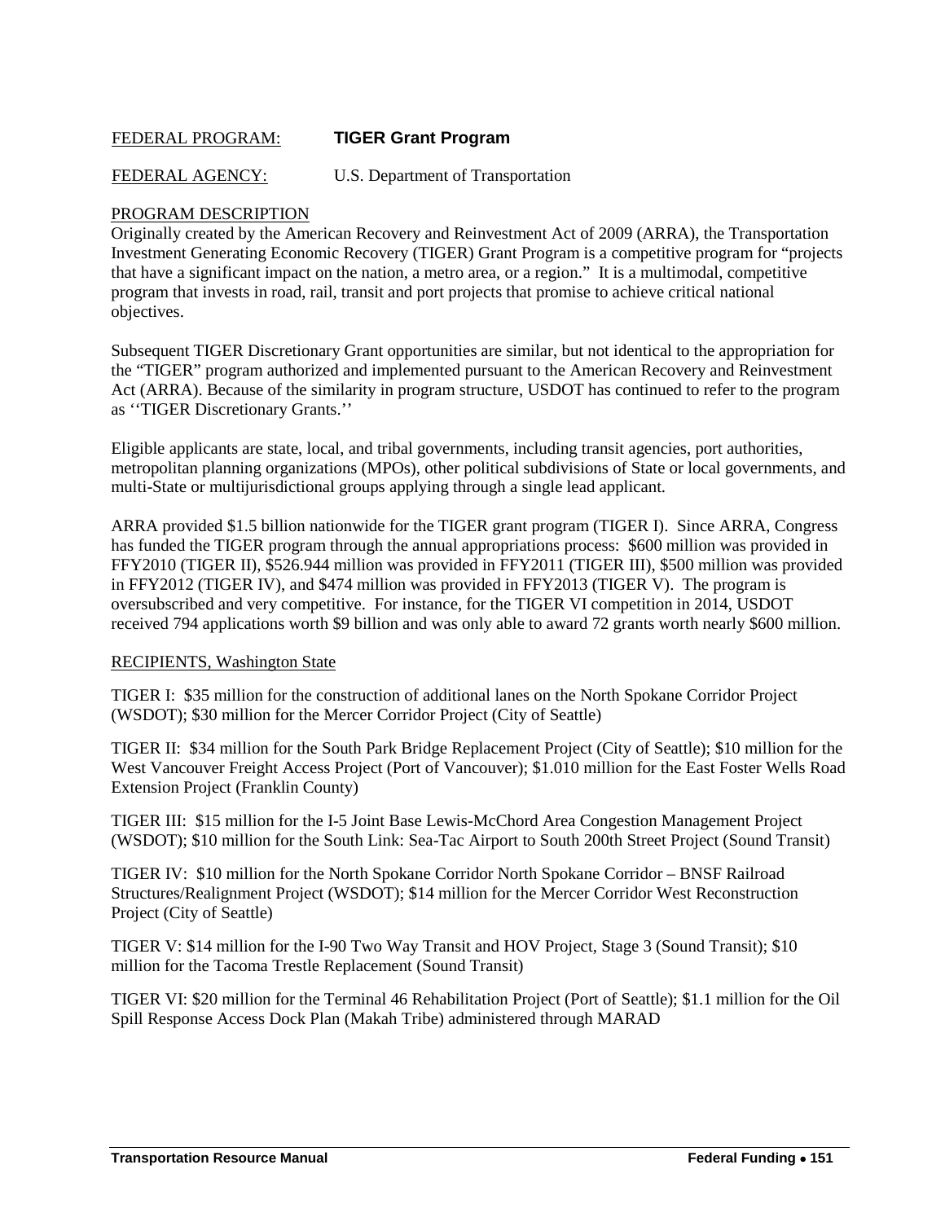FEDERAL PROGRAM: **TIGER Grant Program**

FEDERAL AGENCY: U.S. Department of Transportation

PROGRAM DESCRIPTION

Originally created by the American Recovery and Reinvestment Act of 2009 (ARRA), the Transportation Investment Generating Economic Recovery (TIGER) Grant Program is a competitive program for "projects that have a significant impact on the nation, a metro area, or a region." It is a multimodal, competitive program that invests in road, rail, transit and port projects that promise to achieve critical national objectives.

Subsequent TIGER Discretionary Grant opportunities are similar, but not identical to the appropriation for the "TIGER" program authorized and implemented pursuant to the American Recovery and Reinvestment Act (ARRA). Because of the similarity in program structure, USDOT has continued to refer to the program as ''TIGER Discretionary Grants.''

Eligible applicants are state, local, and tribal governments, including transit agencies, port authorities, metropolitan planning organizations (MPOs), other political subdivisions of State or local governments, and multi-State or multijurisdictional groups applying through a single lead applicant.

ARRA provided $1.5 billion nationwide for the TIGER grant program (TIGER I). Since ARRA, Congress has funded the TIGER program through the annual appropriations process: $600 million was provided in FFY2010 (TIGER II), $526.944 million was provided in FFY2011 (TIGER III), $500 million was provided in FFY2012 (TIGER IV), and $474 million was provided in FFY2013 (TIGER V). The program is oversubscribed and very competitive. For instance, for the TIGER VI competition in 2014, USDOT received 794 applications worth $9 billion and was only able to award 72 grants worth nearly $600 million.

RECIPIENTS, Washington State

TIGER I: $35 million for the construction of additional lanes on the North Spokane Corridor Project (WSDOT); $30 million for the Mercer Corridor Project (City of Seattle)

TIGER II: $34 million for the South Park Bridge Replacement Project (City of Seattle); $10 million for the West Vancouver Freight Access Project (Port of Vancouver); $1.010 million for the East Foster Wells Road Extension Project (Franklin County)

TIGER III: $15 million for the I-5 Joint Base Lewis-McChord Area Congestion Management Project (WSDOT); $10 million for the South Link: Sea-Tac Airport to South 200th Street Project (Sound Transit)

TIGER IV: $10 million for the North Spokane Corridor North Spokane Corridor – BNSF Railroad Structures/Realignment Project (WSDOT); $14 million for the Mercer Corridor West Reconstruction Project (City of Seattle)

TIGER V: $14 million for the I-90 Two Way Transit and HOV Project, Stage 3 (Sound Transit); $10 million for the Tacoma Trestle Replacement (Sound Transit)

TIGER VI: $20 million for the Terminal 46 Rehabilitation Project (Port of Seattle); $1.1 million for the Oil Spill Response Access Dock Plan (Makah Tribe) administered through MARAD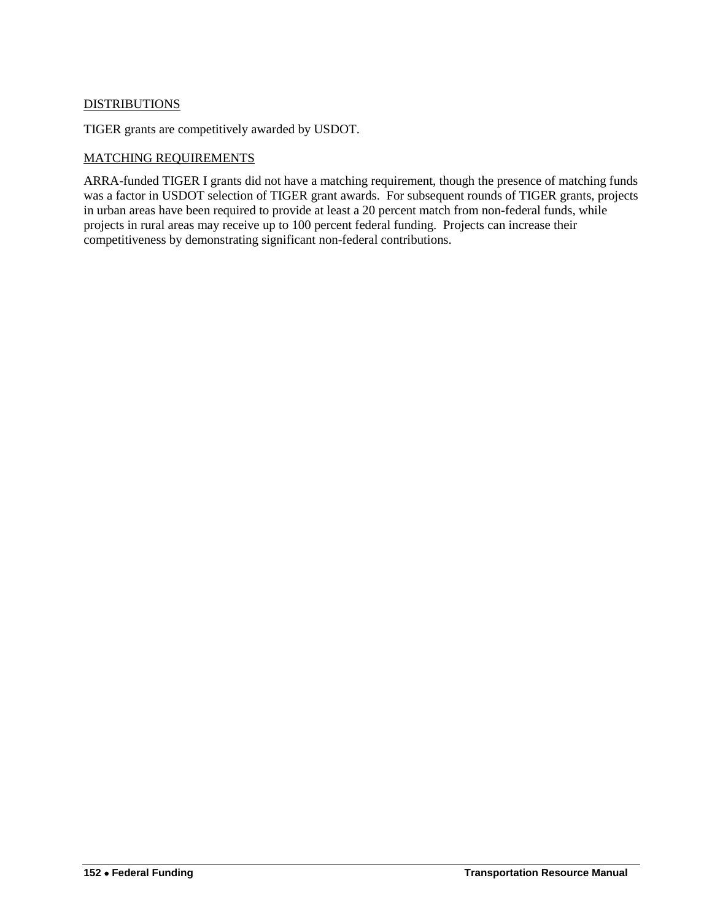DISTRIBUTIONS

TIGER grants are competitively awarded by USDOT.

MATCHING REQUIREMENTS

ARRA-funded TIGER I grants did not have a matching requirement, though the presence of matching funds was a factor in USDOT selection of TIGER grant awards. For subsequent rounds of TIGER grants, projects in urban areas have been required to provide at least a 20 percent match from non-federal funds, while projects in rural areas may receive up to 100 percent federal funding. Projects can increase their competitiveness by demonstrating significant non-federal contributions.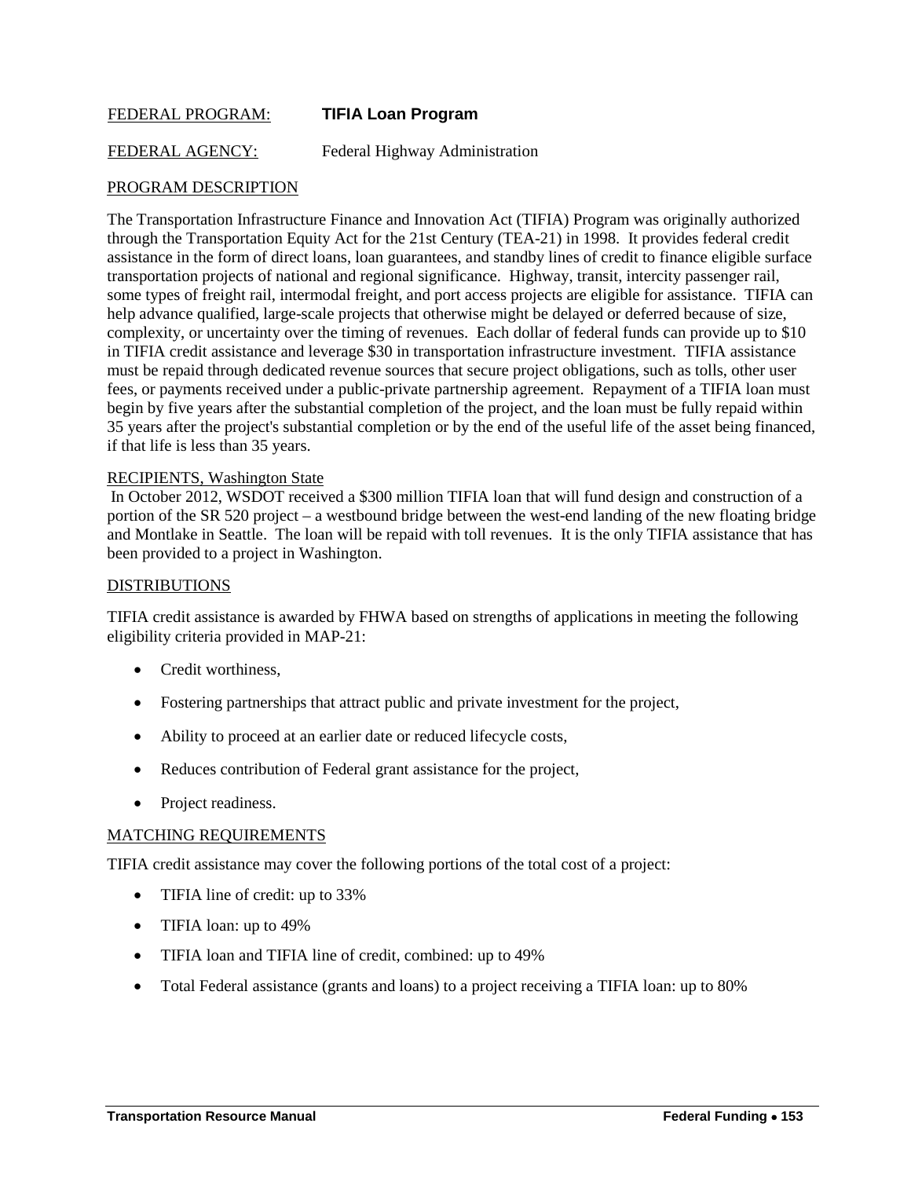FEDERAL PROGRAM: **TIFIA Loan Program**

FEDERAL AGENCY: Federal Highway Administration

## PROGRAM DESCRIPTION

The Transportation Infrastructure Finance and Innovation Act (TIFIA) Program was originally authorized through the Transportation Equity Act for the 21st Century (TEA-21) in 1998. It provides federal credit assistance in the form of direct loans, loan guarantees, and standby lines of credit to finance eligible surface transportation projects of national and regional significance. Highway, transit, intercity passenger rail, some types of freight rail, intermodal freight, and port access projects are eligible for assistance. TIFIA can help advance qualified, large-scale projects that otherwise might be delayed or deferred because of size, complexity, or uncertainty over the timing of revenues. Each dollar of federal funds can provide up to $10 in TIFIA credit assistance and leverage $30 in transportation infrastructure investment. TIFIA assistance must be repaid through dedicated revenue sources that secure project obligations, such as tolls, other user fees, or payments received under a public-private partnership agreement. Repayment of a TIFIA loan must begin by five years after the substantial completion of the project, and the loan must be fully repaid within 35 years after the project's substantial completion or by the end of the useful life of the asset being financed, if that life is less than 35 years.

## RECIPIENTS, Washington State

In October 2012, WSDOT received a $300 million TIFIA loan that will fund design and construction of a portion of the SR 520 project – a westbound bridge between the west-end landing of the new floating bridge and Montlake in Seattle. The loan will be repaid with toll revenues. It is the only TIFIA assistance that has been provided to a project in Washington.

## DISTRIBUTIONS

TIFIA credit assistance is awarded by FHWA based on strengths of applications in meeting the following eligibility criteria provided in MAP-21:

- Credit worthiness,
- Fostering partnerships that attract public and private investment for the project,
- Ability to proceed at an earlier date or reduced lifecycle costs,
- Reduces contribution of Federal grant assistance for the project,
- Project readiness.

## MATCHING REQUIREMENTS

TIFIA credit assistance may cover the following portions of the total cost of a project:

- TIFIA line of credit: up to 33%
- TIFIA loan: up to 49%
- TIFIA loan and TIFIA line of credit, combined: up to 49%
- Total Federal assistance (grants and loans) to a project receiving a TIFIA loan: up to 80%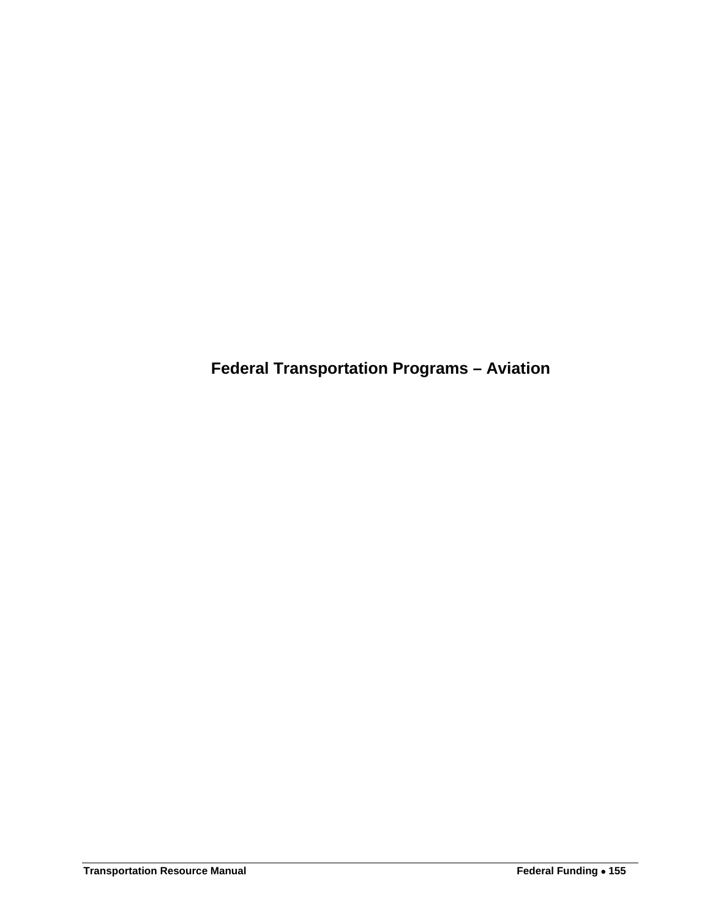# Federal Transportation Programs – Aviation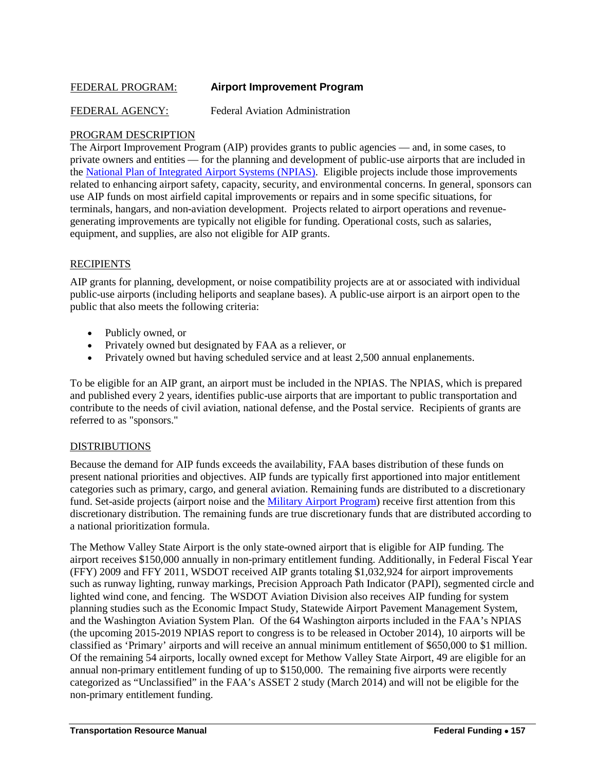FEDERAL PROGRAM: **Airport Improvement Program**

FEDERAL AGENCY: Federal Aviation Administration

PROGRAM DESCRIPTION

The Airport Improvement Program (AIP) provides grants to public agencies — and, in some cases, to private owners and entities — for the planning and development of public-use airports that are included in the [National Plan of Integrated Airport Systems (NPIAS)](). Eligible projects include those improvements related to enhancing airport safety, capacity, security, and environmental concerns. In general, sponsors can use AIP funds on most airfield capital improvements or repairs and in some specific situations, for terminals, hangars, and non-aviation development. Projects related to airport operations and revenue-generating improvements are typically not eligible for funding. Operational costs, such as salaries, equipment, and supplies, are also not eligible for AIP grants.

RECIPIENTS

AIP grants for planning, development, or noise compatibility projects are at or associated with individual public-use airports (including heliports and seaplane bases). A public-use airport is an airport open to the public that also meets the following criteria:

- Publicly owned, or
- Privately owned but designated by FAA as a reliever, or
- Privately owned but having scheduled service and at least 2,500 annual enplanements.

To be eligible for an AIP grant, an airport must be included in the NPIAS. The NPIAS, which is prepared and published every 2 years, identifies public-use airports that are important to public transportation and contribute to the needs of civil aviation, national defense, and the Postal service. Recipients of grants are referred to as "sponsors."

DISTRIBUTIONS

Because the demand for AIP funds exceeds the availability, FAA bases distribution of these funds on present national priorities and objectives. AIP funds are typically first apportioned into major entitlement categories such as primary, cargo, and general aviation. Remaining funds are distributed to a discretionary fund. Set-aside projects (airport noise and the [Military Airport Program]()) receive first attention from this discretionary distribution. The remaining funds are true discretionary funds that are distributed according to a national prioritization formula.

The Methow Valley State Airport is the only state-owned airport that is eligible for AIP funding. The airport receives $150,000 annually in non-primary entitlement funding. Additionally, in Federal Fiscal Year (FFY) 2009 and FFY 2011, WSDOT received AIP grants totaling $1,032,924 for airport improvements such as runway lighting, runway markings, Precision Approach Path Indicator (PAPI), segmented circle and lighted wind cone, and fencing. The WSDOT Aviation Division also receives AIP funding for system planning studies such as the Economic Impact Study, Statewide Airport Pavement Management System, and the Washington Aviation System Plan. Of the 64 Washington airports included in the FAA's NPIAS (the upcoming 2015-2019 NPIAS report to congress is to be released in October 2014), 10 airports will be classified as 'Primary' airports and will receive an annual minimum entitlement of $650,000 to $1 million. Of the remaining 54 airports, locally owned except for Methow Valley State Airport, 49 are eligible for an annual non-primary entitlement funding of up to $150,000. The remaining five airports were recently categorized as "Unclassified" in the FAA's ASSET 2 study (March 2014) and will not be eligible for the non-primary entitlement funding.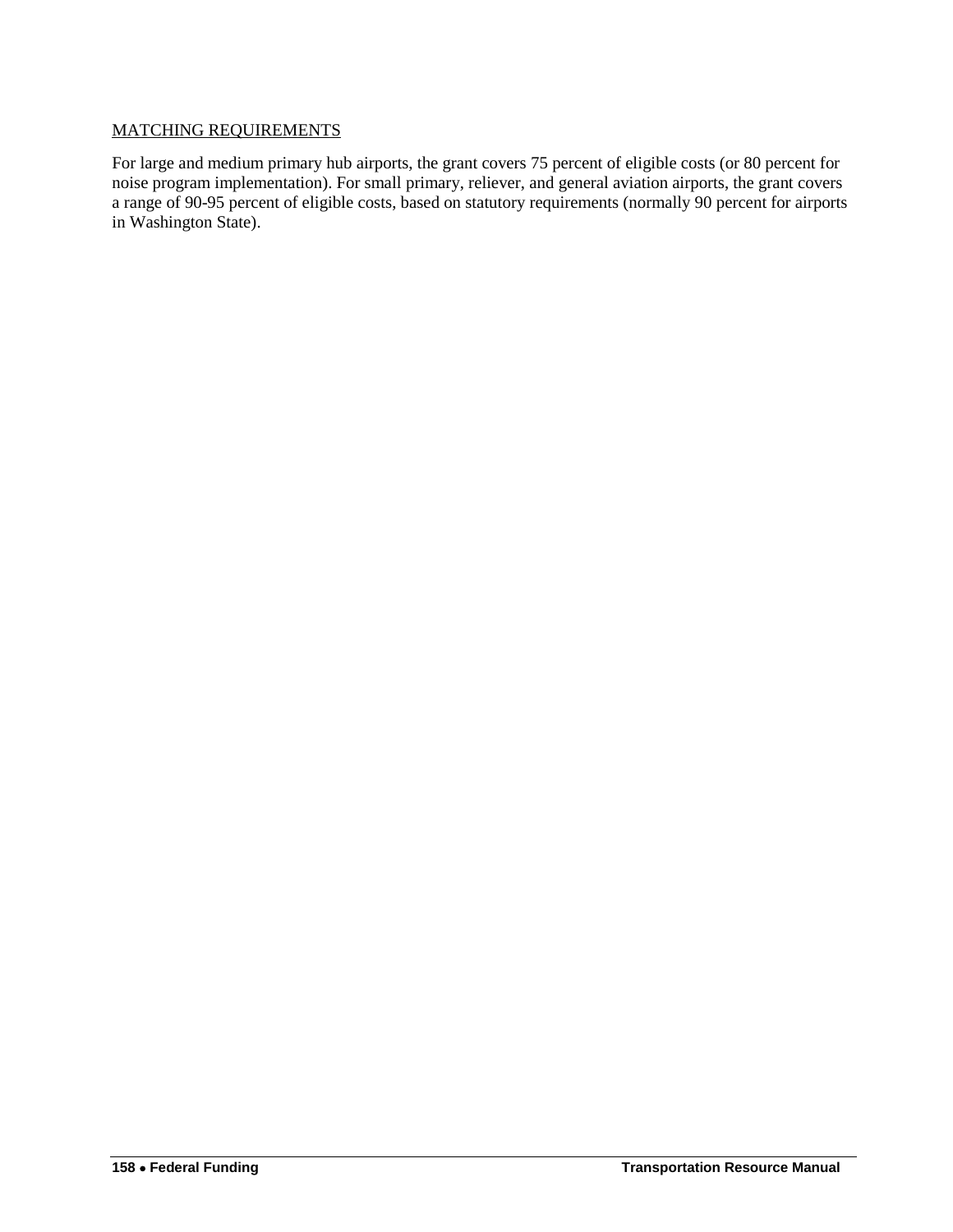MATCHING REQUIREMENTS

For large and medium primary hub airports, the grant covers 75 percent of eligible costs (or 80 percent for noise program implementation). For small primary, reliever, and general aviation airports, the grant covers a range of 90-95 percent of eligible costs, based on statutory requirements (normally 90 percent for airports in Washington State).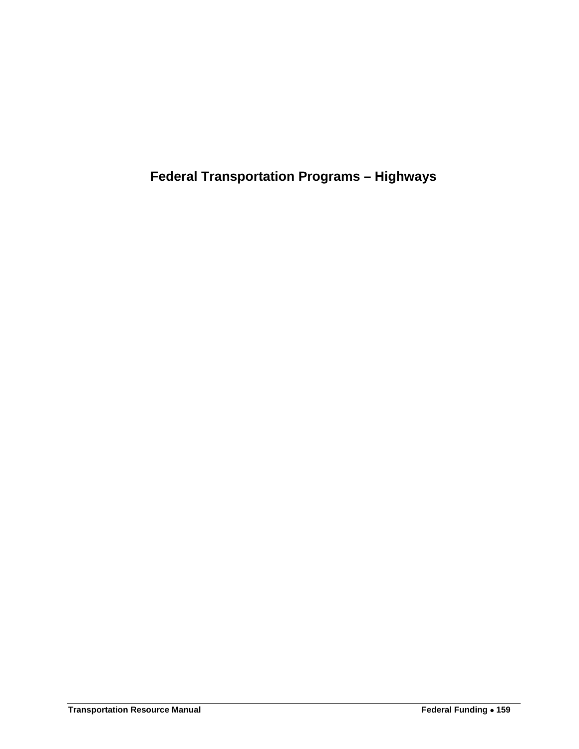# Federal Transportation Programs – Highways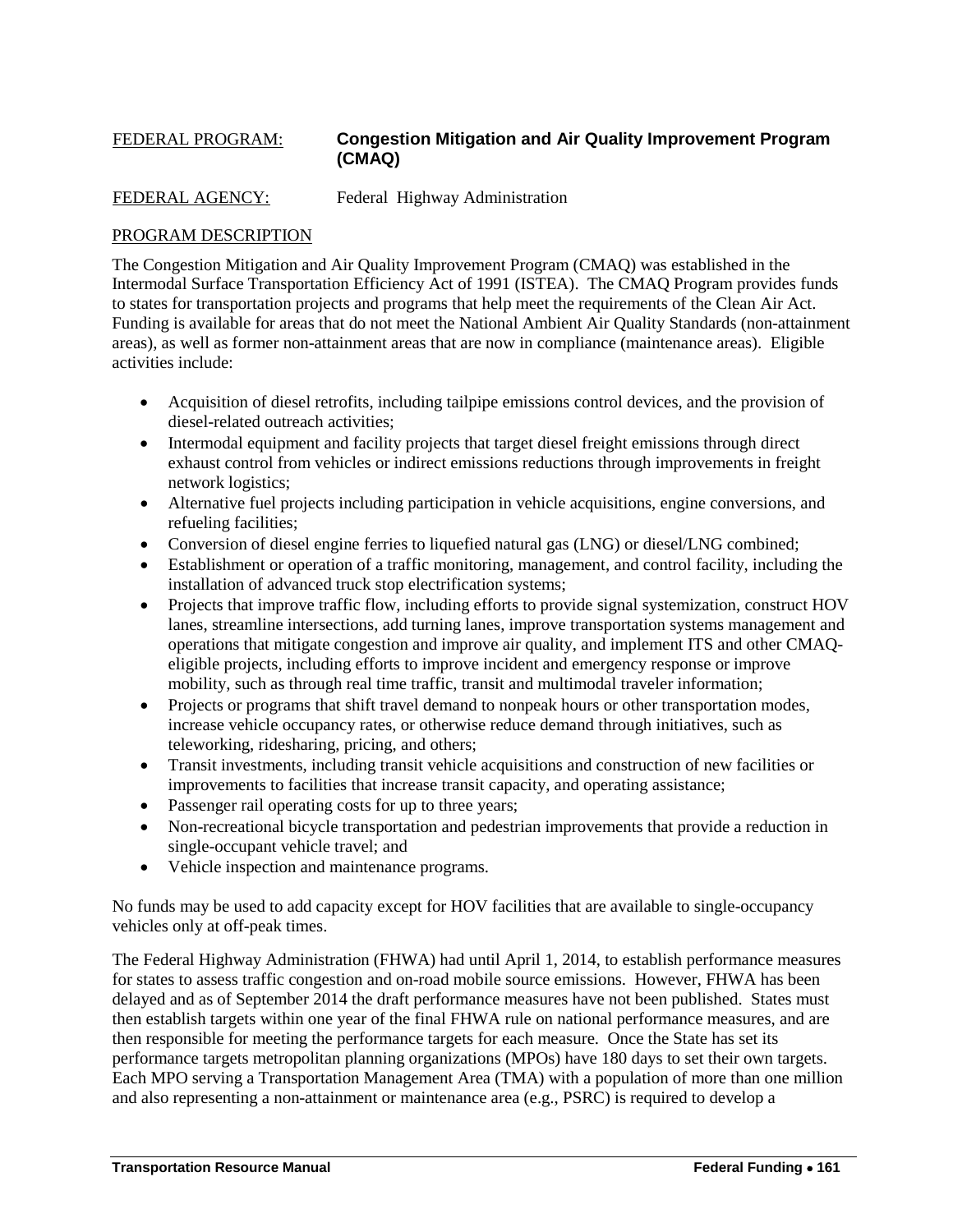FEDERAL PROGRAM: **Congestion Mitigation and Air Quality Improvement Program (CMAQ)**

FEDERAL AGENCY: Federal Highway Administration

PROGRAM DESCRIPTION

The Congestion Mitigation and Air Quality Improvement Program (CMAQ) was established in the Intermodal Surface Transportation Efficiency Act of 1991 (ISTEA). The CMAQ Program provides funds to states for transportation projects and programs that help meet the requirements of the Clean Air Act. Funding is available for areas that do not meet the National Ambient Air Quality Standards (non-attainment areas), as well as former non-attainment areas that are now in compliance (maintenance areas). Eligible activities include:

- Acquisition of diesel retrofits, including tailpipe emissions control devices, and the provision of diesel-related outreach activities;
- Intermodal equipment and facility projects that target diesel freight emissions through direct exhaust control from vehicles or indirect emissions reductions through improvements in freight network logistics;
- Alternative fuel projects including participation in vehicle acquisitions, engine conversions, and refueling facilities;
- Conversion of diesel engine ferries to liquefied natural gas (LNG) or diesel/LNG combined;
- Establishment or operation of a traffic monitoring, management, and control facility, including the installation of advanced truck stop electrification systems;
- Projects that improve traffic flow, including efforts to provide signal systemization, construct HOV lanes, streamline intersections, add turning lanes, improve transportation systems management and operations that mitigate congestion and improve air quality, and implement ITS and other CMAQ-eligible projects, including efforts to improve incident and emergency response or improve mobility, such as through real time traffic, transit and multimodal traveler information;
- Projects or programs that shift travel demand to nonpeak hours or other transportation modes, increase vehicle occupancy rates, or otherwise reduce demand through initiatives, such as teleworking, ridesharing, pricing, and others;
- Transit investments, including transit vehicle acquisitions and construction of new facilities or improvements to facilities that increase transit capacity, and operating assistance;
- Passenger rail operating costs for up to three years;
- Non-recreational bicycle transportation and pedestrian improvements that provide a reduction in single-occupant vehicle travel; and
- Vehicle inspection and maintenance programs.

No funds may be used to add capacity except for HOV facilities that are available to single-occupancy vehicles only at off-peak times.

The Federal Highway Administration (FHWA) had until April 1, 2014, to establish performance measures for states to assess traffic congestion and on-road mobile source emissions. However, FHWA has been delayed and as of September 2014 the draft performance measures have not been published. States must then establish targets within one year of the final FHWA rule on national performance measures, and are then responsible for meeting the performance targets for each measure. Once the State has set its performance targets metropolitan planning organizations (MPOs) have 180 days to set their own targets. Each MPO serving a Transportation Management Area (TMA) with a population of more than one million and also representing a non-attainment or maintenance area (e.g., PSRC) is required to develop a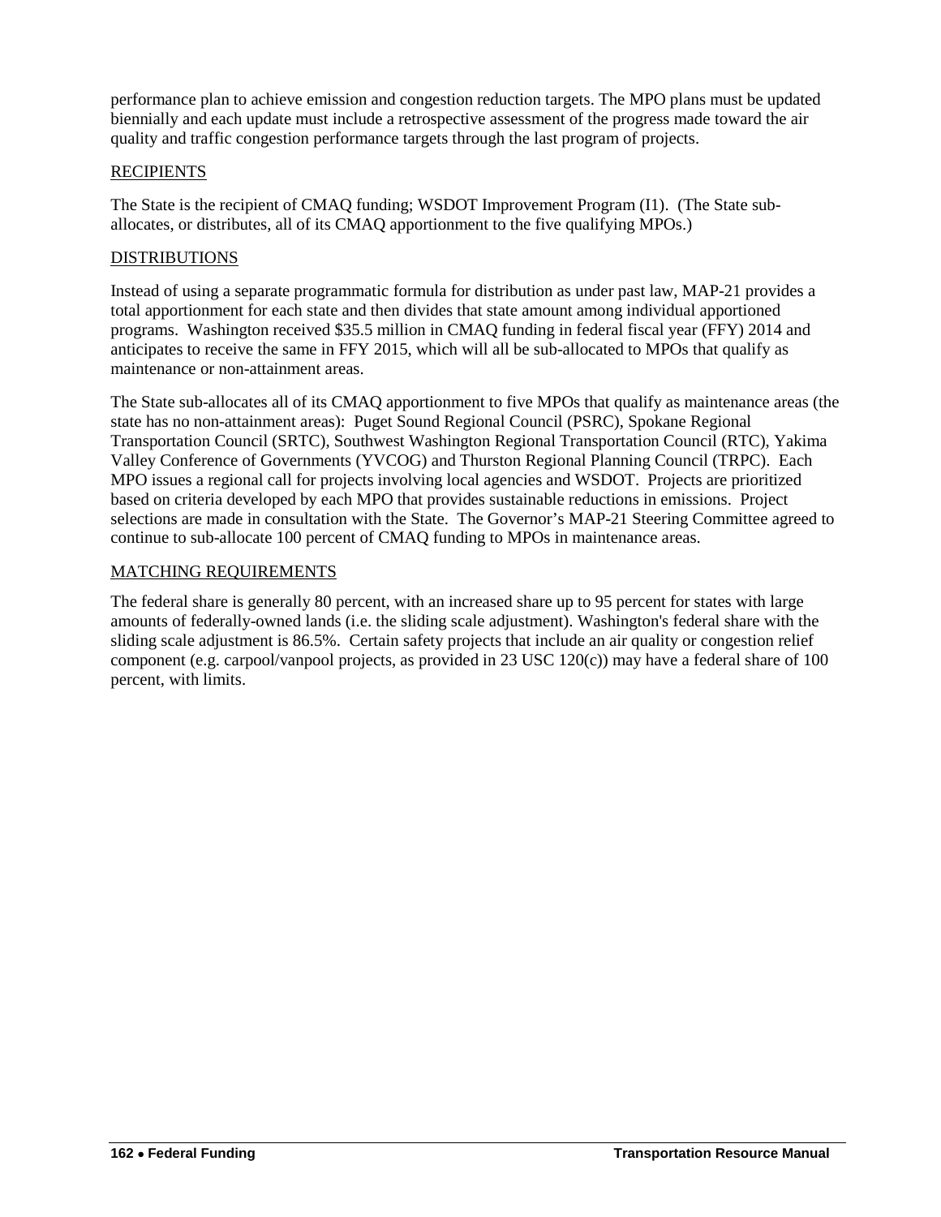performance plan to achieve emission and congestion reduction targets. The MPO plans must be updated biennially and each update must include a retrospective assessment of the progress made toward the air quality and traffic congestion performance targets through the last program of projects.

RECIPIENTS

The State is the recipient of CMAQ funding; WSDOT Improvement Program (I1). (The State sub-allocates, or distributes, all of its CMAQ apportionment to the five qualifying MPOs.)

DISTRIBUTIONS

Instead of using a separate programmatic formula for distribution as under past law, MAP-21 provides a total apportionment for each state and then divides that state amount among individual apportioned programs. Washington received $35.5 million in CMAQ funding in federal fiscal year (FFY) 2014 and anticipates to receive the same in FFY 2015, which will all be sub-allocated to MPOs that qualify as maintenance or non-attainment areas.

The State sub-allocates all of its CMAQ apportionment to five MPOs that qualify as maintenance areas (the state has no non-attainment areas): Puget Sound Regional Council (PSRC), Spokane Regional Transportation Council (SRTC), Southwest Washington Regional Transportation Council (RTC), Yakima Valley Conference of Governments (YVCOG) and Thurston Regional Planning Council (TRPC). Each MPO issues a regional call for projects involving local agencies and WSDOT. Projects are prioritized based on criteria developed by each MPO that provides sustainable reductions in emissions. Project selections are made in consultation with the State. The Governor's MAP-21 Steering Committee agreed to continue to sub-allocate 100 percent of CMAQ funding to MPOs in maintenance areas.

MATCHING REQUIREMENTS

The federal share is generally 80 percent, with an increased share up to 95 percent for states with large amounts of federally-owned lands (i.e. the sliding scale adjustment). Washington's federal share with the sliding scale adjustment is 86.5%. Certain safety projects that include an air quality or congestion relief component (e.g. carpool/vanpool projects, as provided in 23 USC 120(c)) may have a federal share of 100 percent, with limits.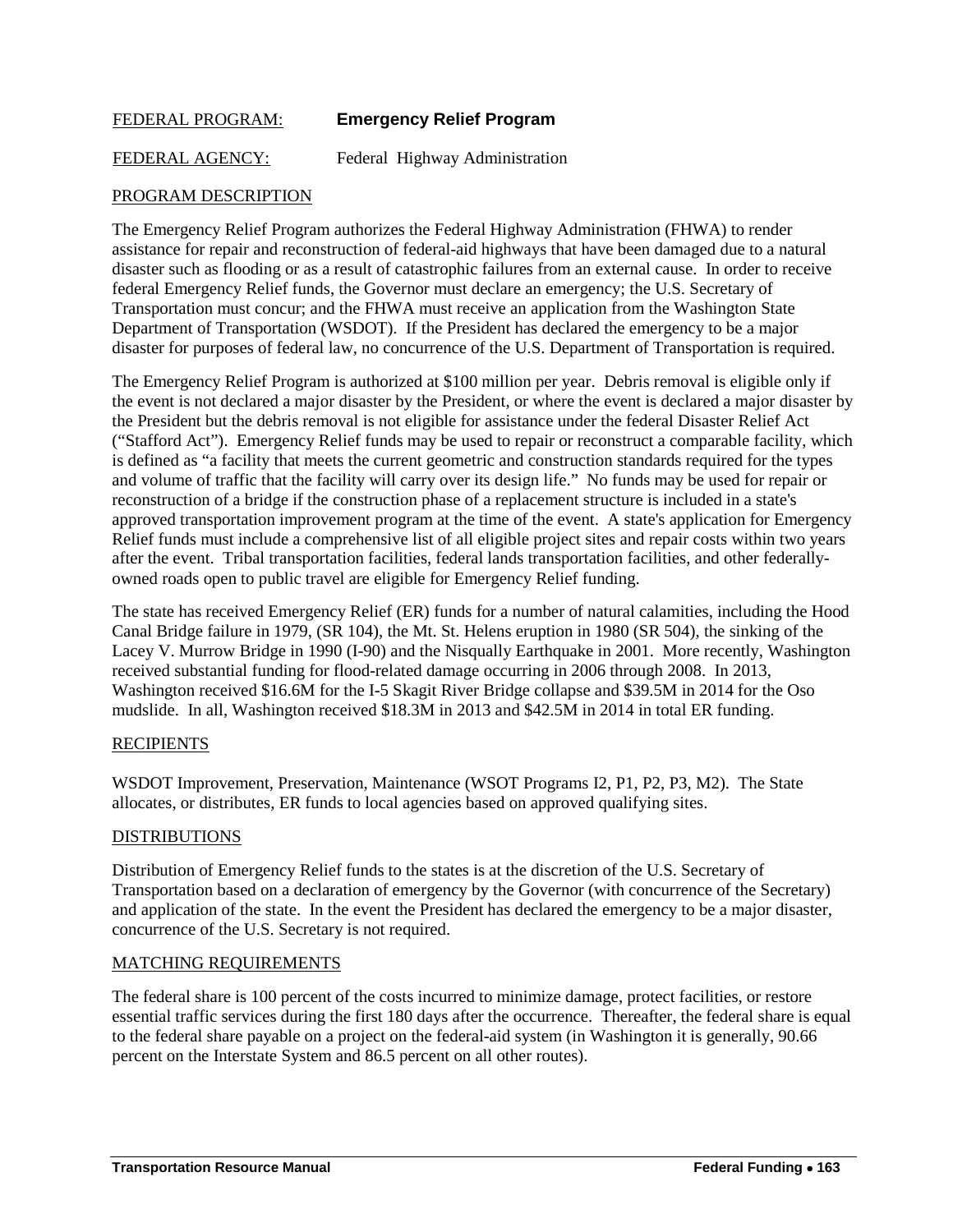FEDERAL PROGRAM: **Emergency Relief Program**

FEDERAL AGENCY: Federal Highway Administration

PROGRAM DESCRIPTION

The Emergency Relief Program authorizes the Federal Highway Administration (FHWA) to render assistance for repair and reconstruction of federal-aid highways that have been damaged due to a natural disaster such as flooding or as a result of catastrophic failures from an external cause. In order to receive federal Emergency Relief funds, the Governor must declare an emergency; the U.S. Secretary of Transportation must concur; and the FHWA must receive an application from the Washington State Department of Transportation (WSDOT). If the President has declared the emergency to be a major disaster for purposes of federal law, no concurrence of the U.S. Department of Transportation is required.

The Emergency Relief Program is authorized at $100 million per year. Debris removal is eligible only if the event is not declared a major disaster by the President, or where the event is declared a major disaster by the President but the debris removal is not eligible for assistance under the federal Disaster Relief Act ("Stafford Act"). Emergency Relief funds may be used to repair or reconstruct a comparable facility, which is defined as "a facility that meets the current geometric and construction standards required for the types and volume of traffic that the facility will carry over its design life." No funds may be used for repair or reconstruction of a bridge if the construction phase of a replacement structure is included in a state's approved transportation improvement program at the time of the event. A state's application for Emergency Relief funds must include a comprehensive list of all eligible project sites and repair costs within two years after the event. Tribal transportation facilities, federal lands transportation facilities, and other federally-owned roads open to public travel are eligible for Emergency Relief funding.

The state has received Emergency Relief (ER) funds for a number of natural calamities, including the Hood Canal Bridge failure in 1979, (SR 104), the Mt. St. Helens eruption in 1980 (SR 504), the sinking of the Lacey V. Murrow Bridge in 1990 (I-90) and the Nisqually Earthquake in 2001. More recently, Washington received substantial funding for flood-related damage occurring in 2006 through 2008. In 2013, Washington received $16.6M for the I-5 Skagit River Bridge collapse and $39.5M in 2014 for the Oso mudslide. In all, Washington received $18.3M in 2013 and $42.5M in 2014 in total ER funding.

RECIPIENTS

WSDOT Improvement, Preservation, Maintenance (WSOT Programs I2, P1, P2, P3, M2). The State allocates, or distributes, ER funds to local agencies based on approved qualifying sites.

DISTRIBUTIONS

Distribution of Emergency Relief funds to the states is at the discretion of the U.S. Secretary of Transportation based on a declaration of emergency by the Governor (with concurrence of the Secretary) and application of the state. In the event the President has declared the emergency to be a major disaster, concurrence of the U.S. Secretary is not required.

MATCHING REQUIREMENTS

The federal share is 100 percent of the costs incurred to minimize damage, protect facilities, or restore essential traffic services during the first 180 days after the occurrence. Thereafter, the federal share is equal to the federal share payable on a project on the federal-aid system (in Washington it is generally, 90.66 percent on the Interstate System and 86.5 percent on all other routes).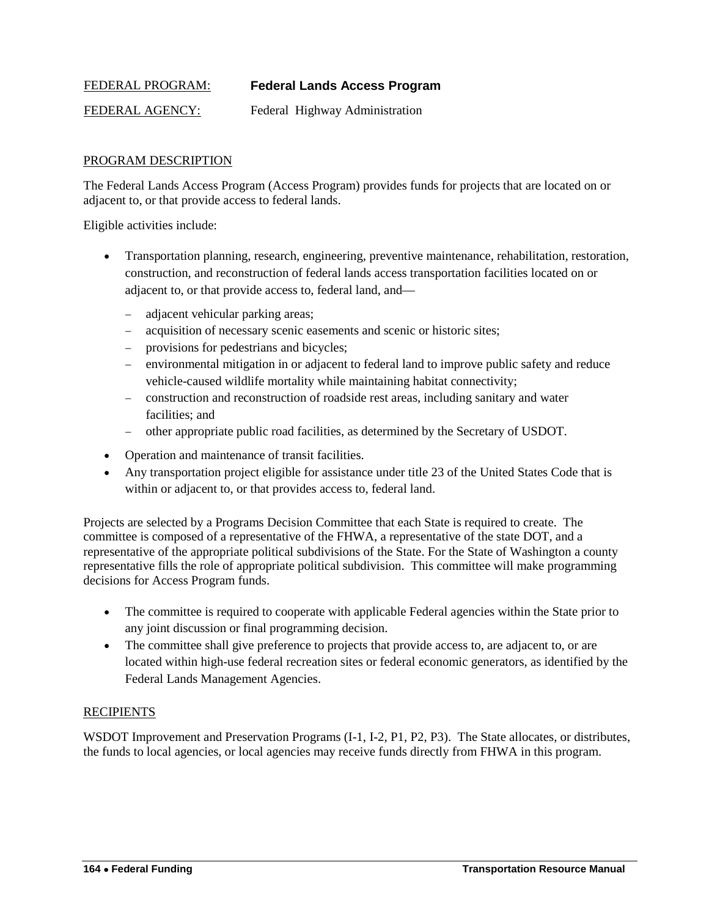FEDERAL PROGRAM: **Federal Lands Access Program**

FEDERAL AGENCY: Federal Highway Administration

## PROGRAM DESCRIPTION

The Federal Lands Access Program (Access Program) provides funds for projects that are located on or adjacent to, or that provide access to federal lands.

Eligible activities include:

- Transportation planning, research, engineering, preventive maintenance, rehabilitation, restoration, construction, and reconstruction of federal lands access transportation facilities located on or adjacent to, or that provide access to, federal land, and—
  - adjacent vehicular parking areas;
  - acquisition of necessary scenic easements and scenic or historic sites;
  - provisions for pedestrians and bicycles;
  - environmental mitigation in or adjacent to federal land to improve public safety and reduce vehicle-caused wildlife mortality while maintaining habitat connectivity;
  - construction and reconstruction of roadside rest areas, including sanitary and water facilities; and
  - other appropriate public road facilities, as determined by the Secretary of USDOT.
- Operation and maintenance of transit facilities.
- Any transportation project eligible for assistance under title 23 of the United States Code that is within or adjacent to, or that provides access to, federal land.

Projects are selected by a Programs Decision Committee that each State is required to create. The committee is composed of a representative of the FHWA, a representative of the state DOT, and a representative of the appropriate political subdivisions of the State. For the State of Washington a county representative fills the role of appropriate political subdivision. This committee will make programming decisions for Access Program funds.

- The committee is required to cooperate with applicable Federal agencies within the State prior to any joint discussion or final programming decision.
- The committee shall give preference to projects that provide access to, are adjacent to, or are located within high-use federal recreation sites or federal economic generators, as identified by the Federal Lands Management Agencies.

## RECIPIENTS

WSDOT Improvement and Preservation Programs (I-1, I-2, P1, P2, P3). The State allocates, or distributes, the funds to local agencies, or local agencies may receive funds directly from FHWA in this program.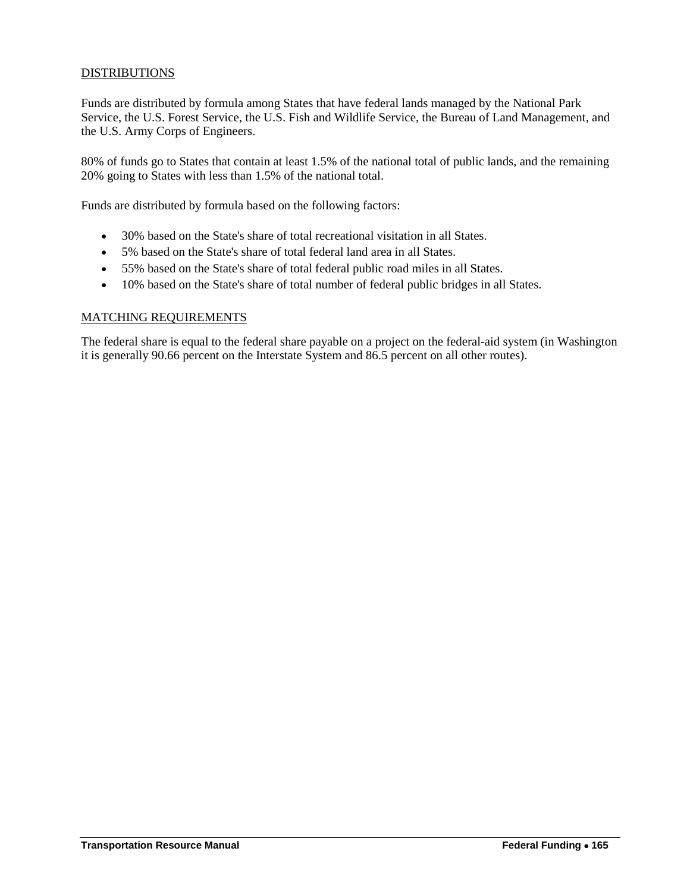DISTRIBUTIONS

Funds are distributed by formula among States that have federal lands managed by the National Park Service, the U.S. Forest Service, the U.S. Fish and Wildlife Service, the Bureau of Land Management, and the U.S. Army Corps of Engineers.

80% of funds go to States that contain at least 1.5% of the national total of public lands, and the remaining 20% going to States with less than 1.5% of the national total.

Funds are distributed by formula based on the following factors:

- 30% based on the State's share of total recreational visitation in all States.
- 5% based on the State's share of total federal land area in all States.
- 55% based on the State's share of total federal public road miles in all States.
- 10% based on the State's share of total number of federal public bridges in all States.

MATCHING REQUIREMENTS

The federal share is equal to the federal share payable on a project on the federal-aid system (in Washington it is generally 90.66 percent on the Interstate System and 86.5 percent on all other routes).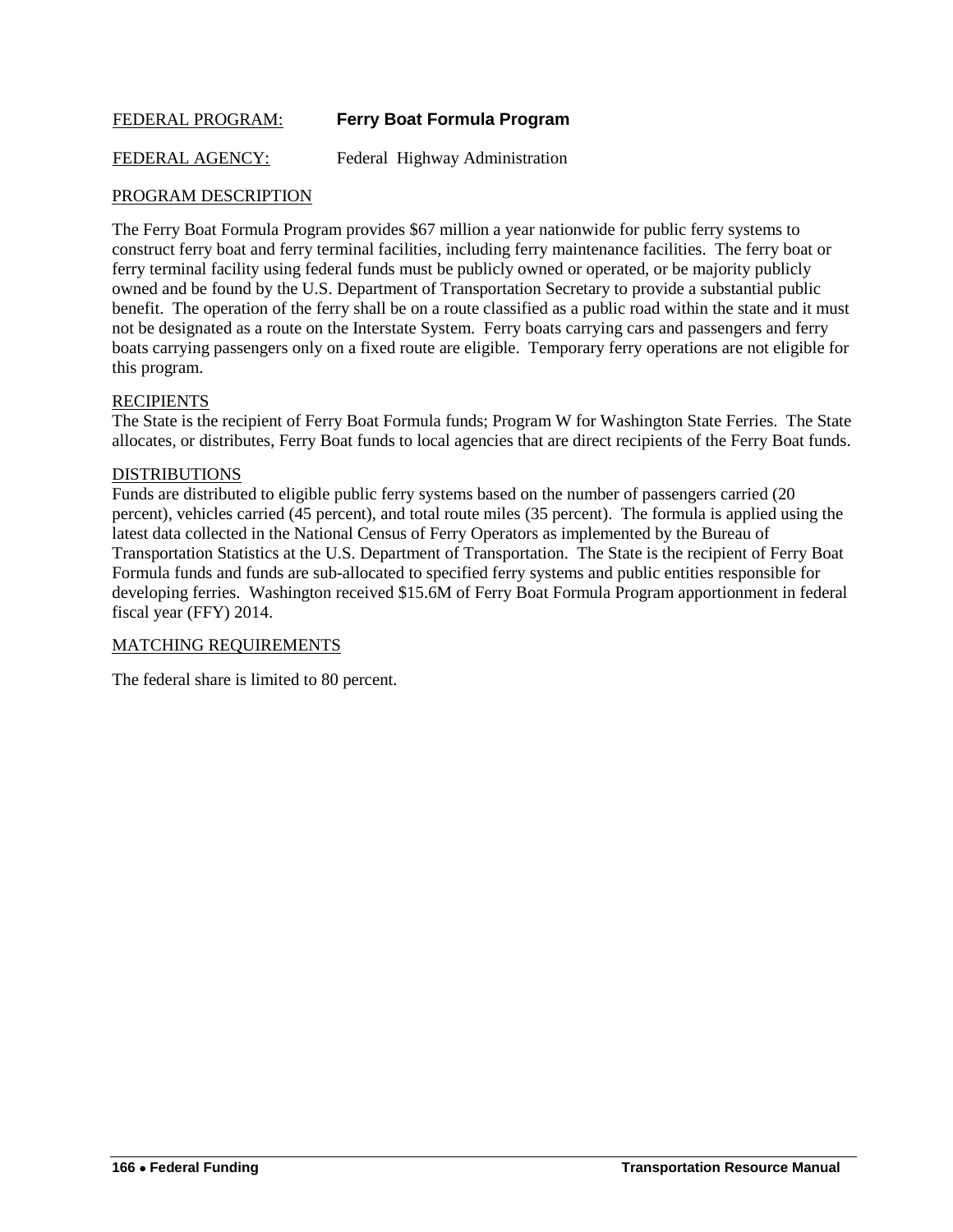FEDERAL PROGRAM: **Ferry Boat Formula Program**

FEDERAL AGENCY: Federal Highway Administration

PROGRAM DESCRIPTION

The Ferry Boat Formula Program provides $67 million a year nationwide for public ferry systems to construct ferry boat and ferry terminal facilities, including ferry maintenance facilities. The ferry boat or ferry terminal facility using federal funds must be publicly owned or operated, or be majority publicly owned and be found by the U.S. Department of Transportation Secretary to provide a substantial public benefit. The operation of the ferry shall be on a route classified as a public road within the state and it must not be designated as a route on the Interstate System. Ferry boats carrying cars and passengers and ferry boats carrying passengers only on a fixed route are eligible. Temporary ferry operations are not eligible for this program.

RECIPIENTS

The State is the recipient of Ferry Boat Formula funds; Program W for Washington State Ferries. The State allocates, or distributes, Ferry Boat funds to local agencies that are direct recipients of the Ferry Boat funds.

DISTRIBUTIONS

Funds are distributed to eligible public ferry systems based on the number of passengers carried (20 percent), vehicles carried (45 percent), and total route miles (35 percent). The formula is applied using the latest data collected in the National Census of Ferry Operators as implemented by the Bureau of Transportation Statistics at the U.S. Department of Transportation. The State is the recipient of Ferry Boat Formula funds and funds are sub-allocated to specified ferry systems and public entities responsible for developing ferries. Washington received $15.6M of Ferry Boat Formula Program apportionment in federal fiscal year (FFY) 2014.

MATCHING REQUIREMENTS

The federal share is limited to 80 percent.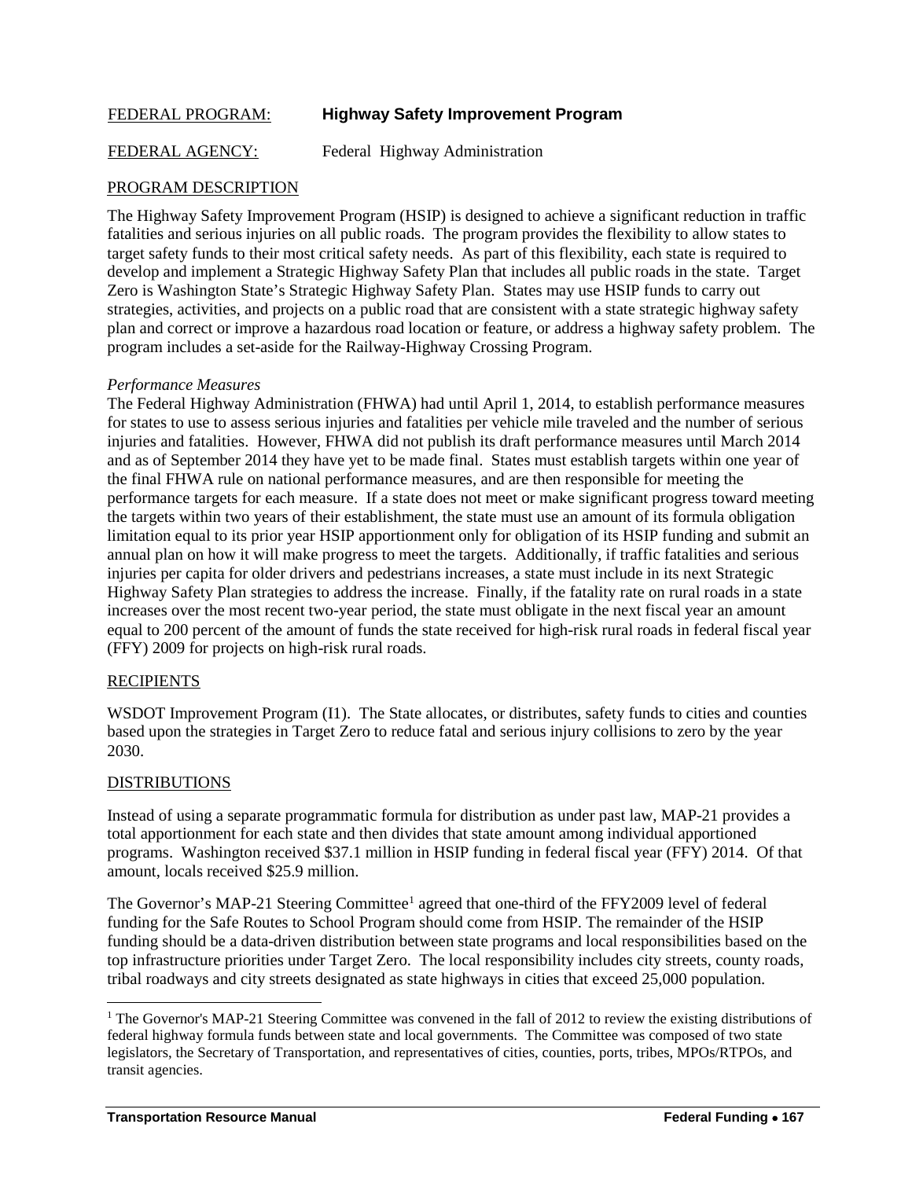FEDERAL PROGRAM: **Highway Safety Improvement Program**

FEDERAL AGENCY: Federal Highway Administration

## PROGRAM DESCRIPTION

The Highway Safety Improvement Program (HSIP) is designed to achieve a significant reduction in traffic fatalities and serious injuries on all public roads. The program provides the flexibility to allow states to target safety funds to their most critical safety needs. As part of this flexibility, each state is required to develop and implement a Strategic Highway Safety Plan that includes all public roads in the state. Target Zero is Washington State's Strategic Highway Safety Plan. States may use HSIP funds to carry out strategies, activities, and projects on a public road that are consistent with a state strategic highway safety plan and correct or improve a hazardous road location or feature, or address a highway safety problem. The program includes a set-aside for the Railway-Highway Crossing Program.

*Performance Measures*

The Federal Highway Administration (FHWA) had until April 1, 2014, to establish performance measures for states to use to assess serious injuries and fatalities per vehicle mile traveled and the number of serious injuries and fatalities. However, FHWA did not publish its draft performance measures until March 2014 and as of September 2014 they have yet to be made final. States must establish targets within one year of the final FHWA rule on national performance measures, and are then responsible for meeting the performance targets for each measure. If a state does not meet or make significant progress toward meeting the targets within two years of their establishment, the state must use an amount of its formula obligation limitation equal to its prior year HSIP apportionment only for obligation of its HSIP funding and submit an annual plan on how it will make progress to meet the targets. Additionally, if traffic fatalities and serious injuries per capita for older drivers and pedestrians increases, a state must include in its next Strategic Highway Safety Plan strategies to address the increase. Finally, if the fatality rate on rural roads in a state increases over the most recent two-year period, the state must obligate in the next fiscal year an amount equal to 200 percent of the amount of funds the state received for high-risk rural roads in federal fiscal year (FFY) 2009 for projects on high-risk rural roads.

## RECIPIENTS

WSDOT Improvement Program (I1). The State allocates, or distributes, safety funds to cities and counties based upon the strategies in Target Zero to reduce fatal and serious injury collisions to zero by the year 2030.

## DISTRIBUTIONS

Instead of using a separate programmatic formula for distribution as under past law, MAP-21 provides a total apportionment for each state and then divides that state amount among individual apportioned programs. Washington received $37.1 million in HSIP funding in federal fiscal year (FFY) 2014. Of that amount, locals received $25.9 million.

The Governor's MAP-21 Steering Committee[1] agreed that one-third of the FFY2009 level of federal funding for the Safe Routes to School Program should come from HSIP. The remainder of the HSIP funding should be a data-driven distribution between state programs and local responsibilities based on the top infrastructure priorities under Target Zero. The local responsibility includes city streets, county roads, tribal roadways and city streets designated as state highways in cities that exceed 25,000 population.

---

[1] The Governor's MAP-21 Steering Committee was convened in the fall of 2012 to review the existing distributions of federal highway formula funds between state and local governments. The Committee was composed of two state legislators, the Secretary of Transportation, and representatives of cities, counties, ports, tribes, MPOs/RTPOs, and transit agencies.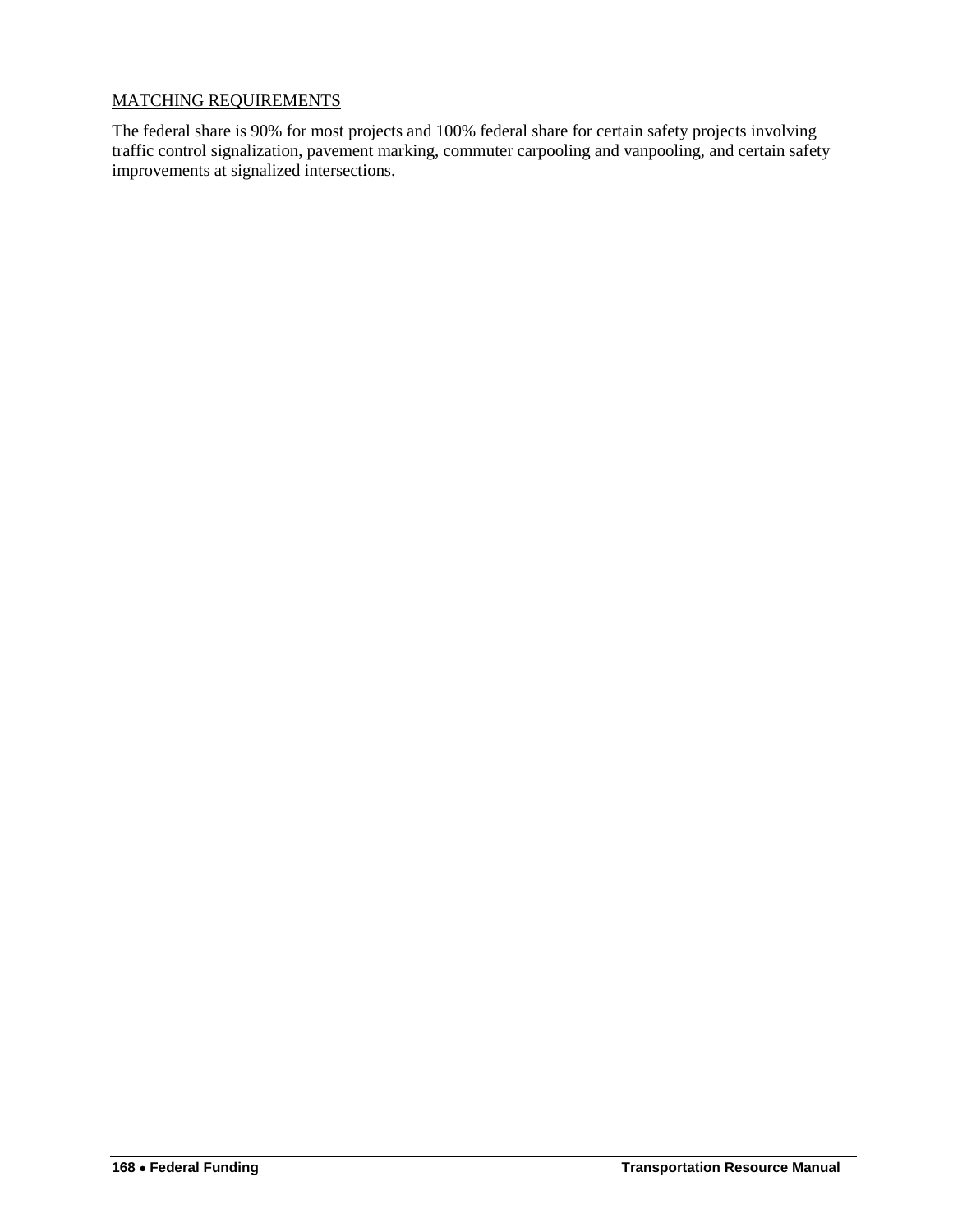MATCHING REQUIREMENTS

The federal share is 90% for most projects and 100% federal share for certain safety projects involving traffic control signalization, pavement marking, commuter carpooling and vanpooling, and certain safety improvements at signalized intersections.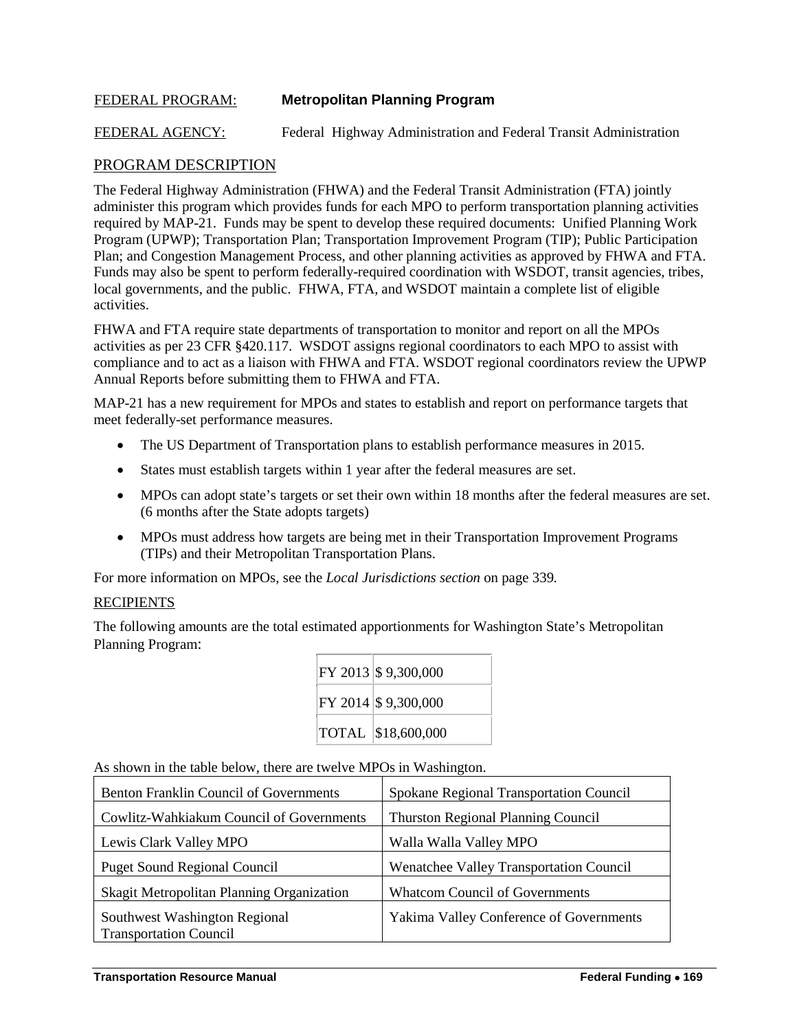FEDERAL PROGRAM: **Metropolitan Planning Program**

FEDERAL AGENCY: Federal Highway Administration and Federal Transit Administration

## PROGRAM DESCRIPTION

The Federal Highway Administration (FHWA) and the Federal Transit Administration (FTA) jointly administer this program which provides funds for each MPO to perform transportation planning activities required by MAP-21. Funds may be spent to develop these required documents: Unified Planning Work Program (UPWP); Transportation Plan; Transportation Improvement Program (TIP); Public Participation Plan; and Congestion Management Process, and other planning activities as approved by FHWA and FTA. Funds may also be spent to perform federally-required coordination with WSDOT, transit agencies, tribes, local governments, and the public. FHWA, FTA, and WSDOT maintain a complete list of eligible activities.

FHWA and FTA require state departments of transportation to monitor and report on all the MPOs activities as per 23 CFR §420.117. WSDOT assigns regional coordinators to each MPO to assist with compliance and to act as a liaison with FHWA and FTA. WSDOT regional coordinators review the UPWP Annual Reports before submitting them to FHWA and FTA.

MAP-21 has a new requirement for MPOs and states to establish and report on performance targets that meet federally-set performance measures.

- The US Department of Transportation plans to establish performance measures in 2015.
- States must establish targets within 1 year after the federal measures are set.
- MPOs can adopt state's targets or set their own within 18 months after the federal measures are set. (6 months after the State adopts targets)
- MPOs must address how targets are being met in their Transportation Improvement Programs (TIPs) and their Metropolitan Transportation Plans.

For more information on MPOs, see the *Local Jurisdictions section* on page 339.

## RECIPIENTS

The following amounts are the total estimated apportionments for Washington State's Metropolitan Planning Program:

| | |
|---|---|
| FY 2013 | $ 9,300,000 |
| FY 2014 | $ 9,300,000 |
| TOTAL | $18,600,000 |

As shown in the table below, there are twelve MPOs in Washington.

| | |
|---|---|
| Benton Franklin Council of Governments | Spokane Regional Transportation Council |
| Cowlitz-Wahkiakum Council of Governments | Thurston Regional Planning Council |
| Lewis Clark Valley MPO | Walla Walla Valley MPO |
| Puget Sound Regional Council | Wenatchee Valley Transportation Council |
| Skagit Metropolitan Planning Organization | Whatcom Council of Governments |
| Southwest Washington Regional Transportation Council | Yakima Valley Conference of Governments |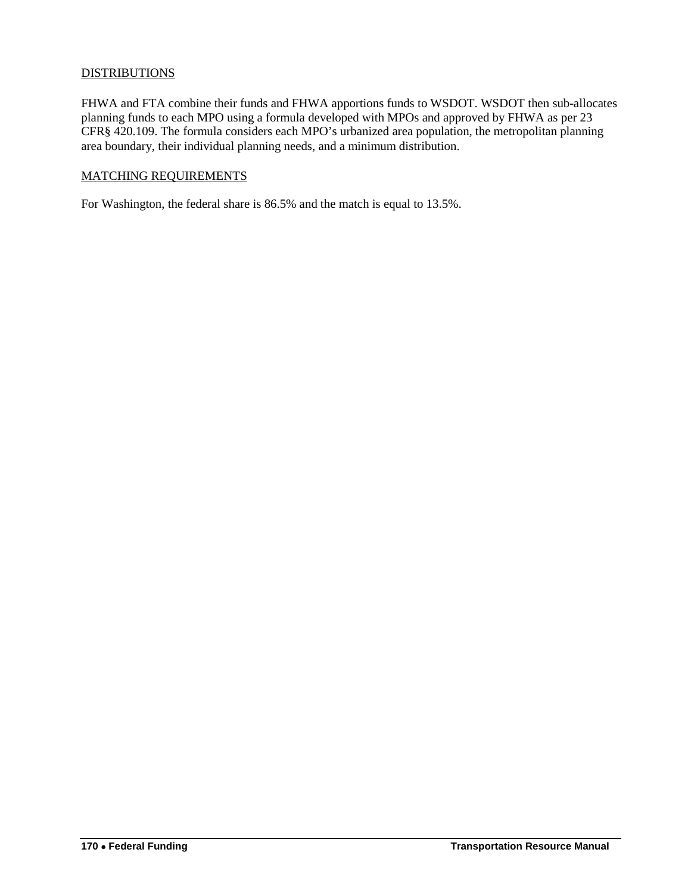DISTRIBUTIONS

FHWA and FTA combine their funds and FHWA apportions funds to WSDOT. WSDOT then sub-allocates planning funds to each MPO using a formula developed with MPOs and approved by FHWA as per 23 CFR§ 420.109. The formula considers each MPO's urbanized area population, the metropolitan planning area boundary, their individual planning needs, and a minimum distribution.

MATCHING REQUIREMENTS

For Washington, the federal share is 86.5% and the match is equal to 13.5%.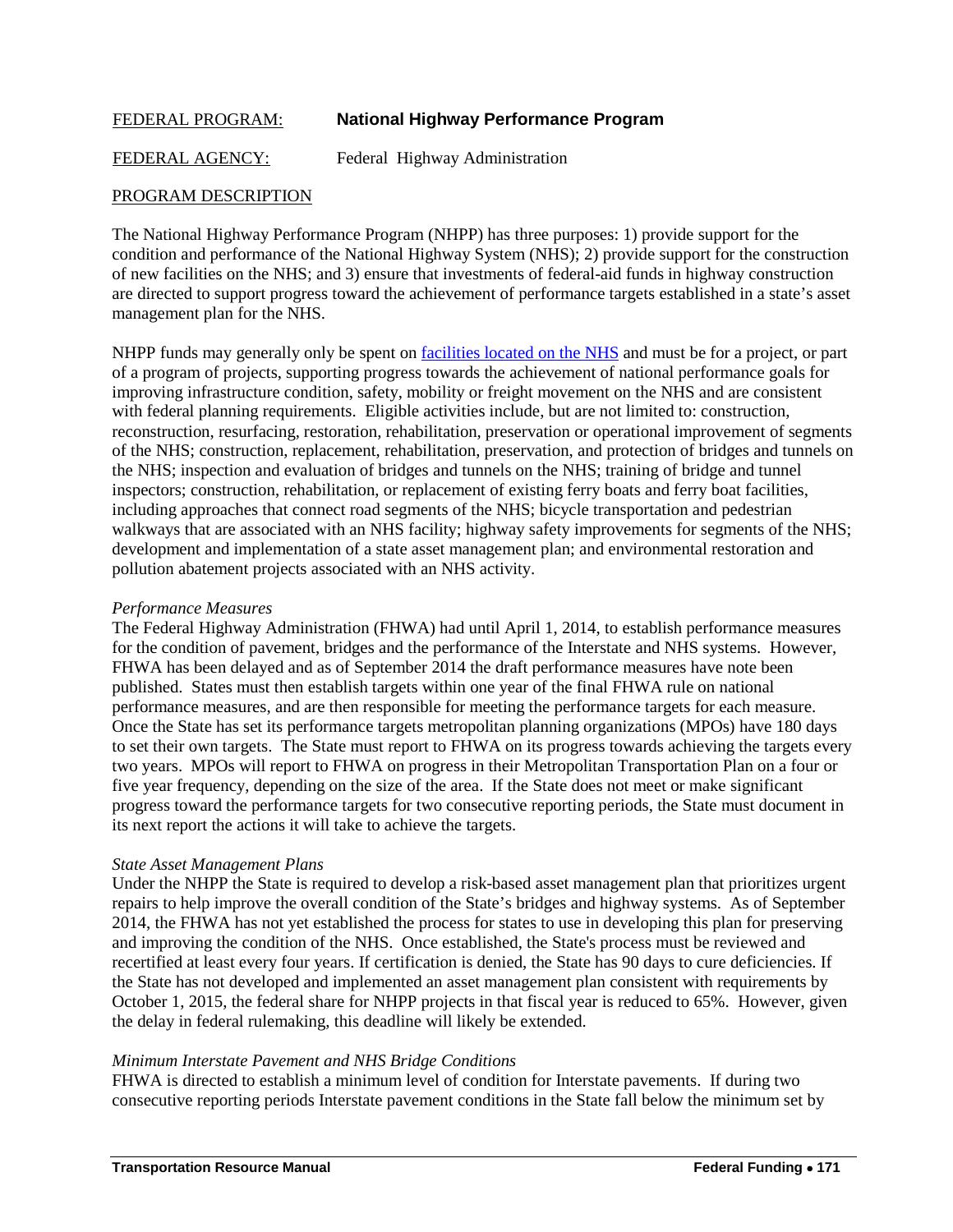FEDERAL PROGRAM: **National Highway Performance Program**

FEDERAL AGENCY: Federal Highway Administration

PROGRAM DESCRIPTION

The National Highway Performance Program (NHPP) has three purposes: 1) provide support for the condition and performance of the National Highway System (NHS); 2) provide support for the construction of new facilities on the NHS; and 3) ensure that investments of federal-aid funds in highway construction are directed to support progress toward the achievement of performance targets established in a state's asset management plan for the NHS.

NHPP funds may generally only be spent on facilities located on the NHS and must be for a project, or part of a program of projects, supporting progress towards the achievement of national performance goals for improving infrastructure condition, safety, mobility or freight movement on the NHS and are consistent with federal planning requirements. Eligible activities include, but are not limited to: construction, reconstruction, resurfacing, restoration, rehabilitation, preservation or operational improvement of segments of the NHS; construction, replacement, rehabilitation, preservation, and protection of bridges and tunnels on the NHS; inspection and evaluation of bridges and tunnels on the NHS; training of bridge and tunnel inspectors; construction, rehabilitation, or replacement of existing ferry boats and ferry boat facilities, including approaches that connect road segments of the NHS; bicycle transportation and pedestrian walkways that are associated with an NHS facility; highway safety improvements for segments of the NHS; development and implementation of a state asset management plan; and environmental restoration and pollution abatement projects associated with an NHS activity.

*Performance Measures*

The Federal Highway Administration (FHWA) had until April 1, 2014, to establish performance measures for the condition of pavement, bridges and the performance of the Interstate and NHS systems. However, FHWA has been delayed and as of September 2014 the draft performance measures have note been published. States must then establish targets within one year of the final FHWA rule on national performance measures, and are then responsible for meeting the performance targets for each measure. Once the State has set its performance targets metropolitan planning organizations (MPOs) have 180 days to set their own targets. The State must report to FHWA on its progress towards achieving the targets every two years. MPOs will report to FHWA on progress in their Metropolitan Transportation Plan on a four or five year frequency, depending on the size of the area. If the State does not meet or make significant progress toward the performance targets for two consecutive reporting periods, the State must document in its next report the actions it will take to achieve the targets.

*State Asset Management Plans*

Under the NHPP the State is required to develop a risk-based asset management plan that prioritizes urgent repairs to help improve the overall condition of the State's bridges and highway systems. As of September 2014, the FHWA has not yet established the process for states to use in developing this plan for preserving and improving the condition of the NHS. Once established, the State's process must be reviewed and recertified at least every four years. If certification is denied, the State has 90 days to cure deficiencies. If the State has not developed and implemented an asset management plan consistent with requirements by October 1, 2015, the federal share for NHPP projects in that fiscal year is reduced to 65%. However, given the delay in federal rulemaking, this deadline will likely be extended.

*Minimum Interstate Pavement and NHS Bridge Conditions*

FHWA is directed to establish a minimum level of condition for Interstate pavements. If during two consecutive reporting periods Interstate pavement conditions in the State fall below the minimum set by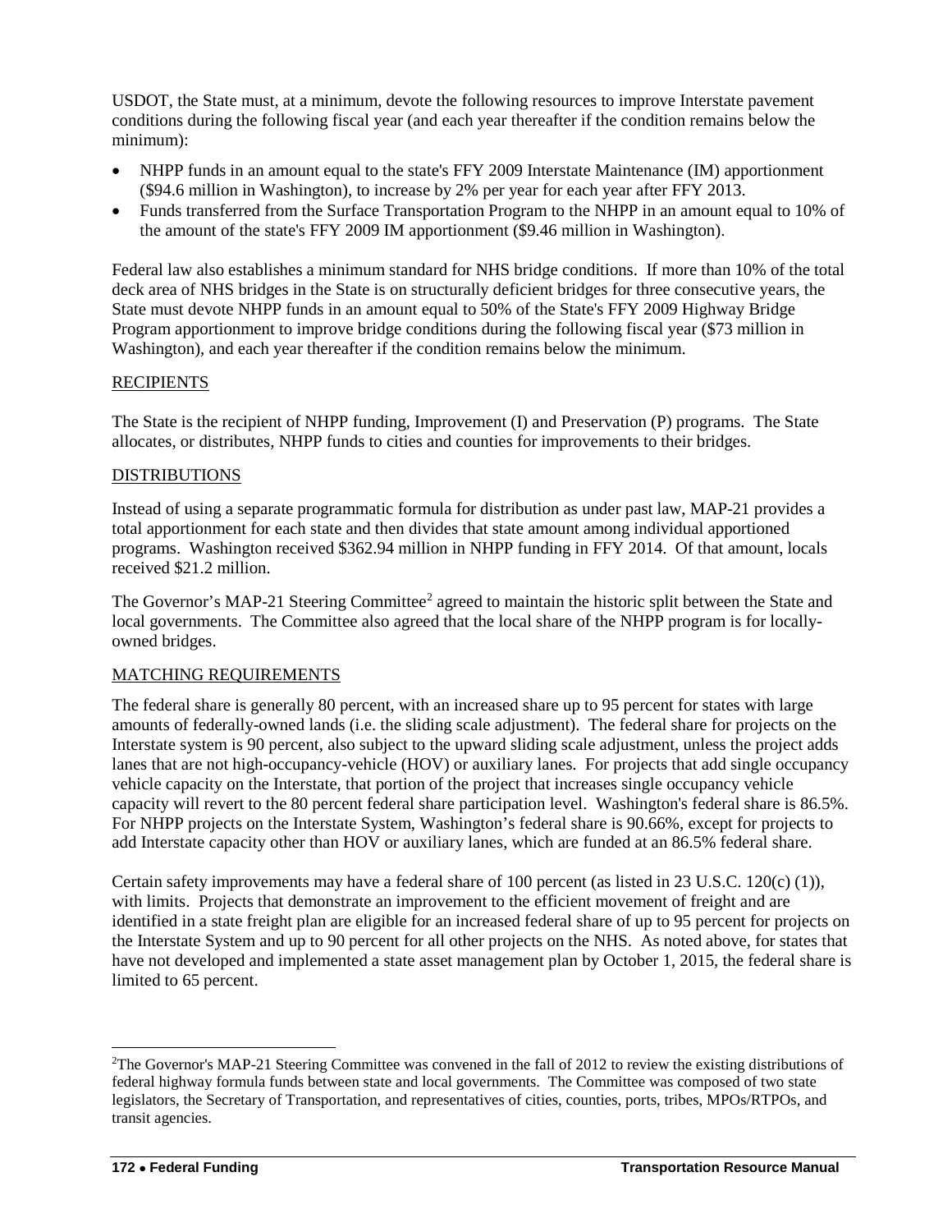USDOT, the State must, at a minimum, devote the following resources to improve Interstate pavement conditions during the following fiscal year (and each year thereafter if the condition remains below the minimum):

- NHPP funds in an amount equal to the state's FFY 2009 Interstate Maintenance (IM) apportionment ($94.6 million in Washington), to increase by 2% per year for each year after FFY 2013.
- Funds transferred from the Surface Transportation Program to the NHPP in an amount equal to 10% of the amount of the state's FFY 2009 IM apportionment ($9.46 million in Washington).

Federal law also establishes a minimum standard for NHS bridge conditions. If more than 10% of the total deck area of NHS bridges in the State is on structurally deficient bridges for three consecutive years, the State must devote NHPP funds in an amount equal to 50% of the State's FFY 2009 Highway Bridge Program apportionment to improve bridge conditions during the following fiscal year ($73 million in Washington), and each year thereafter if the condition remains below the minimum.

## RECIPIENTS

The State is the recipient of NHPP funding, Improvement (I) and Preservation (P) programs. The State allocates, or distributes, NHPP funds to cities and counties for improvements to their bridges.

## DISTRIBUTIONS

Instead of using a separate programmatic formula for distribution as under past law, MAP-21 provides a total apportionment for each state and then divides that state amount among individual apportioned programs. Washington received $362.94 million in NHPP funding in FFY 2014. Of that amount, locals received $21.2 million.

The Governor's MAP-21 Steering Committee[2] agreed to maintain the historic split between the State and local governments. The Committee also agreed that the local share of the NHPP program is for locally-owned bridges.

## MATCHING REQUIREMENTS

The federal share is generally 80 percent, with an increased share up to 95 percent for states with large amounts of federally-owned lands (i.e. the sliding scale adjustment). The federal share for projects on the Interstate system is 90 percent, also subject to the upward sliding scale adjustment, unless the project adds lanes that are not high-occupancy-vehicle (HOV) or auxiliary lanes. For projects that add single occupancy vehicle capacity on the Interstate, that portion of the project that increases single occupancy vehicle capacity will revert to the 80 percent federal share participation level. Washington's federal share is 86.5%. For NHPP projects on the Interstate System, Washington's federal share is 90.66%, except for projects to add Interstate capacity other than HOV or auxiliary lanes, which are funded at an 86.5% federal share.

Certain safety improvements may have a federal share of 100 percent (as listed in 23 U.S.C. 120(c) (1)), with limits. Projects that demonstrate an improvement to the efficient movement of freight and are identified in a state freight plan are eligible for an increased federal share of up to 95 percent for projects on the Interstate System and up to 90 percent for all other projects on the NHS. As noted above, for states that have not developed and implemented a state asset management plan by October 1, 2015, the federal share is limited to 65 percent.

---

[2] The Governor's MAP-21 Steering Committee was convened in the fall of 2012 to review the existing distributions of federal highway formula funds between state and local governments. The Committee was composed of two state legislators, the Secretary of Transportation, and representatives of cities, counties, ports, tribes, MPOs/RTPOs, and transit agencies.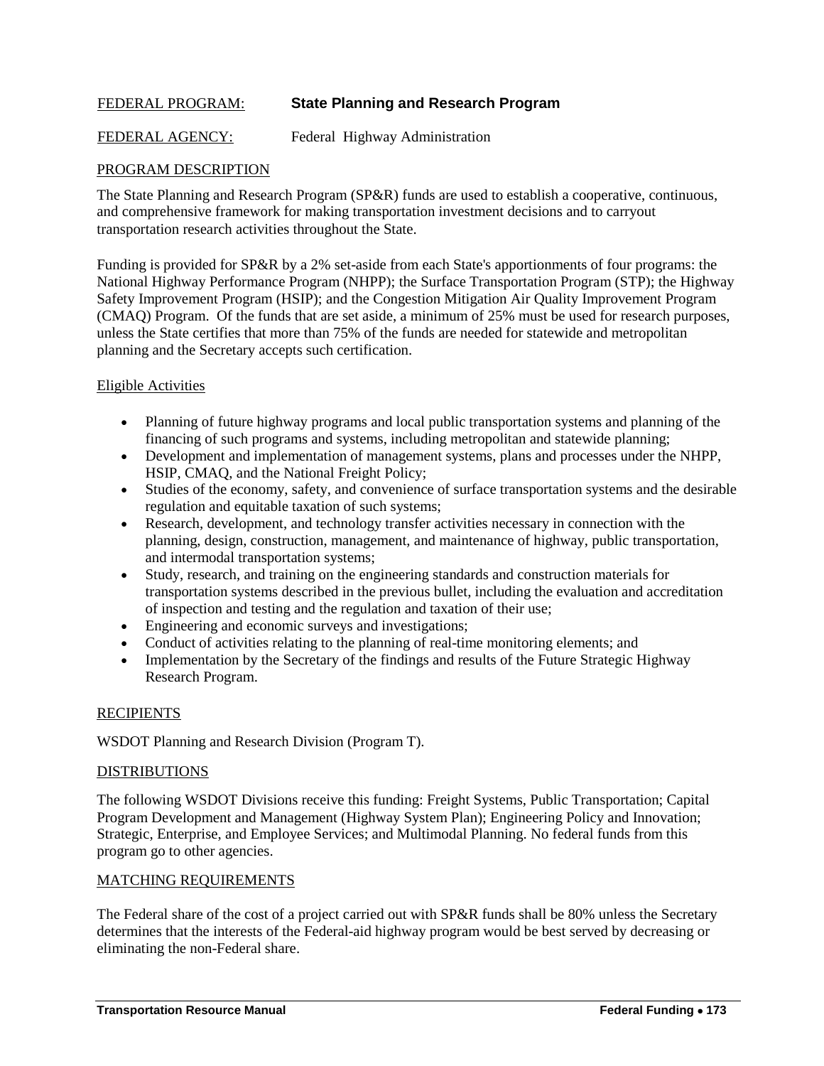FEDERAL PROGRAM: **State Planning and Research Program**

FEDERAL AGENCY: Federal Highway Administration

## PROGRAM DESCRIPTION

The State Planning and Research Program (SP&R) funds are used to establish a cooperative, continuous, and comprehensive framework for making transportation investment decisions and to carryout transportation research activities throughout the State.

Funding is provided for SP&R by a 2% set-aside from each State's apportionments of four programs: the National Highway Performance Program (NHPP); the Surface Transportation Program (STP); the Highway Safety Improvement Program (HSIP); and the Congestion Mitigation Air Quality Improvement Program (CMAQ) Program. Of the funds that are set aside, a minimum of 25% must be used for research purposes, unless the State certifies that more than 75% of the funds are needed for statewide and metropolitan planning and the Secretary accepts such certification.

### Eligible Activities

- Planning of future highway programs and local public transportation systems and planning of the financing of such programs and systems, including metropolitan and statewide planning;
- Development and implementation of management systems, plans and processes under the NHPP, HSIP, CMAQ, and the National Freight Policy;
- Studies of the economy, safety, and convenience of surface transportation systems and the desirable regulation and equitable taxation of such systems;
- Research, development, and technology transfer activities necessary in connection with the planning, design, construction, management, and maintenance of highway, public transportation, and intermodal transportation systems;
- Study, research, and training on the engineering standards and construction materials for transportation systems described in the previous bullet, including the evaluation and accreditation of inspection and testing and the regulation and taxation of their use;
- Engineering and economic surveys and investigations;
- Conduct of activities relating to the planning of real-time monitoring elements; and
- Implementation by the Secretary of the findings and results of the Future Strategic Highway Research Program.

## RECIPIENTS

WSDOT Planning and Research Division (Program T).

## DISTRIBUTIONS

The following WSDOT Divisions receive this funding: Freight Systems, Public Transportation; Capital Program Development and Management (Highway System Plan); Engineering Policy and Innovation; Strategic, Enterprise, and Employee Services; and Multimodal Planning. No federal funds from this program go to other agencies.

## MATCHING REQUIREMENTS

The Federal share of the cost of a project carried out with SP&R funds shall be 80% unless the Secretary determines that the interests of the Federal-aid highway program would be best served by decreasing or eliminating the non-Federal share.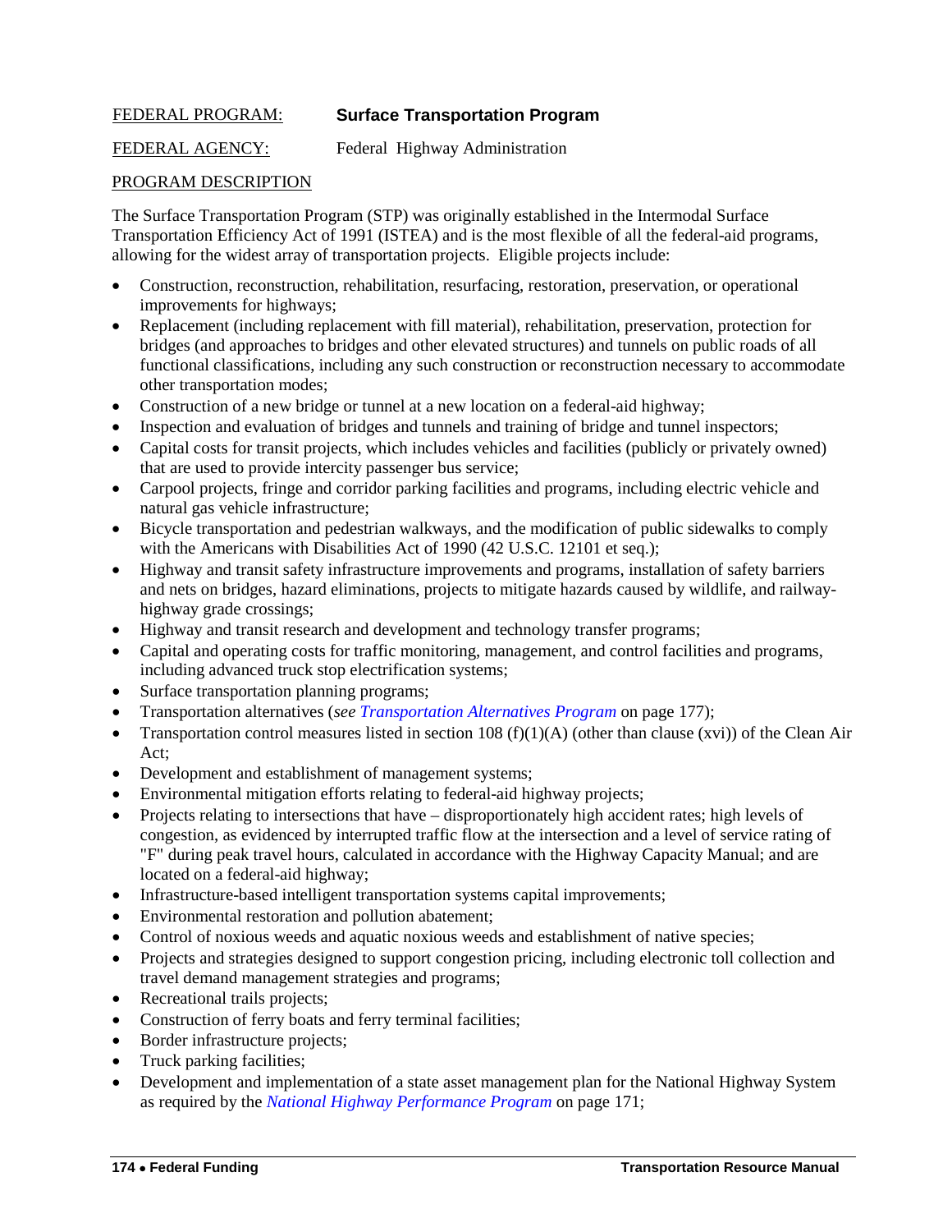FEDERAL PROGRAM: **Surface Transportation Program**

FEDERAL AGENCY: Federal Highway Administration

PROGRAM DESCRIPTION

The Surface Transportation Program (STP) was originally established in the Intermodal Surface Transportation Efficiency Act of 1991 (ISTEA) and is the most flexible of all the federal-aid programs, allowing for the widest array of transportation projects. Eligible projects include:

- Construction, reconstruction, rehabilitation, resurfacing, restoration, preservation, or operational improvements for highways;
- Replacement (including replacement with fill material), rehabilitation, preservation, protection for bridges (and approaches to bridges and other elevated structures) and tunnels on public roads of all functional classifications, including any such construction or reconstruction necessary to accommodate other transportation modes;
- Construction of a new bridge or tunnel at a new location on a federal-aid highway;
- Inspection and evaluation of bridges and tunnels and training of bridge and tunnel inspectors;
- Capital costs for transit projects, which includes vehicles and facilities (publicly or privately owned) that are used to provide intercity passenger bus service;
- Carpool projects, fringe and corridor parking facilities and programs, including electric vehicle and natural gas vehicle infrastructure;
- Bicycle transportation and pedestrian walkways, and the modification of public sidewalks to comply with the Americans with Disabilities Act of 1990 (42 U.S.C. 12101 et seq.);
- Highway and transit safety infrastructure improvements and programs, installation of safety barriers and nets on bridges, hazard eliminations, projects to mitigate hazards caused by wildlife, and railway-highway grade crossings;
- Highway and transit research and development and technology transfer programs;
- Capital and operating costs for traffic monitoring, management, and control facilities and programs, including advanced truck stop electrification systems;
- Surface transportation planning programs;
- Transportation alternatives (*see Transportation Alternatives Program* on page 177);
- Transportation control measures listed in section 108 (f)(1)(A) (other than clause (xvi)) of the Clean Air Act;
- Development and establishment of management systems;
- Environmental mitigation efforts relating to federal-aid highway projects;
- Projects relating to intersections that have – disproportionately high accident rates; high levels of congestion, as evidenced by interrupted traffic flow at the intersection and a level of service rating of "F" during peak travel hours, calculated in accordance with the Highway Capacity Manual; and are located on a federal-aid highway;
- Infrastructure-based intelligent transportation systems capital improvements;
- Environmental restoration and pollution abatement;
- Control of noxious weeds and aquatic noxious weeds and establishment of native species;
- Projects and strategies designed to support congestion pricing, including electronic toll collection and travel demand management strategies and programs;
- Recreational trails projects;
- Construction of ferry boats and ferry terminal facilities;
- Border infrastructure projects;
- Truck parking facilities;
- Development and implementation of a state asset management plan for the National Highway System as required by the *National Highway Performance Program* on page 171;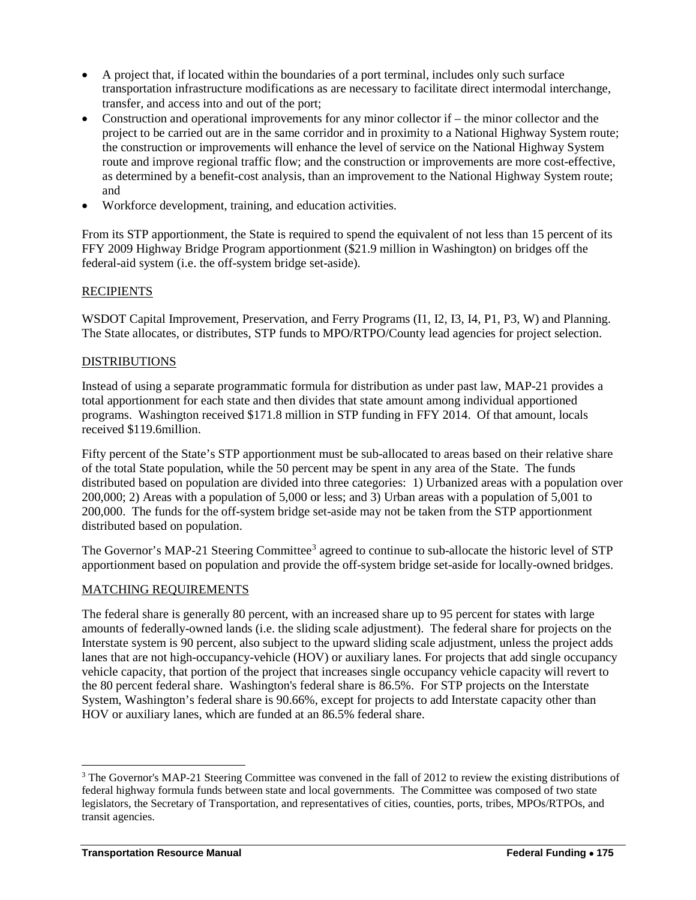- A project that, if located within the boundaries of a port terminal, includes only such surface transportation infrastructure modifications as are necessary to facilitate direct intermodal interchange, transfer, and access into and out of the port;
- Construction and operational improvements for any minor collector if – the minor collector and the project to be carried out are in the same corridor and in proximity to a National Highway System route; the construction or improvements will enhance the level of service on the National Highway System route and improve regional traffic flow; and the construction or improvements are more cost-effective, as determined by a benefit-cost analysis, than an improvement to the National Highway System route; and
- Workforce development, training, and education activities.

From its STP apportionment, the State is required to spend the equivalent of not less than 15 percent of its FFY 2009 Highway Bridge Program apportionment ($21.9 million in Washington) on bridges off the federal-aid system (i.e. the off-system bridge set-aside).

RECIPIENTS

WSDOT Capital Improvement, Preservation, and Ferry Programs (I1, I2, I3, I4, P1, P3, W) and Planning. The State allocates, or distributes, STP funds to MPO/RTPO/County lead agencies for project selection.

DISTRIBUTIONS

Instead of using a separate programmatic formula for distribution as under past law, MAP-21 provides a total apportionment for each state and then divides that state amount among individual apportioned programs. Washington received $171.8 million in STP funding in FFY 2014. Of that amount, locals received $119.6million.

Fifty percent of the State's STP apportionment must be sub-allocated to areas based on their relative share of the total State population, while the 50 percent may be spent in any area of the State. The funds distributed based on population are divided into three categories: 1) Urbanized areas with a population over 200,000; 2) Areas with a population of 5,000 or less; and 3) Urban areas with a population of 5,001 to 200,000. The funds for the off-system bridge set-aside may not be taken from the STP apportionment distributed based on population.

The Governor's MAP-21 Steering Committee[3] agreed to continue to sub-allocate the historic level of STP apportionment based on population and provide the off-system bridge set-aside for locally-owned bridges.

MATCHING REQUIREMENTS

The federal share is generally 80 percent, with an increased share up to 95 percent for states with large amounts of federally-owned lands (i.e. the sliding scale adjustment). The federal share for projects on the Interstate system is 90 percent, also subject to the upward sliding scale adjustment, unless the project adds lanes that are not high-occupancy-vehicle (HOV) or auxiliary lanes. For projects that add single occupancy vehicle capacity, that portion of the project that increases single occupancy vehicle capacity will revert to the 80 percent federal share. Washington's federal share is 86.5%. For STP projects on the Interstate System, Washington's federal share is 90.66%, except for projects to add Interstate capacity other than HOV or auxiliary lanes, which are funded at an 86.5% federal share.

[3] The Governor's MAP-21 Steering Committee was convened in the fall of 2012 to review the existing distributions of federal highway formula funds between state and local governments. The Committee was composed of two state legislators, the Secretary of Transportation, and representatives of cities, counties, ports, tribes, MPOs/RTPOs, and transit agencies.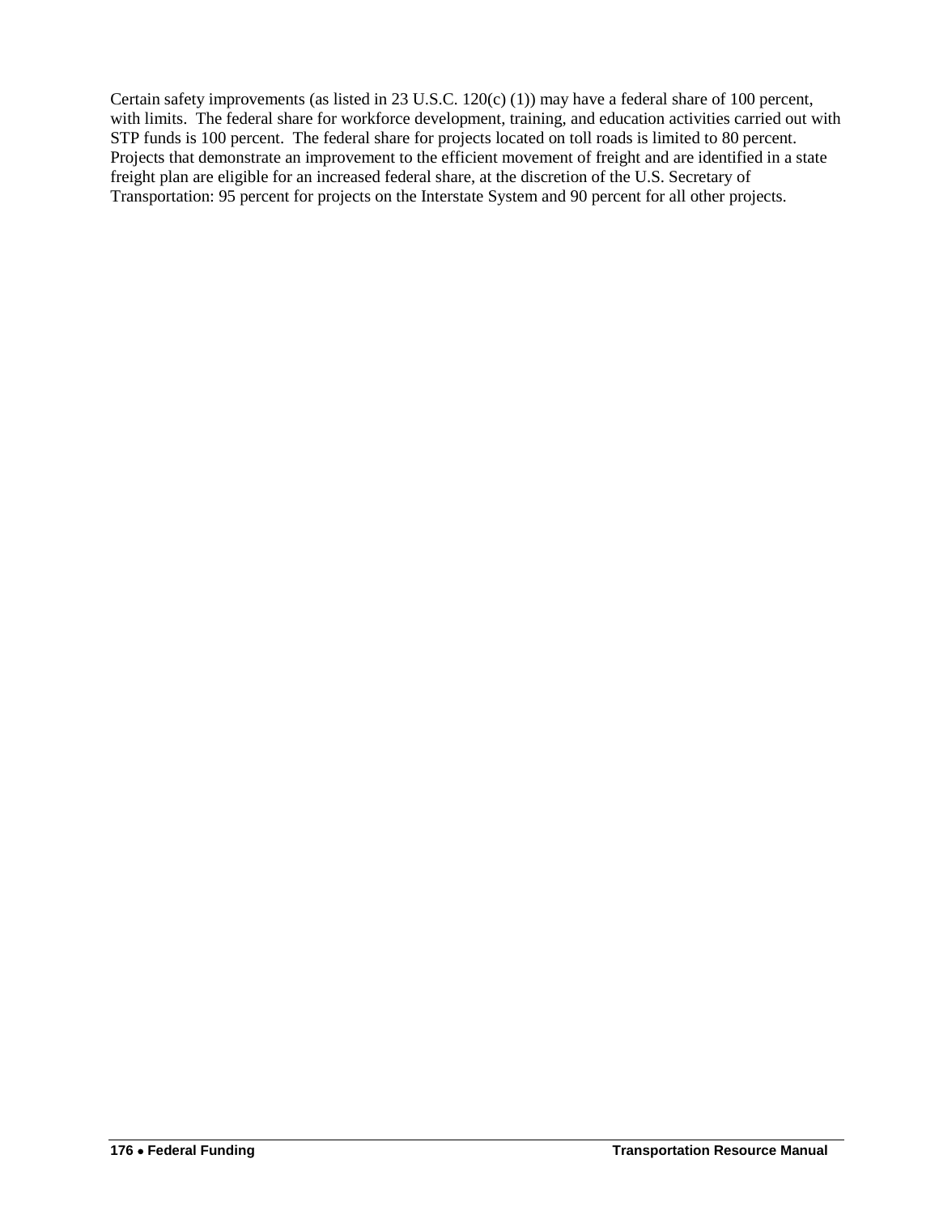Certain safety improvements (as listed in 23 U.S.C. 120(c) (1)) may have a federal share of 100 percent, with limits. The federal share for workforce development, training, and education activities carried out with STP funds is 100 percent. The federal share for projects located on toll roads is limited to 80 percent. Projects that demonstrate an improvement to the efficient movement of freight and are identified in a state freight plan are eligible for an increased federal share, at the discretion of the U.S. Secretary of Transportation: 95 percent for projects on the Interstate System and 90 percent for all other projects.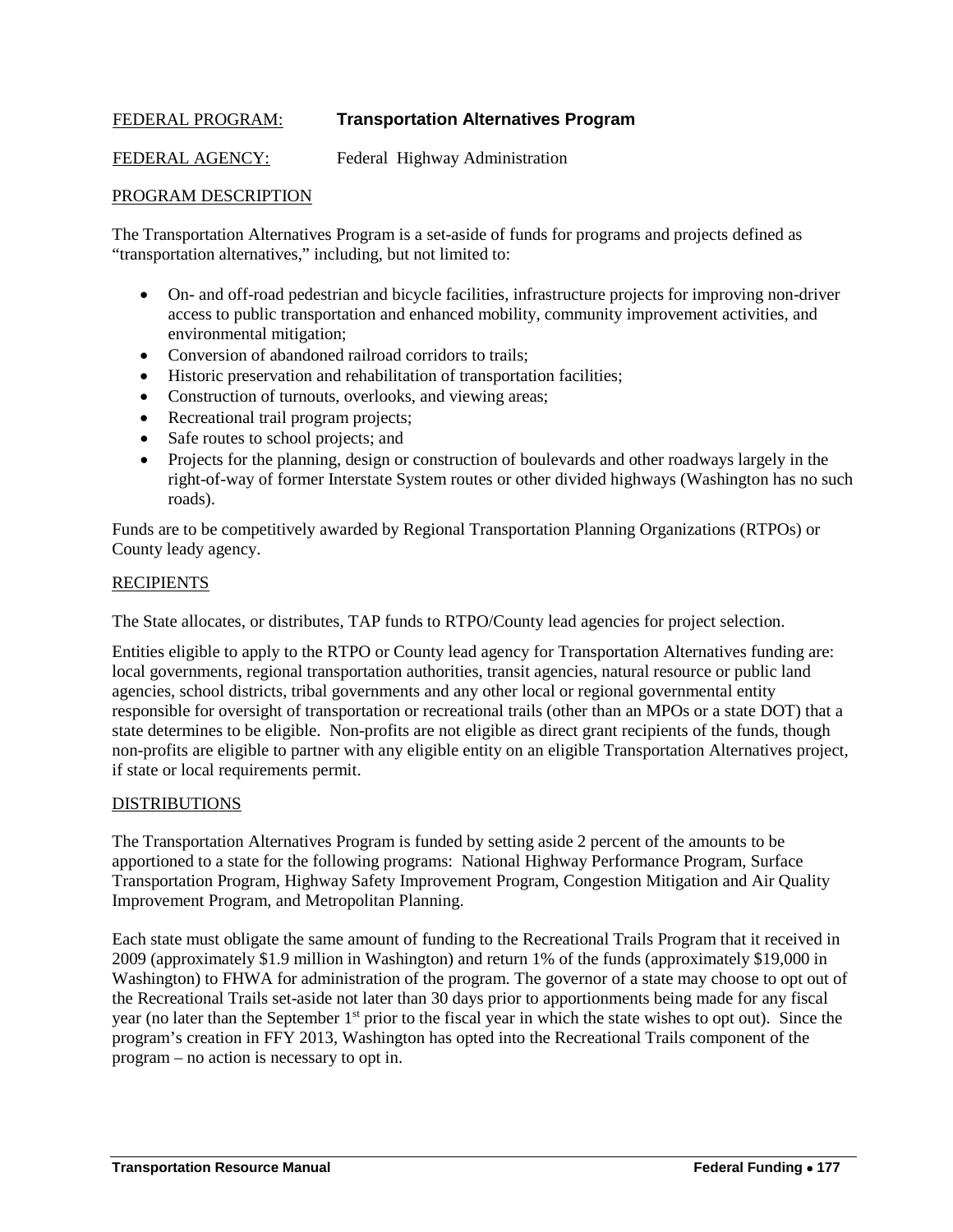FEDERAL PROGRAM: **Transportation Alternatives Program**

FEDERAL AGENCY: Federal Highway Administration

PROGRAM DESCRIPTION

The Transportation Alternatives Program is a set-aside of funds for programs and projects defined as "transportation alternatives," including, but not limited to:

- On- and off-road pedestrian and bicycle facilities, infrastructure projects for improving non-driver access to public transportation and enhanced mobility, community improvement activities, and environmental mitigation;
- Conversion of abandoned railroad corridors to trails;
- Historic preservation and rehabilitation of transportation facilities;
- Construction of turnouts, overlooks, and viewing areas;
- Recreational trail program projects;
- Safe routes to school projects; and
- Projects for the planning, design or construction of boulevards and other roadways largely in the right-of-way of former Interstate System routes or other divided highways (Washington has no such roads).

Funds are to be competitively awarded by Regional Transportation Planning Organizations (RTPOs) or County leady agency.

RECIPIENTS

The State allocates, or distributes, TAP funds to RTPO/County lead agencies for project selection.

Entities eligible to apply to the RTPO or County lead agency for Transportation Alternatives funding are: local governments, regional transportation authorities, transit agencies, natural resource or public land agencies, school districts, tribal governments and any other local or regional governmental entity responsible for oversight of transportation or recreational trails (other than an MPOs or a state DOT) that a state determines to be eligible. Non-profits are not eligible as direct grant recipients of the funds, though non-profits are eligible to partner with any eligible entity on an eligible Transportation Alternatives project, if state or local requirements permit.

DISTRIBUTIONS

The Transportation Alternatives Program is funded by setting aside 2 percent of the amounts to be apportioned to a state for the following programs: National Highway Performance Program, Surface Transportation Program, Highway Safety Improvement Program, Congestion Mitigation and Air Quality Improvement Program, and Metropolitan Planning.

Each state must obligate the same amount of funding to the Recreational Trails Program that it received in 2009 (approximately $1.9 million in Washington) and return 1% of the funds (approximately $19,000 in Washington) to FHWA for administration of the program. The governor of a state may choose to opt out of the Recreational Trails set-aside not later than 30 days prior to apportionments being made for any fiscal year (no later than the September 1st prior to the fiscal year in which the state wishes to opt out). Since the program's creation in FFY 2013, Washington has opted into the Recreational Trails component of the program – no action is necessary to opt in.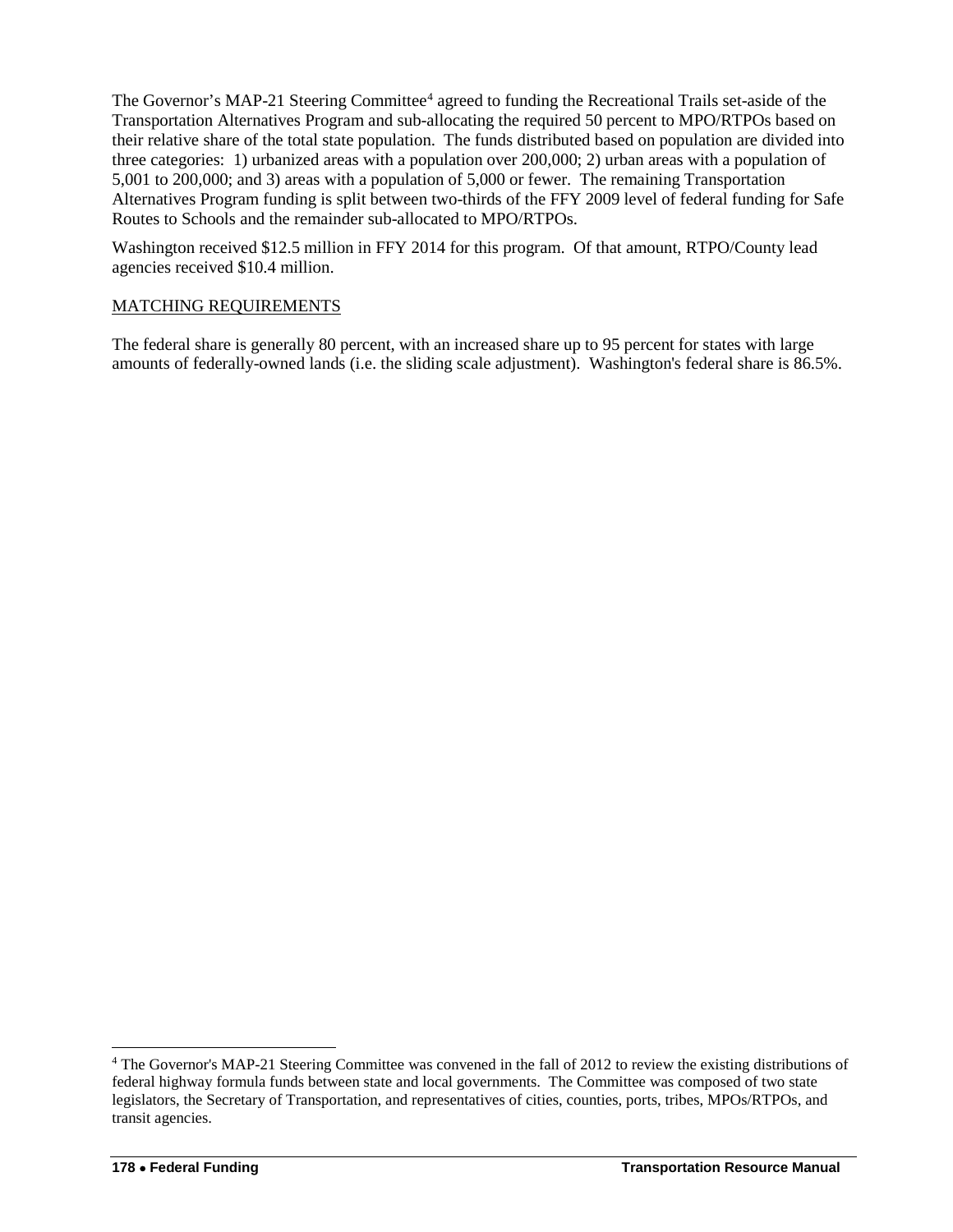The Governor's MAP-21 Steering Committee[4] agreed to funding the Recreational Trails set-aside of the Transportation Alternatives Program and sub-allocating the required 50 percent to MPO/RTPOs based on their relative share of the total state population. The funds distributed based on population are divided into three categories: 1) urbanized areas with a population over 200,000; 2) urban areas with a population of 5,001 to 200,000; and 3) areas with a population of 5,000 or fewer. The remaining Transportation Alternatives Program funding is split between two-thirds of the FFY 2009 level of federal funding for Safe Routes to Schools and the remainder sub-allocated to MPO/RTPOs.

Washington received $12.5 million in FFY 2014 for this program. Of that amount, RTPO/County lead agencies received $10.4 million.

<u>MATCHING REQUIREMENTS</u>

The federal share is generally 80 percent, with an increased share up to 95 percent for states with large amounts of federally-owned lands (i.e. the sliding scale adjustment). Washington's federal share is 86.5%.

---

[4] The Governor's MAP-21 Steering Committee was convened in the fall of 2012 to review the existing distributions of federal highway formula funds between state and local governments. The Committee was composed of two state legislators, the Secretary of Transportation, and representatives of cities, counties, ports, tribes, MPOs/RTPOs, and transit agencies.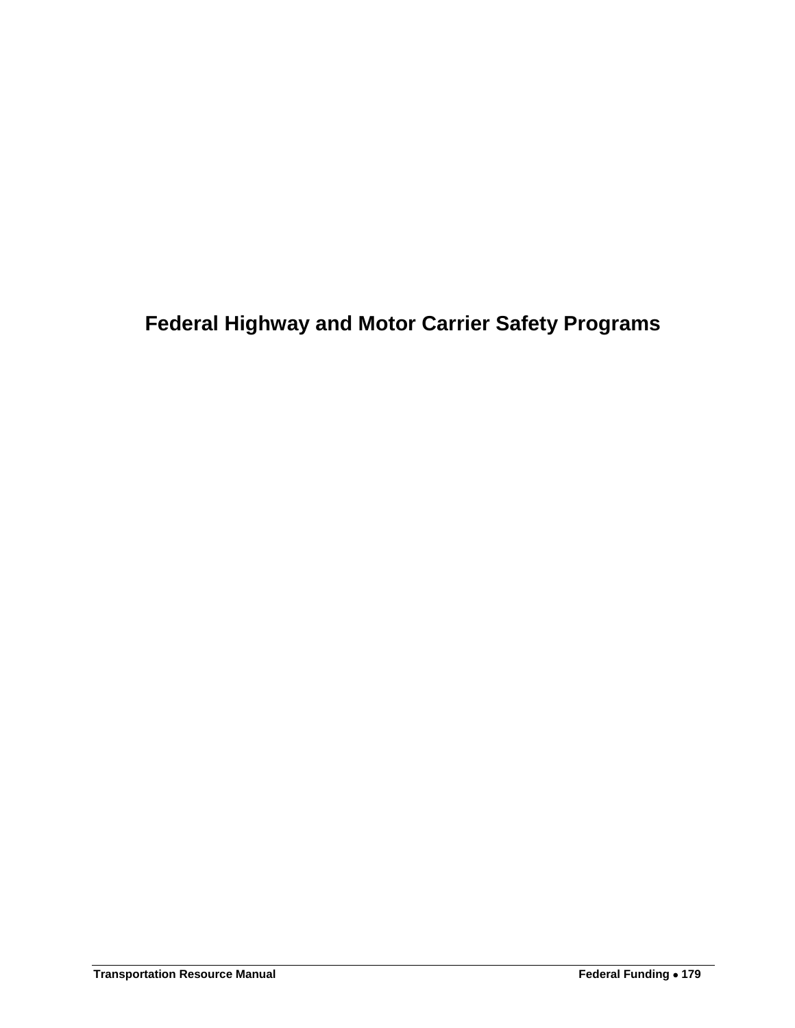# Federal Highway and Motor Carrier Safety Programs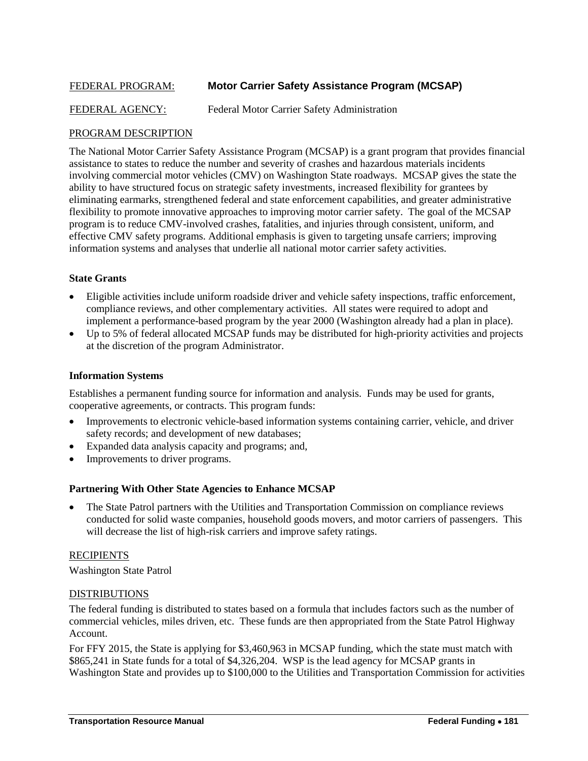FEDERAL PROGRAM: **Motor Carrier Safety Assistance Program (MCSAP)**

FEDERAL AGENCY: Federal Motor Carrier Safety Administration

PROGRAM DESCRIPTION

The National Motor Carrier Safety Assistance Program (MCSAP) is a grant program that provides financial assistance to states to reduce the number and severity of crashes and hazardous materials incidents involving commercial motor vehicles (CMV) on Washington State roadways. MCSAP gives the state the ability to have structured focus on strategic safety investments, increased flexibility for grantees by eliminating earmarks, strengthened federal and state enforcement capabilities, and greater administrative flexibility to promote innovative approaches to improving motor carrier safety. The goal of the MCSAP program is to reduce CMV-involved crashes, fatalities, and injuries through consistent, uniform, and effective CMV safety programs. Additional emphasis is given to targeting unsafe carriers; improving information systems and analyses that underlie all national motor carrier safety activities.

**State Grants**

- Eligible activities include uniform roadside driver and vehicle safety inspections, traffic enforcement, compliance reviews, and other complementary activities. All states were required to adopt and implement a performance-based program by the year 2000 (Washington already had a plan in place).
- Up to 5% of federal allocated MCSAP funds may be distributed for high-priority activities and projects at the discretion of the program Administrator.

**Information Systems**

Establishes a permanent funding source for information and analysis. Funds may be used for grants, cooperative agreements, or contracts. This program funds:

- Improvements to electronic vehicle-based information systems containing carrier, vehicle, and driver safety records; and development of new databases;
- Expanded data analysis capacity and programs; and,
- Improvements to driver programs.

**Partnering With Other State Agencies to Enhance MCSAP**

- The State Patrol partners with the Utilities and Transportation Commission on compliance reviews conducted for solid waste companies, household goods movers, and motor carriers of passengers. This will decrease the list of high-risk carriers and improve safety ratings.

RECIPIENTS

Washington State Patrol

DISTRIBUTIONS

The federal funding is distributed to states based on a formula that includes factors such as the number of commercial vehicles, miles driven, etc. These funds are then appropriated from the State Patrol Highway Account.

For FFY 2015, the State is applying for $3,460,963 in MCSAP funding, which the state must match with $865,241 in State funds for a total of $4,326,204. WSP is the lead agency for MCSAP grants in Washington State and provides up to $100,000 to the Utilities and Transportation Commission for activities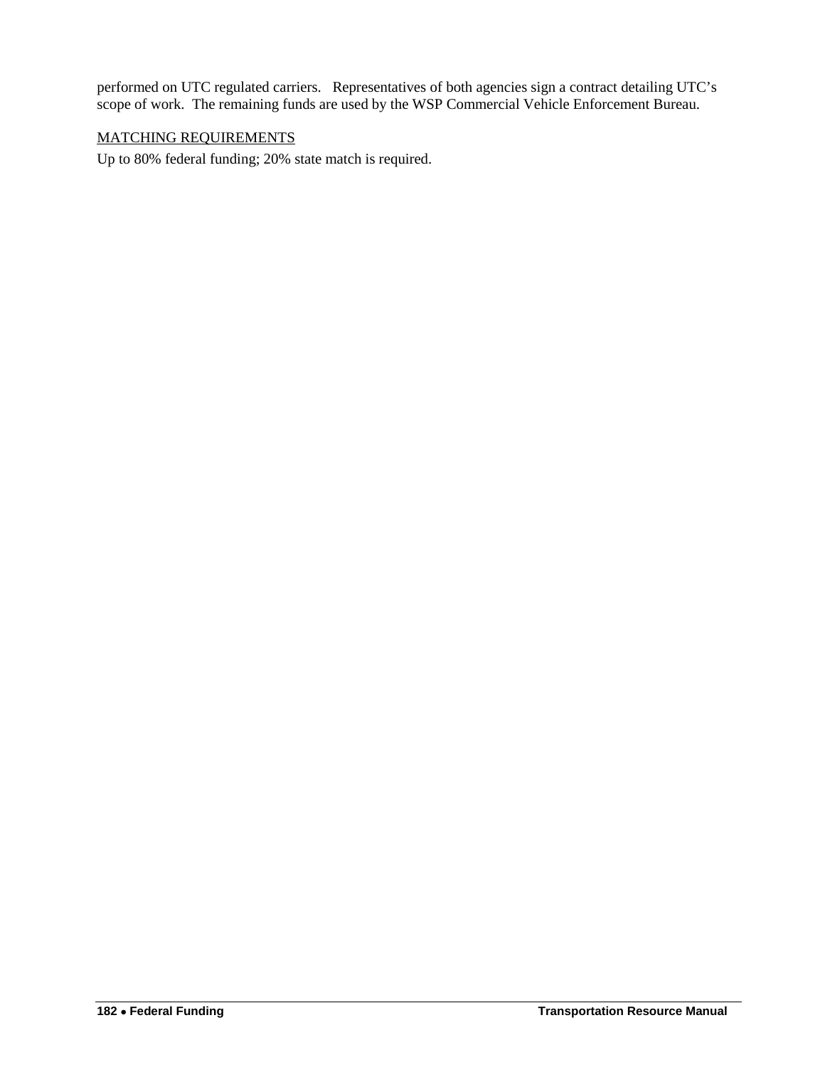performed on UTC regulated carriers. Representatives of both agencies sign a contract detailing UTC's scope of work. The remaining funds are used by the WSP Commercial Vehicle Enforcement Bureau.

MATCHING REQUIREMENTS

Up to 80% federal funding; 20% state match is required.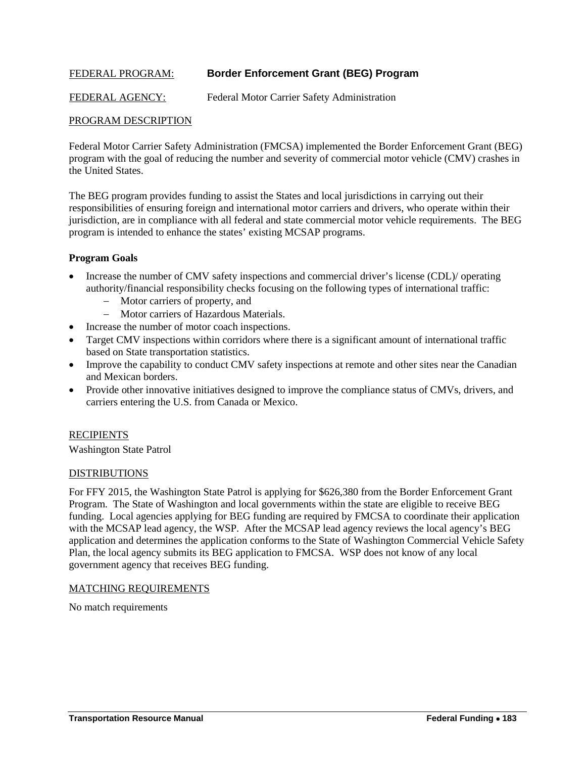FEDERAL PROGRAM: **Border Enforcement Grant (BEG) Program**

FEDERAL AGENCY: Federal Motor Carrier Safety Administration

PROGRAM DESCRIPTION

Federal Motor Carrier Safety Administration (FMCSA) implemented the Border Enforcement Grant (BEG) program with the goal of reducing the number and severity of commercial motor vehicle (CMV) crashes in the United States.

The BEG program provides funding to assist the States and local jurisdictions in carrying out their responsibilities of ensuring foreign and international motor carriers and drivers, who operate within their jurisdiction, are in compliance with all federal and state commercial motor vehicle requirements. The BEG program is intended to enhance the states' existing MCSAP programs.

**Program Goals**

- Increase the number of CMV safety inspections and commercial driver's license (CDL)/ operating authority/financial responsibility checks focusing on the following types of international traffic:
  - Motor carriers of property, and
  - Motor carriers of Hazardous Materials.
- Increase the number of motor coach inspections.
- Target CMV inspections within corridors where there is a significant amount of international traffic based on State transportation statistics.
- Improve the capability to conduct CMV safety inspections at remote and other sites near the Canadian and Mexican borders.
- Provide other innovative initiatives designed to improve the compliance status of CMVs, drivers, and carriers entering the U.S. from Canada or Mexico.

RECIPIENTS

Washington State Patrol

DISTRIBUTIONS

For FFY 2015, the Washington State Patrol is applying for $626,380 from the Border Enforcement Grant Program. The State of Washington and local governments within the state are eligible to receive BEG funding. Local agencies applying for BEG funding are required by FMCSA to coordinate their application with the MCSAP lead agency, the WSP. After the MCSAP lead agency reviews the local agency's BEG application and determines the application conforms to the State of Washington Commercial Vehicle Safety Plan, the local agency submits its BEG application to FMCSA. WSP does not know of any local government agency that receives BEG funding.

MATCHING REQUIREMENTS

No match requirements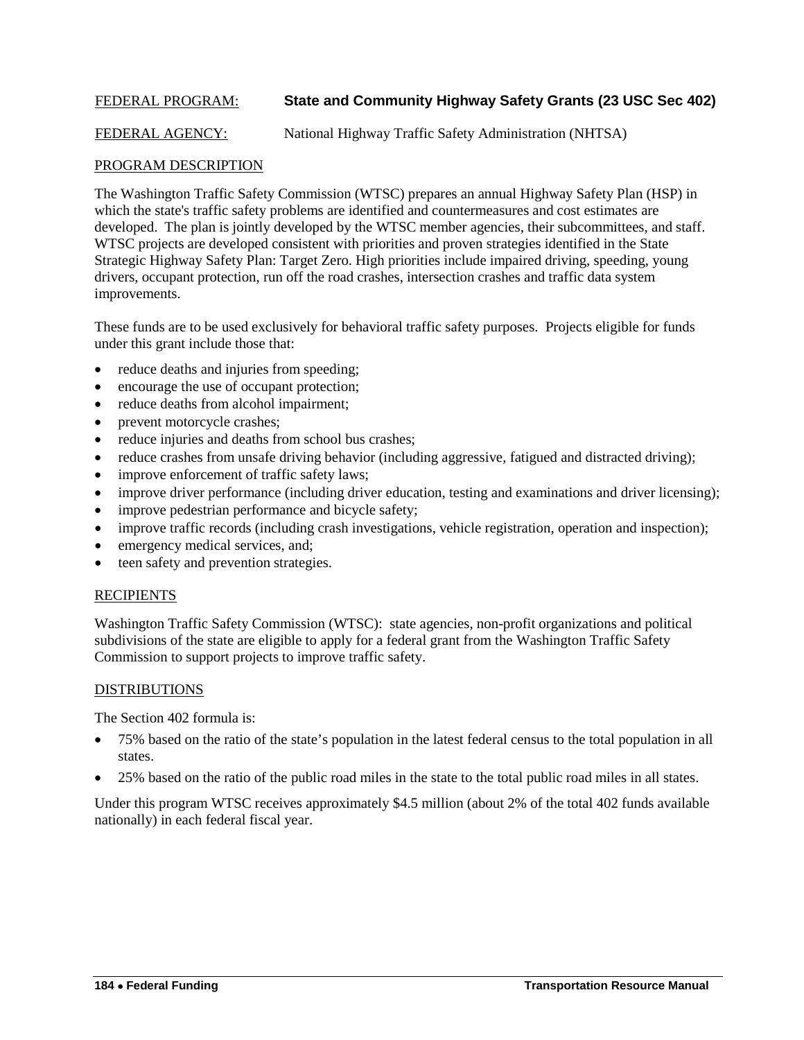FEDERAL PROGRAM: **State and Community Highway Safety Grants (23 USC Sec 402)**

FEDERAL AGENCY: National Highway Traffic Safety Administration (NHTSA)

PROGRAM DESCRIPTION

The Washington Traffic Safety Commission (WTSC) prepares an annual Highway Safety Plan (HSP) in which the state's traffic safety problems are identified and countermeasures and cost estimates are developed. The plan is jointly developed by the WTSC member agencies, their subcommittees, and staff. WTSC projects are developed consistent with priorities and proven strategies identified in the State Strategic Highway Safety Plan: Target Zero. High priorities include impaired driving, speeding, young drivers, occupant protection, run off the road crashes, intersection crashes and traffic data system improvements.

These funds are to be used exclusively for behavioral traffic safety purposes. Projects eligible for funds under this grant include those that:

- reduce deaths and injuries from speeding;
- encourage the use of occupant protection;
- reduce deaths from alcohol impairment;
- prevent motorcycle crashes;
- reduce injuries and deaths from school bus crashes;
- reduce crashes from unsafe driving behavior (including aggressive, fatigued and distracted driving);
- improve enforcement of traffic safety laws;
- improve driver performance (including driver education, testing and examinations and driver licensing);
- improve pedestrian performance and bicycle safety;
- improve traffic records (including crash investigations, vehicle registration, operation and inspection);
- emergency medical services, and;
- teen safety and prevention strategies.

RECIPIENTS

Washington Traffic Safety Commission (WTSC): state agencies, non-profit organizations and political subdivisions of the state are eligible to apply for a federal grant from the Washington Traffic Safety Commission to support projects to improve traffic safety.

DISTRIBUTIONS

The Section 402 formula is:

- 75% based on the ratio of the state's population in the latest federal census to the total population in all states.
- 25% based on the ratio of the public road miles in the state to the total public road miles in all states.

Under this program WTSC receives approximately $4.5 million (about 2% of the total 402 funds available nationally) in each federal fiscal year.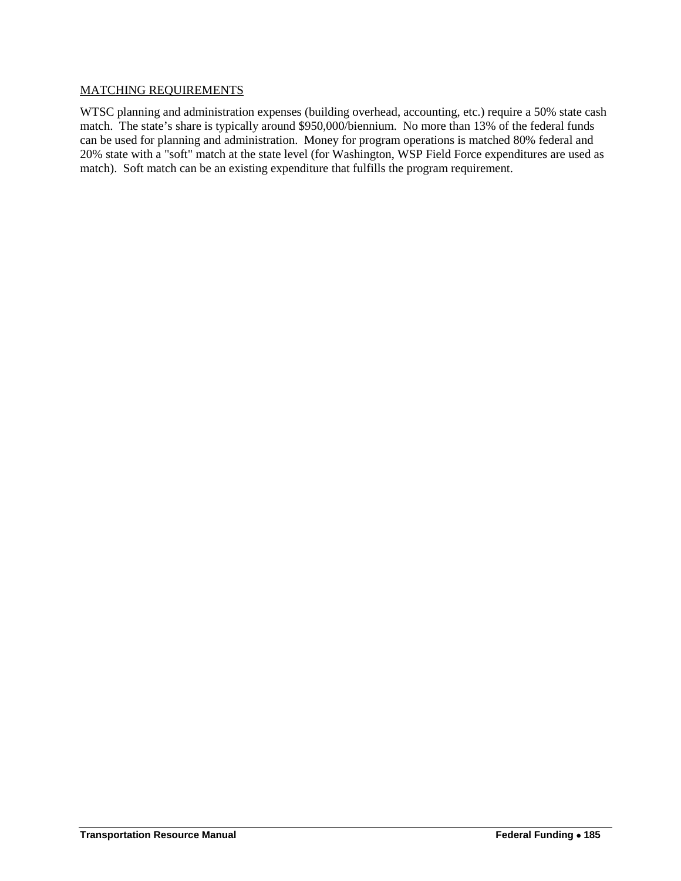<u>MATCHING REQUIREMENTS</u>

WTSC planning and administration expenses (building overhead, accounting, etc.) require a 50% state cash match. The state's share is typically around $950,000/biennium. No more than 13% of the federal funds can be used for planning and administration. Money for program operations is matched 80% federal and 20% state with a "soft" match at the state level (for Washington, WSP Field Force expenditures are used as match). Soft match can be an existing expenditure that fulfills the program requirement.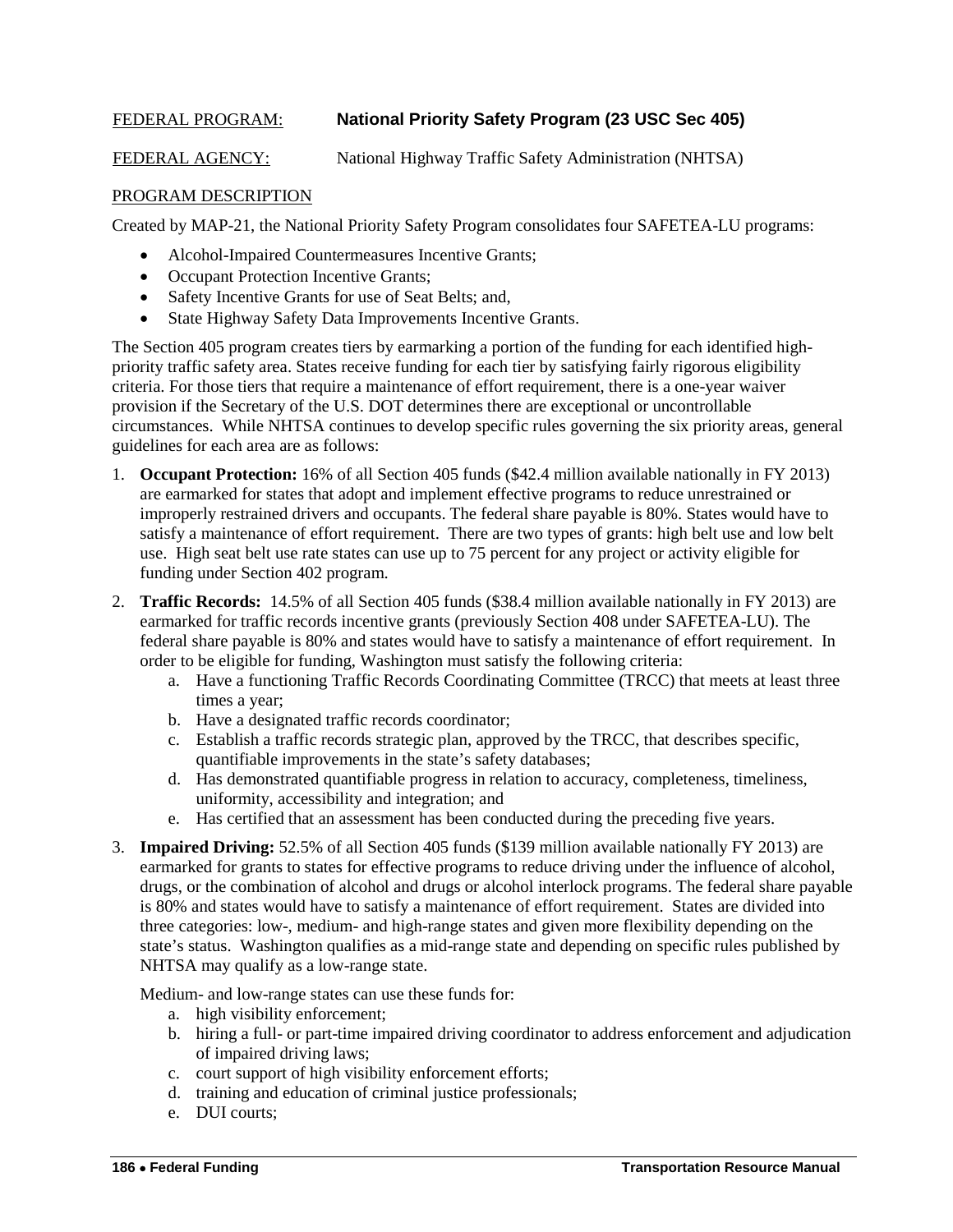FEDERAL PROGRAM: **National Priority Safety Program (23 USC Sec 405)**

FEDERAL AGENCY: National Highway Traffic Safety Administration (NHTSA)

PROGRAM DESCRIPTION

Created by MAP-21, the National Priority Safety Program consolidates four SAFETEA-LU programs:

- Alcohol-Impaired Countermeasures Incentive Grants;
- Occupant Protection Incentive Grants;
- Safety Incentive Grants for use of Seat Belts; and,
- State Highway Safety Data Improvements Incentive Grants.

The Section 405 program creates tiers by earmarking a portion of the funding for each identified high-priority traffic safety area. States receive funding for each tier by satisfying fairly rigorous eligibility criteria. For those tiers that require a maintenance of effort requirement, there is a one-year waiver provision if the Secretary of the U.S. DOT determines there are exceptional or uncontrollable circumstances. While NHTSA continues to develop specific rules governing the six priority areas, general guidelines for each area are as follows:

1. **Occupant Protection:** 16% of all Section 405 funds ($42.4 million available nationally in FY 2013) are earmarked for states that adopt and implement effective programs to reduce unrestrained or improperly restrained drivers and occupants. The federal share payable is 80%. States would have to satisfy a maintenance of effort requirement. There are two types of grants: high belt use and low belt use. High seat belt use rate states can use up to 75 percent for any project or activity eligible for funding under Section 402 program.
2. **Traffic Records:** 14.5% of all Section 405 funds ($38.4 million available nationally in FY 2013) are earmarked for traffic records incentive grants (previously Section 408 under SAFETEA-LU). The federal share payable is 80% and states would have to satisfy a maintenance of effort requirement. In order to be eligible for funding, Washington must satisfy the following criteria:
   a. Have a functioning Traffic Records Coordinating Committee (TRCC) that meets at least three times a year;
   b. Have a designated traffic records coordinator;
   c. Establish a traffic records strategic plan, approved by the TRCC, that describes specific, quantifiable improvements in the state's safety databases;
   d. Has demonstrated quantifiable progress in relation to accuracy, completeness, timeliness, uniformity, accessibility and integration; and
   e. Has certified that an assessment has been conducted during the preceding five years.
3. **Impaired Driving:** 52.5% of all Section 405 funds ($139 million available nationally FY 2013) are earmarked for grants to states for effective programs to reduce driving under the influence of alcohol, drugs, or the combination of alcohol and drugs or alcohol interlock programs. The federal share payable is 80% and states would have to satisfy a maintenance of effort requirement. States are divided into three categories: low-, medium- and high-range states and given more flexibility depending on the state's status. Washington qualifies as a mid-range state and depending on specific rules published by NHTSA may qualify as a low-range state.

   Medium- and low-range states can use these funds for:
   a. high visibility enforcement;
   b. hiring a full- or part-time impaired driving coordinator to address enforcement and adjudication of impaired driving laws;
   c. court support of high visibility enforcement efforts;
   d. training and education of criminal justice professionals;
   e. DUI courts;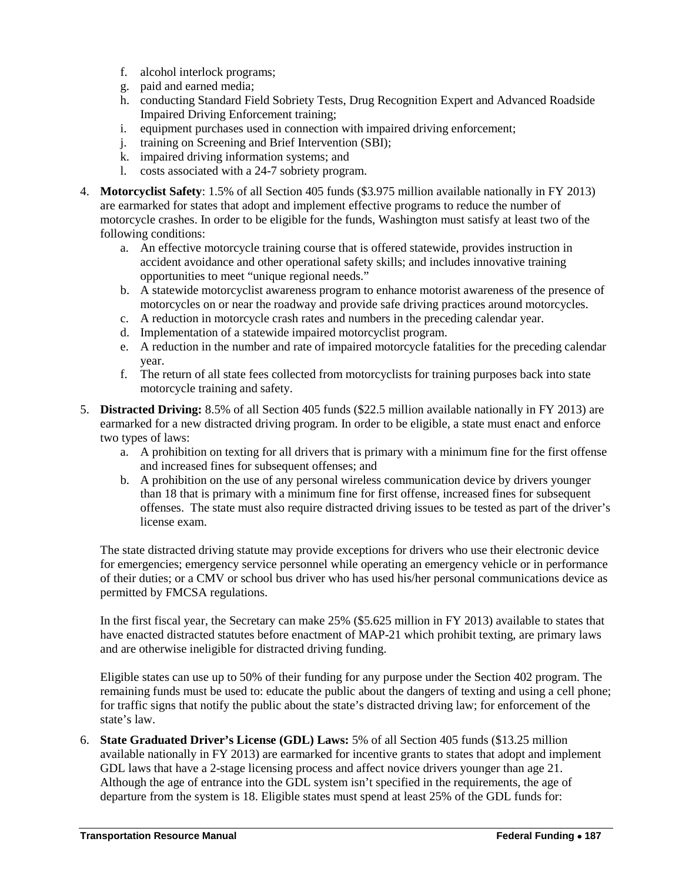f. alcohol interlock programs;
   g. paid and earned media;
   h. conducting Standard Field Sobriety Tests, Drug Recognition Expert and Advanced Roadside Impaired Driving Enforcement training;
   i. equipment purchases used in connection with impaired driving enforcement;
   j. training on Screening and Brief Intervention (SBI);
   k. impaired driving information systems; and
   l. costs associated with a 24-7 sobriety program.

4. **Motorcyclist Safety**: 1.5% of all Section 405 funds ($3.975 million available nationally in FY 2013) are earmarked for states that adopt and implement effective programs to reduce the number of motorcycle crashes. In order to be eligible for the funds, Washington must satisfy at least two of the following conditions:
   a. An effective motorcycle training course that is offered statewide, provides instruction in accident avoidance and other operational safety skills; and includes innovative training opportunities to meet "unique regional needs."
   b. A statewide motorcyclist awareness program to enhance motorist awareness of the presence of motorcycles on or near the roadway and provide safe driving practices around motorcycles.
   c. A reduction in motorcycle crash rates and numbers in the preceding calendar year.
   d. Implementation of a statewide impaired motorcyclist program.
   e. A reduction in the number and rate of impaired motorcycle fatalities for the preceding calendar year.
   f. The return of all state fees collected from motorcyclists for training purposes back into state motorcycle training and safety.

5. **Distracted Driving:** 8.5% of all Section 405 funds ($22.5 million available nationally in FY 2013) are earmarked for a new distracted driving program. In order to be eligible, a state must enact and enforce two types of laws:
   a. A prohibition on texting for all drivers that is primary with a minimum fine for the first offense and increased fines for subsequent offenses; and
   b. A prohibition on the use of any personal wireless communication device by drivers younger than 18 that is primary with a minimum fine for first offense, increased fines for subsequent offenses. The state must also require distracted driving issues to be tested as part of the driver's license exam.

   The state distracted driving statute may provide exceptions for drivers who use their electronic device for emergencies; emergency service personnel while operating an emergency vehicle or in performance of their duties; or a CMV or school bus driver who has used his/her personal communications device as permitted by FMCSA regulations.

   In the first fiscal year, the Secretary can make 25% ($5.625 million in FY 2013) available to states that have enacted distracted statutes before enactment of MAP-21 which prohibit texting, are primary laws and are otherwise ineligible for distracted driving funding.

   Eligible states can use up to 50% of their funding for any purpose under the Section 402 program. The remaining funds must be used to: educate the public about the dangers of texting and using a cell phone; for traffic signs that notify the public about the state's distracted driving law; for enforcement of the state's law.

6. **State Graduated Driver's License (GDL) Laws:** 5% of all Section 405 funds ($13.25 million available nationally in FY 2013) are earmarked for incentive grants to states that adopt and implement GDL laws that have a 2-stage licensing process and affect novice drivers younger than age 21. Although the age of entrance into the GDL system isn't specified in the requirements, the age of departure from the system is 18. Eligible states must spend at least 25% of the GDL funds for: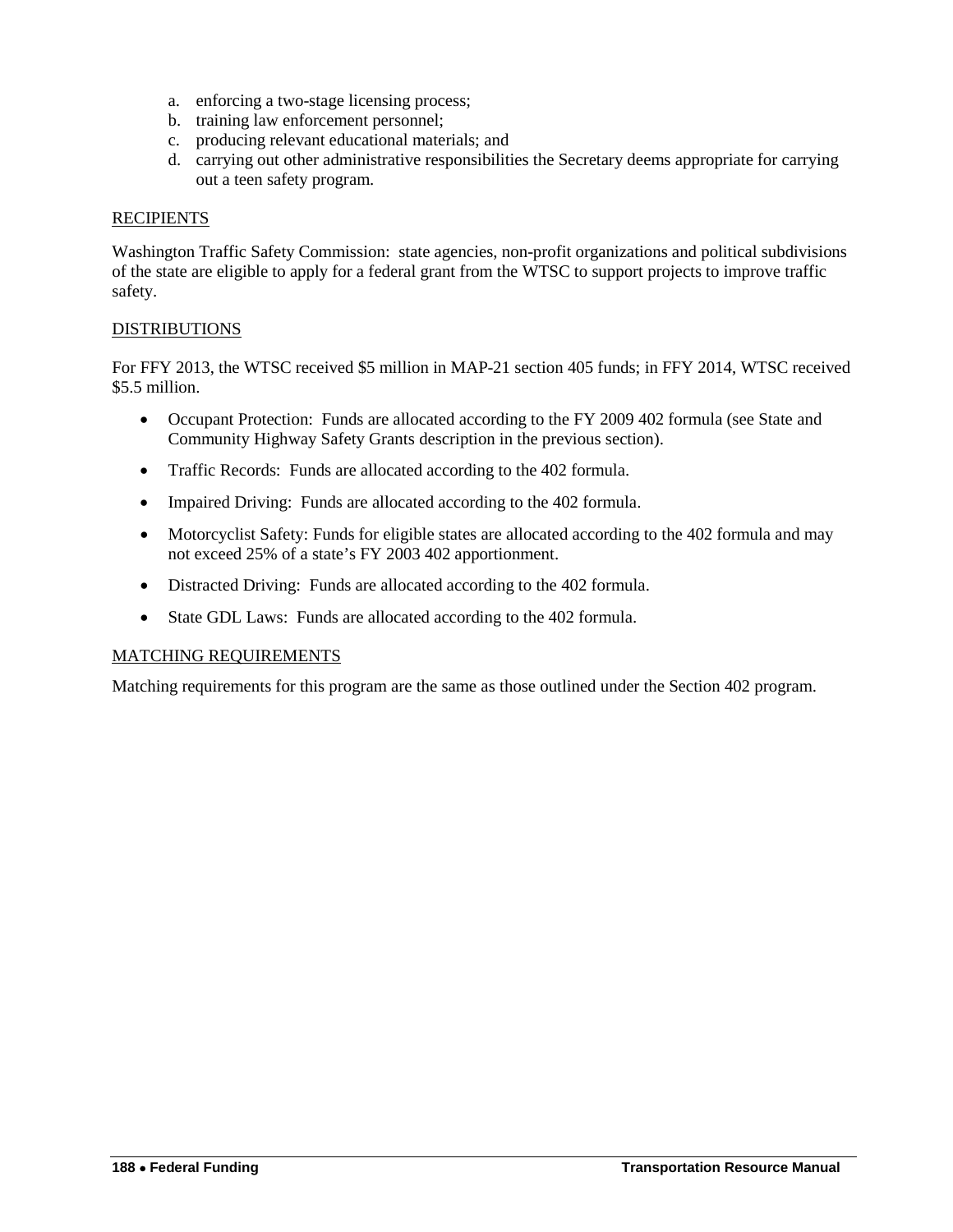a. enforcing a two-stage licensing process;
b. training law enforcement personnel;
c. producing relevant educational materials; and
d. carrying out other administrative responsibilities the Secretary deems appropriate for carrying out a teen safety program.

RECIPIENTS

Washington Traffic Safety Commission: state agencies, non-profit organizations and political subdivisions of the state are eligible to apply for a federal grant from the WTSC to support projects to improve traffic safety.

DISTRIBUTIONS

For FFY 2013, the WTSC received $5 million in MAP-21 section 405 funds; in FFY 2014, WTSC received $5.5 million.

- Occupant Protection: Funds are allocated according to the FY 2009 402 formula (see State and Community Highway Safety Grants description in the previous section).
- Traffic Records: Funds are allocated according to the 402 formula.
- Impaired Driving: Funds are allocated according to the 402 formula.
- Motorcyclist Safety: Funds for eligible states are allocated according to the 402 formula and may not exceed 25% of a state's FY 2003 402 apportionment.
- Distracted Driving: Funds are allocated according to the 402 formula.
- State GDL Laws: Funds are allocated according to the 402 formula.

MATCHING REQUIREMENTS

Matching requirements for this program are the same as those outlined under the Section 402 program.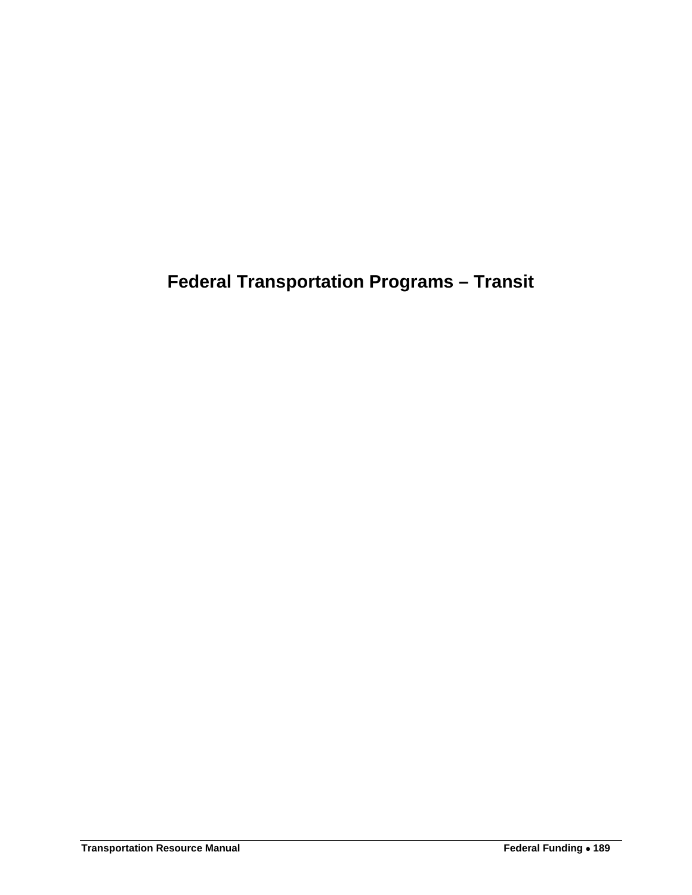# Federal Transportation Programs – Transit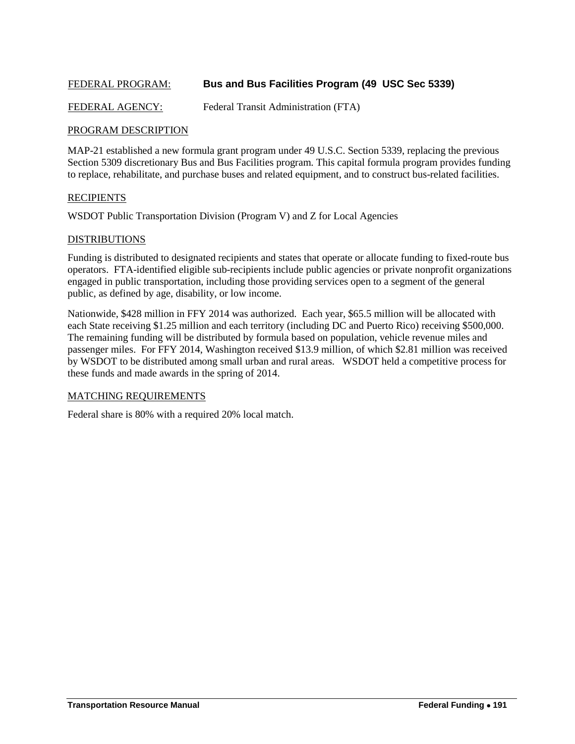FEDERAL PROGRAM: **Bus and Bus Facilities Program (49 USC Sec 5339)**

FEDERAL AGENCY: Federal Transit Administration (FTA)

## PROGRAM DESCRIPTION

MAP-21 established a new formula grant program under 49 U.S.C. Section 5339, replacing the previous Section 5309 discretionary Bus and Bus Facilities program. This capital formula program provides funding to replace, rehabilitate, and purchase buses and related equipment, and to construct bus-related facilities.

## RECIPIENTS

WSDOT Public Transportation Division (Program V) and Z for Local Agencies

## DISTRIBUTIONS

Funding is distributed to designated recipients and states that operate or allocate funding to fixed-route bus operators. FTA-identified eligible sub-recipients include public agencies or private nonprofit organizations engaged in public transportation, including those providing services open to a segment of the general public, as defined by age, disability, or low income.

Nationwide, $428 million in FFY 2014 was authorized. Each year, $65.5 million will be allocated with each State receiving $1.25 million and each territory (including DC and Puerto Rico) receiving $500,000. The remaining funding will be distributed by formula based on population, vehicle revenue miles and passenger miles. For FFY 2014, Washington received $13.9 million, of which $2.81 million was received by WSDOT to be distributed among small urban and rural areas. WSDOT held a competitive process for these funds and made awards in the spring of 2014.

## MATCHING REQUIREMENTS

Federal share is 80% with a required 20% local match.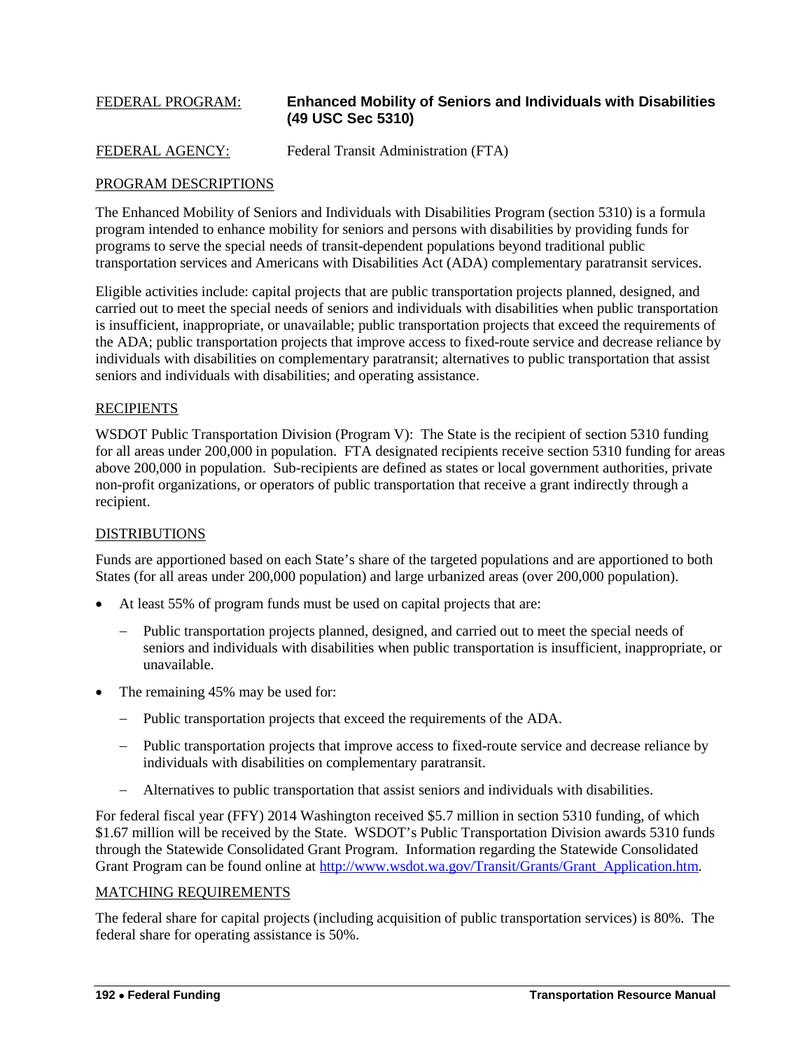FEDERAL PROGRAM: **Enhanced Mobility of Seniors and Individuals with Disabilities (49 USC Sec 5310)**

FEDERAL AGENCY: Federal Transit Administration (FTA)

## PROGRAM DESCRIPTIONS

The Enhanced Mobility of Seniors and Individuals with Disabilities Program (section 5310) is a formula program intended to enhance mobility for seniors and persons with disabilities by providing funds for programs to serve the special needs of transit-dependent populations beyond traditional public transportation services and Americans with Disabilities Act (ADA) complementary paratransit services.

Eligible activities include: capital projects that are public transportation projects planned, designed, and carried out to meet the special needs of seniors and individuals with disabilities when public transportation is insufficient, inappropriate, or unavailable; public transportation projects that exceed the requirements of the ADA; public transportation projects that improve access to fixed-route service and decrease reliance by individuals with disabilities on complementary paratransit; alternatives to public transportation that assist seniors and individuals with disabilities; and operating assistance.

## RECIPIENTS

WSDOT Public Transportation Division (Program V): The State is the recipient of section 5310 funding for all areas under 200,000 in population. FTA designated recipients receive section 5310 funding for areas above 200,000 in population. Sub-recipients are defined as states or local government authorities, private non-profit organizations, or operators of public transportation that receive a grant indirectly through a recipient.

## DISTRIBUTIONS

Funds are apportioned based on each State's share of the targeted populations and are apportioned to both States (for all areas under 200,000 population) and large urbanized areas (over 200,000 population).

- At least 55% of program funds must be used on capital projects that are:
  - Public transportation projects planned, designed, and carried out to meet the special needs of seniors and individuals with disabilities when public transportation is insufficient, inappropriate, or unavailable.
- The remaining 45% may be used for:
  - Public transportation projects that exceed the requirements of the ADA.
  - Public transportation projects that improve access to fixed-route service and decrease reliance by individuals with disabilities on complementary paratransit.
  - Alternatives to public transportation that assist seniors and individuals with disabilities.

For federal fiscal year (FFY) 2014 Washington received $5.7 million in section 5310 funding, of which $1.67 million will be received by the State. WSDOT's Public Transportation Division awards 5310 funds through the Statewide Consolidated Grant Program. Information regarding the Statewide Consolidated Grant Program can be found online at http://www.wsdot.wa.gov/Transit/Grants/Grant_Application.htm.

## MATCHING REQUIREMENTS

The federal share for capital projects (including acquisition of public transportation services) is 80%. The federal share for operating assistance is 50%.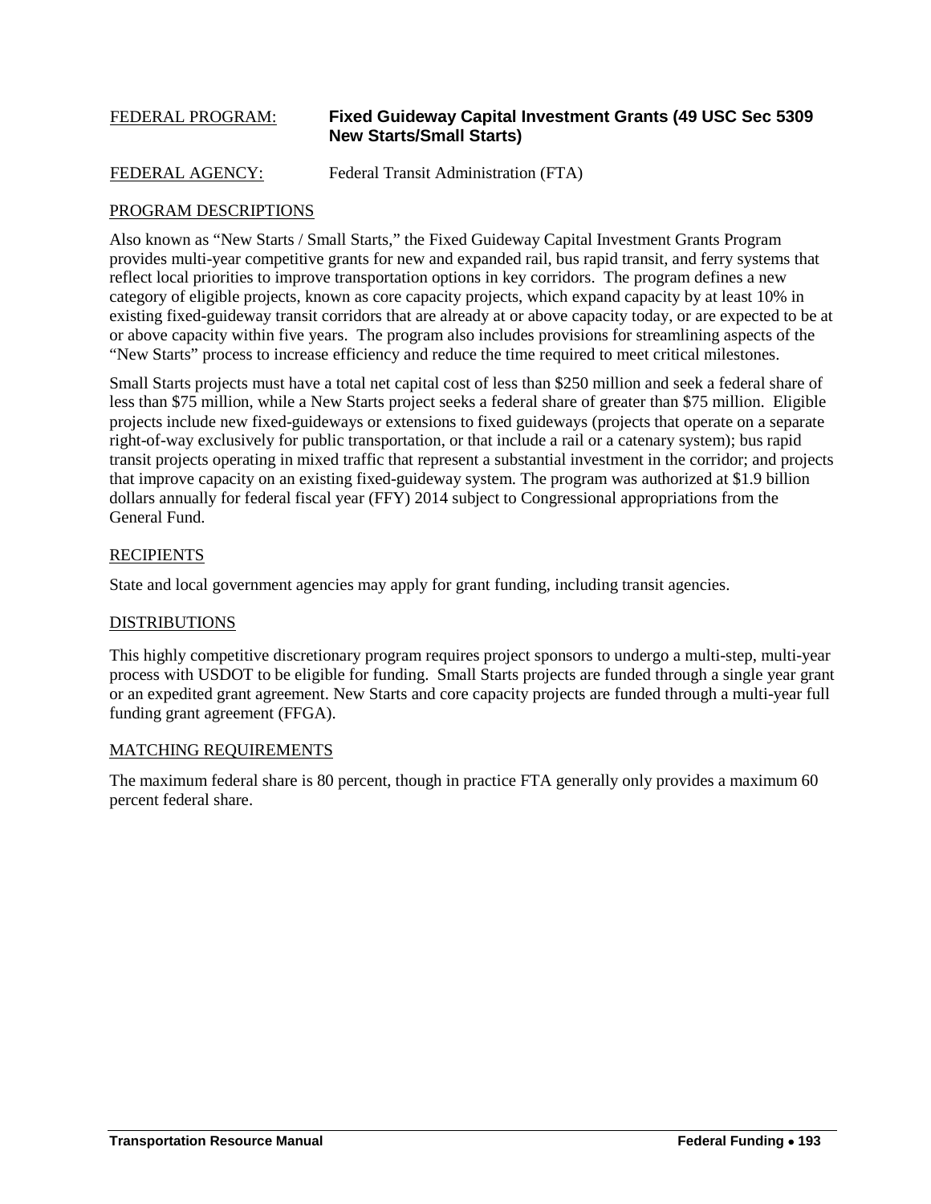FEDERAL PROGRAM: **Fixed Guideway Capital Investment Grants (49 USC Sec 5309 New Starts/Small Starts)**

FEDERAL AGENCY: Federal Transit Administration (FTA)

PROGRAM DESCRIPTIONS

Also known as "New Starts / Small Starts," the Fixed Guideway Capital Investment Grants Program provides multi-year competitive grants for new and expanded rail, bus rapid transit, and ferry systems that reflect local priorities to improve transportation options in key corridors. The program defines a new category of eligible projects, known as core capacity projects, which expand capacity by at least 10% in existing fixed-guideway transit corridors that are already at or above capacity today, or are expected to be at or above capacity within five years. The program also includes provisions for streamlining aspects of the "New Starts" process to increase efficiency and reduce the time required to meet critical milestones.

Small Starts projects must have a total net capital cost of less than $250 million and seek a federal share of less than $75 million, while a New Starts project seeks a federal share of greater than $75 million. Eligible projects include new fixed-guideways or extensions to fixed guideways (projects that operate on a separate right-of-way exclusively for public transportation, or that include a rail or a catenary system); bus rapid transit projects operating in mixed traffic that represent a substantial investment in the corridor; and projects that improve capacity on an existing fixed-guideway system. The program was authorized at $1.9 billion dollars annually for federal fiscal year (FFY) 2014 subject to Congressional appropriations from the General Fund.

RECIPIENTS

State and local government agencies may apply for grant funding, including transit agencies.

DISTRIBUTIONS

This highly competitive discretionary program requires project sponsors to undergo a multi-step, multi-year process with USDOT to be eligible for funding. Small Starts projects are funded through a single year grant or an expedited grant agreement. New Starts and core capacity projects are funded through a multi-year full funding grant agreement (FFGA).

MATCHING REQUIREMENTS

The maximum federal share is 80 percent, though in practice FTA generally only provides a maximum 60 percent federal share.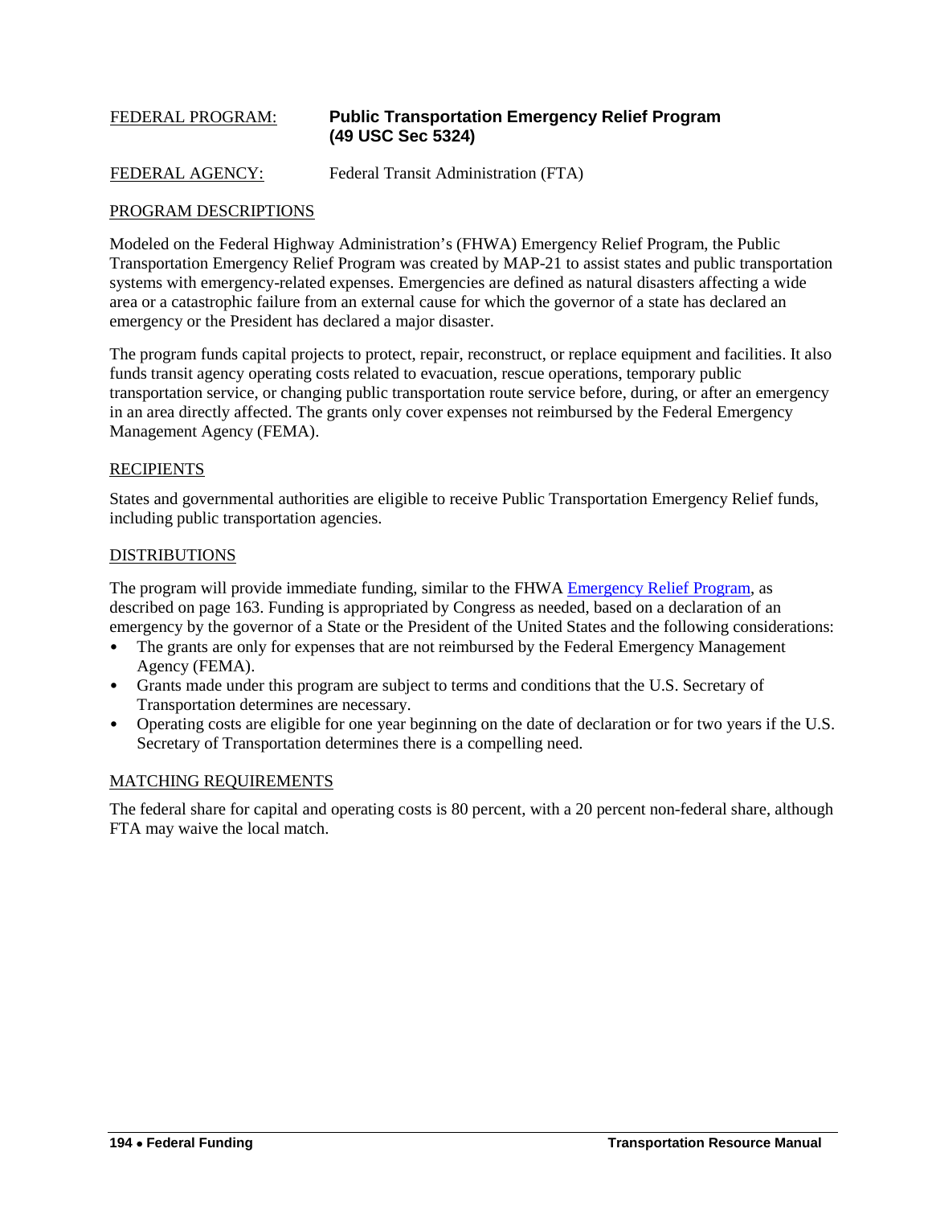FEDERAL PROGRAM: **Public Transportation Emergency Relief Program (49 USC Sec 5324)**

FEDERAL AGENCY: Federal Transit Administration (FTA)

## PROGRAM DESCRIPTIONS

Modeled on the Federal Highway Administration's (FHWA) Emergency Relief Program, the Public Transportation Emergency Relief Program was created by MAP-21 to assist states and public transportation systems with emergency-related expenses. Emergencies are defined as natural disasters affecting a wide area or a catastrophic failure from an external cause for which the governor of a state has declared an emergency or the President has declared a major disaster.

The program funds capital projects to protect, repair, reconstruct, or replace equipment and facilities. It also funds transit agency operating costs related to evacuation, rescue operations, temporary public transportation service, or changing public transportation route service before, during, or after an emergency in an area directly affected. The grants only cover expenses not reimbursed by the Federal Emergency Management Agency (FEMA).

## RECIPIENTS

States and governmental authorities are eligible to receive Public Transportation Emergency Relief funds, including public transportation agencies.

## DISTRIBUTIONS

The program will provide immediate funding, similar to the FHWA Emergency Relief Program, as described on page 163. Funding is appropriated by Congress as needed, based on a declaration of an emergency by the governor of a State or the President of the United States and the following considerations:

- The grants are only for expenses that are not reimbursed by the Federal Emergency Management Agency (FEMA).
- Grants made under this program are subject to terms and conditions that the U.S. Secretary of Transportation determines are necessary.
- Operating costs are eligible for one year beginning on the date of declaration or for two years if the U.S. Secretary of Transportation determines there is a compelling need.

## MATCHING REQUIREMENTS

The federal share for capital and operating costs is 80 percent, with a 20 percent non-federal share, although FTA may waive the local match.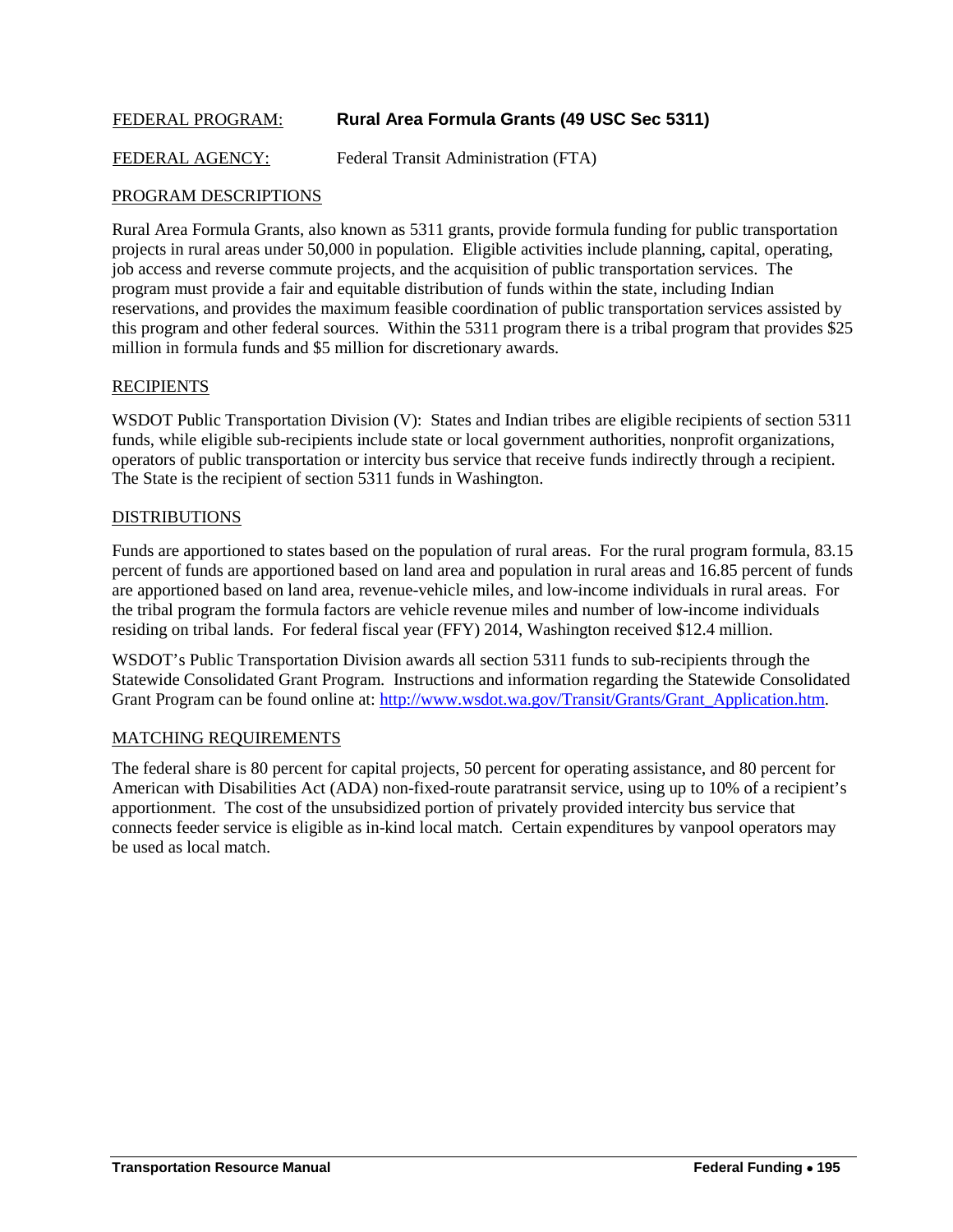FEDERAL PROGRAM: **Rural Area Formula Grants (49 USC Sec 5311)**

FEDERAL AGENCY: Federal Transit Administration (FTA)

PROGRAM DESCRIPTIONS

Rural Area Formula Grants, also known as 5311 grants, provide formula funding for public transportation projects in rural areas under 50,000 in population. Eligible activities include planning, capital, operating, job access and reverse commute projects, and the acquisition of public transportation services. The program must provide a fair and equitable distribution of funds within the state, including Indian reservations, and provides the maximum feasible coordination of public transportation services assisted by this program and other federal sources. Within the 5311 program there is a tribal program that provides $25 million in formula funds and $5 million for discretionary awards.

RECIPIENTS

WSDOT Public Transportation Division (V): States and Indian tribes are eligible recipients of section 5311 funds, while eligible sub-recipients include state or local government authorities, nonprofit organizations, operators of public transportation or intercity bus service that receive funds indirectly through a recipient. The State is the recipient of section 5311 funds in Washington.

DISTRIBUTIONS

Funds are apportioned to states based on the population of rural areas. For the rural program formula, 83.15 percent of funds are apportioned based on land area and population in rural areas and 16.85 percent of funds are apportioned based on land area, revenue-vehicle miles, and low-income individuals in rural areas. For the tribal program the formula factors are vehicle revenue miles and number of low-income individuals residing on tribal lands. For federal fiscal year (FFY) 2014, Washington received $12.4 million.

WSDOT's Public Transportation Division awards all section 5311 funds to sub-recipients through the Statewide Consolidated Grant Program. Instructions and information regarding the Statewide Consolidated Grant Program can be found online at: http://www.wsdot.wa.gov/Transit/Grants/Grant_Application.htm.

MATCHING REQUIREMENTS

The federal share is 80 percent for capital projects, 50 percent for operating assistance, and 80 percent for American with Disabilities Act (ADA) non-fixed-route paratransit service, using up to 10% of a recipient's apportionment. The cost of the unsubsidized portion of privately provided intercity bus service that connects feeder service is eligible as in-kind local match. Certain expenditures by vanpool operators may be used as local match.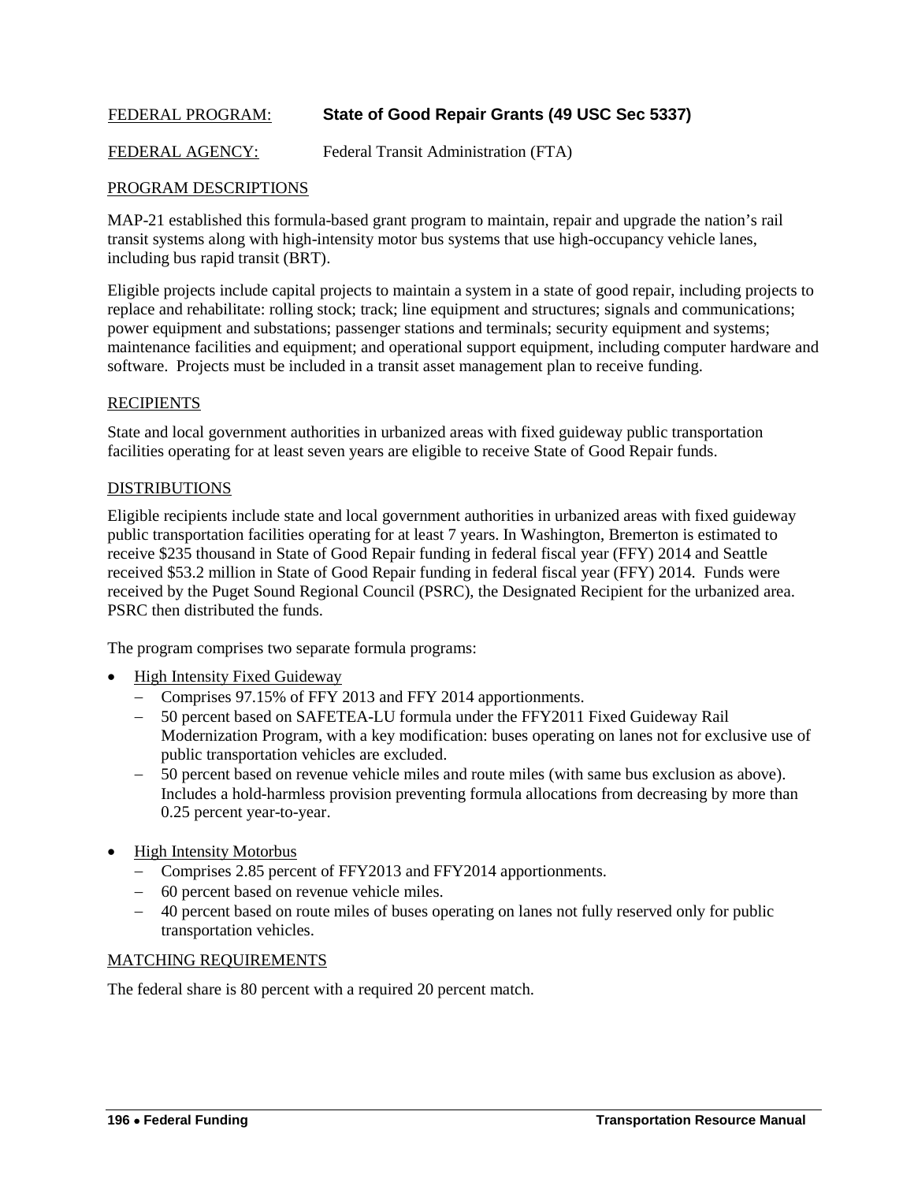FEDERAL PROGRAM: **State of Good Repair Grants (49 USC Sec 5337)**

FEDERAL AGENCY: Federal Transit Administration (FTA)

## PROGRAM DESCRIPTIONS

MAP-21 established this formula-based grant program to maintain, repair and upgrade the nation's rail transit systems along with high-intensity motor bus systems that use high-occupancy vehicle lanes, including bus rapid transit (BRT).

Eligible projects include capital projects to maintain a system in a state of good repair, including projects to replace and rehabilitate: rolling stock; track; line equipment and structures; signals and communications; power equipment and substations; passenger stations and terminals; security equipment and systems; maintenance facilities and equipment; and operational support equipment, including computer hardware and software. Projects must be included in a transit asset management plan to receive funding.

## RECIPIENTS

State and local government authorities in urbanized areas with fixed guideway public transportation facilities operating for at least seven years are eligible to receive State of Good Repair funds.

## DISTRIBUTIONS

Eligible recipients include state and local government authorities in urbanized areas with fixed guideway public transportation facilities operating for at least 7 years. In Washington, Bremerton is estimated to receive $235 thousand in State of Good Repair funding in federal fiscal year (FFY) 2014 and Seattle received $53.2 million in State of Good Repair funding in federal fiscal year (FFY) 2014. Funds were received by the Puget Sound Regional Council (PSRC), the Designated Recipient for the urbanized area. PSRC then distributed the funds.

The program comprises two separate formula programs:

- High Intensity Fixed Guideway
  - Comprises 97.15% of FFY 2013 and FFY 2014 apportionments.
  - 50 percent based on SAFETEA-LU formula under the FFY2011 Fixed Guideway Rail Modernization Program, with a key modification: buses operating on lanes not for exclusive use of public transportation vehicles are excluded.
  - 50 percent based on revenue vehicle miles and route miles (with same bus exclusion as above). Includes a hold-harmless provision preventing formula allocations from decreasing by more than 0.25 percent year-to-year.
- High Intensity Motorbus
  - Comprises 2.85 percent of FFY2013 and FFY2014 apportionments.
  - 60 percent based on revenue vehicle miles.
  - 40 percent based on route miles of buses operating on lanes not fully reserved only for public transportation vehicles.

## MATCHING REQUIREMENTS

The federal share is 80 percent with a required 20 percent match.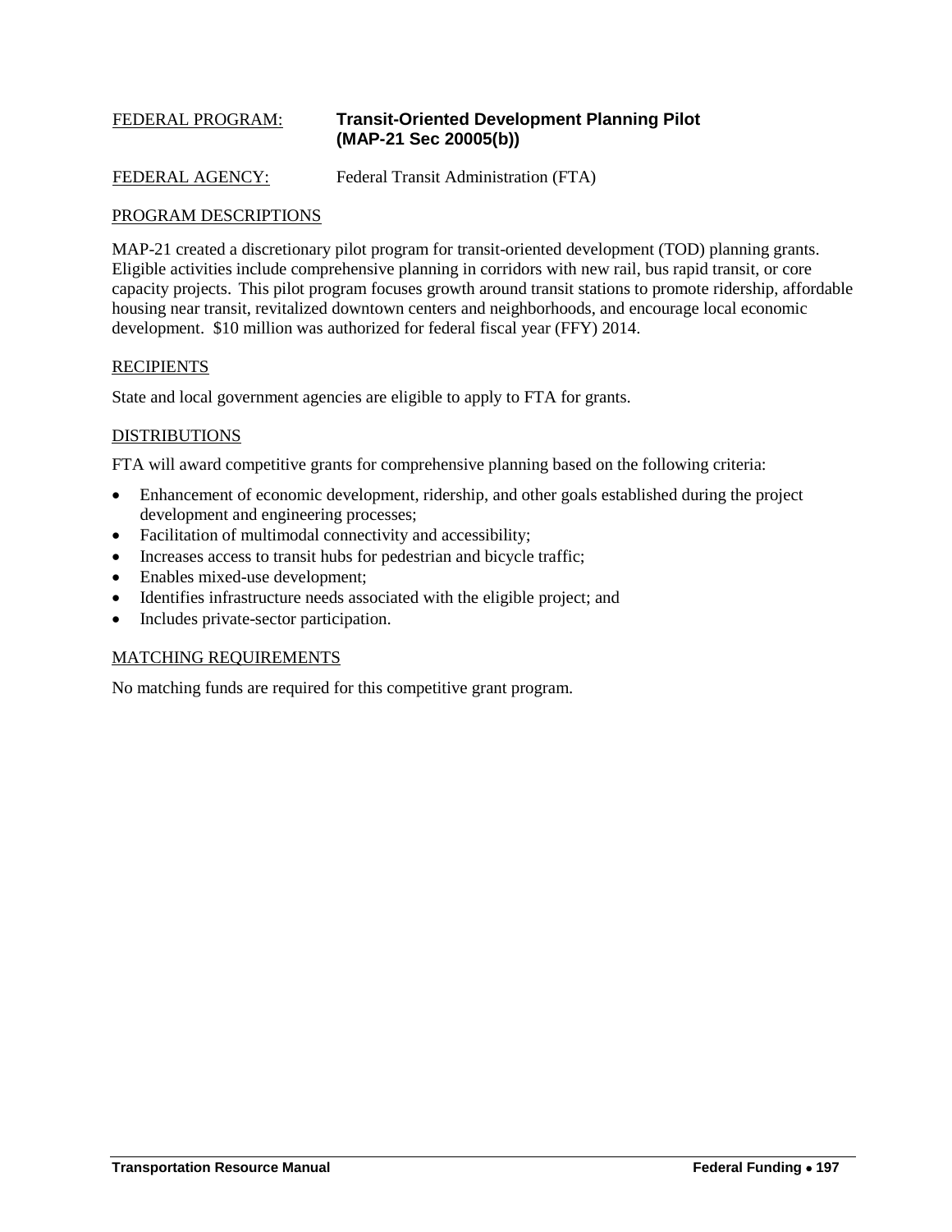FEDERAL PROGRAM: **Transit-Oriented Development Planning Pilot (MAP-21 Sec 20005(b))**

FEDERAL AGENCY: Federal Transit Administration (FTA)

## PROGRAM DESCRIPTIONS

MAP-21 created a discretionary pilot program for transit-oriented development (TOD) planning grants. Eligible activities include comprehensive planning in corridors with new rail, bus rapid transit, or core capacity projects. This pilot program focuses growth around transit stations to promote ridership, affordable housing near transit, revitalized downtown centers and neighborhoods, and encourage local economic development. $10 million was authorized for federal fiscal year (FFY) 2014.

## RECIPIENTS

State and local government agencies are eligible to apply to FTA for grants.

## DISTRIBUTIONS

FTA will award competitive grants for comprehensive planning based on the following criteria:

- Enhancement of economic development, ridership, and other goals established during the project development and engineering processes;
- Facilitation of multimodal connectivity and accessibility;
- Increases access to transit hubs for pedestrian and bicycle traffic;
- Enables mixed-use development;
- Identifies infrastructure needs associated with the eligible project; and
- Includes private-sector participation.

## MATCHING REQUIREMENTS

No matching funds are required for this competitive grant program.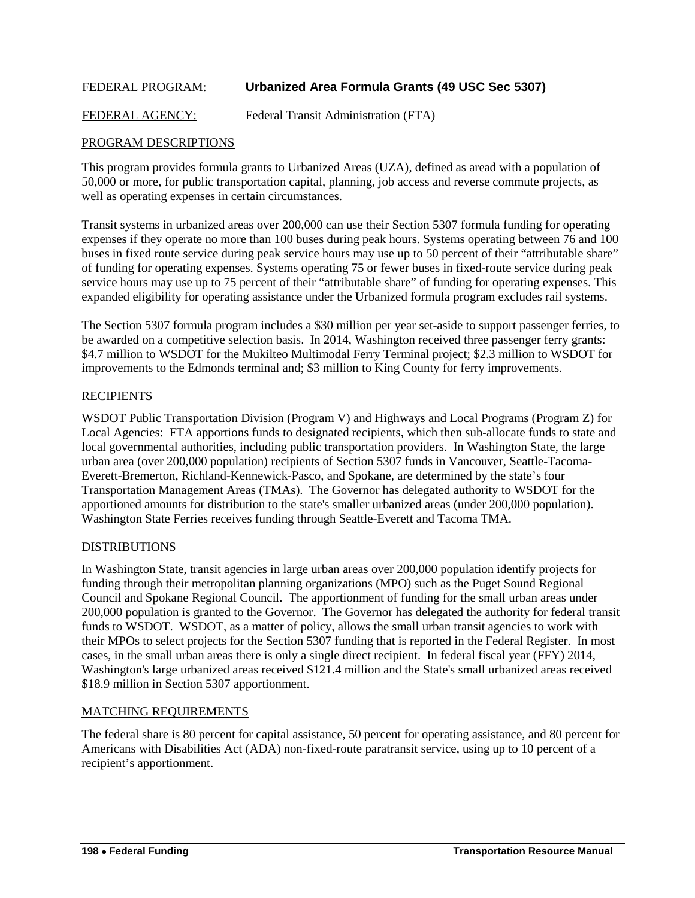FEDERAL PROGRAM: **Urbanized Area Formula Grants (49 USC Sec 5307)**

FEDERAL AGENCY: Federal Transit Administration (FTA)

## PROGRAM DESCRIPTIONS

This program provides formula grants to Urbanized Areas (UZA), defined as aread with a population of 50,000 or more, for public transportation capital, planning, job access and reverse commute projects, as well as operating expenses in certain circumstances.

Transit systems in urbanized areas over 200,000 can use their Section 5307 formula funding for operating expenses if they operate no more than 100 buses during peak hours. Systems operating between 76 and 100 buses in fixed route service during peak service hours may use up to 50 percent of their "attributable share" of funding for operating expenses. Systems operating 75 or fewer buses in fixed-route service during peak service hours may use up to 75 percent of their "attributable share" of funding for operating expenses. This expanded eligibility for operating assistance under the Urbanized formula program excludes rail systems.

The Section 5307 formula program includes a $30 million per year set-aside to support passenger ferries, to be awarded on a competitive selection basis. In 2014, Washington received three passenger ferry grants: $4.7 million to WSDOT for the Mukilteo Multimodal Ferry Terminal project; $2.3 million to WSDOT for improvements to the Edmonds terminal and; $3 million to King County for ferry improvements.

## RECIPIENTS

WSDOT Public Transportation Division (Program V) and Highways and Local Programs (Program Z) for Local Agencies: FTA apportions funds to designated recipients, which then sub-allocate funds to state and local governmental authorities, including public transportation providers. In Washington State, the large urban area (over 200,000 population) recipients of Section 5307 funds in Vancouver, Seattle-Tacoma-Everett-Bremerton, Richland-Kennewick-Pasco, and Spokane, are determined by the state's four Transportation Management Areas (TMAs). The Governor has delegated authority to WSDOT for the apportioned amounts for distribution to the state's smaller urbanized areas (under 200,000 population). Washington State Ferries receives funding through Seattle-Everett and Tacoma TMA.

## DISTRIBUTIONS

In Washington State, transit agencies in large urban areas over 200,000 population identify projects for funding through their metropolitan planning organizations (MPO) such as the Puget Sound Regional Council and Spokane Regional Council. The apportionment of funding for the small urban areas under 200,000 population is granted to the Governor. The Governor has delegated the authority for federal transit funds to WSDOT. WSDOT, as a matter of policy, allows the small urban transit agencies to work with their MPOs to select projects for the Section 5307 funding that is reported in the Federal Register. In most cases, in the small urban areas there is only a single direct recipient. In federal fiscal year (FFY) 2014, Washington's large urbanized areas received $121.4 million and the State's small urbanized areas received $18.9 million in Section 5307 apportionment.

## MATCHING REQUIREMENTS

The federal share is 80 percent for capital assistance, 50 percent for operating assistance, and 80 percent for Americans with Disabilities Act (ADA) non-fixed-route paratransit service, using up to 10 percent of a recipient's apportionment.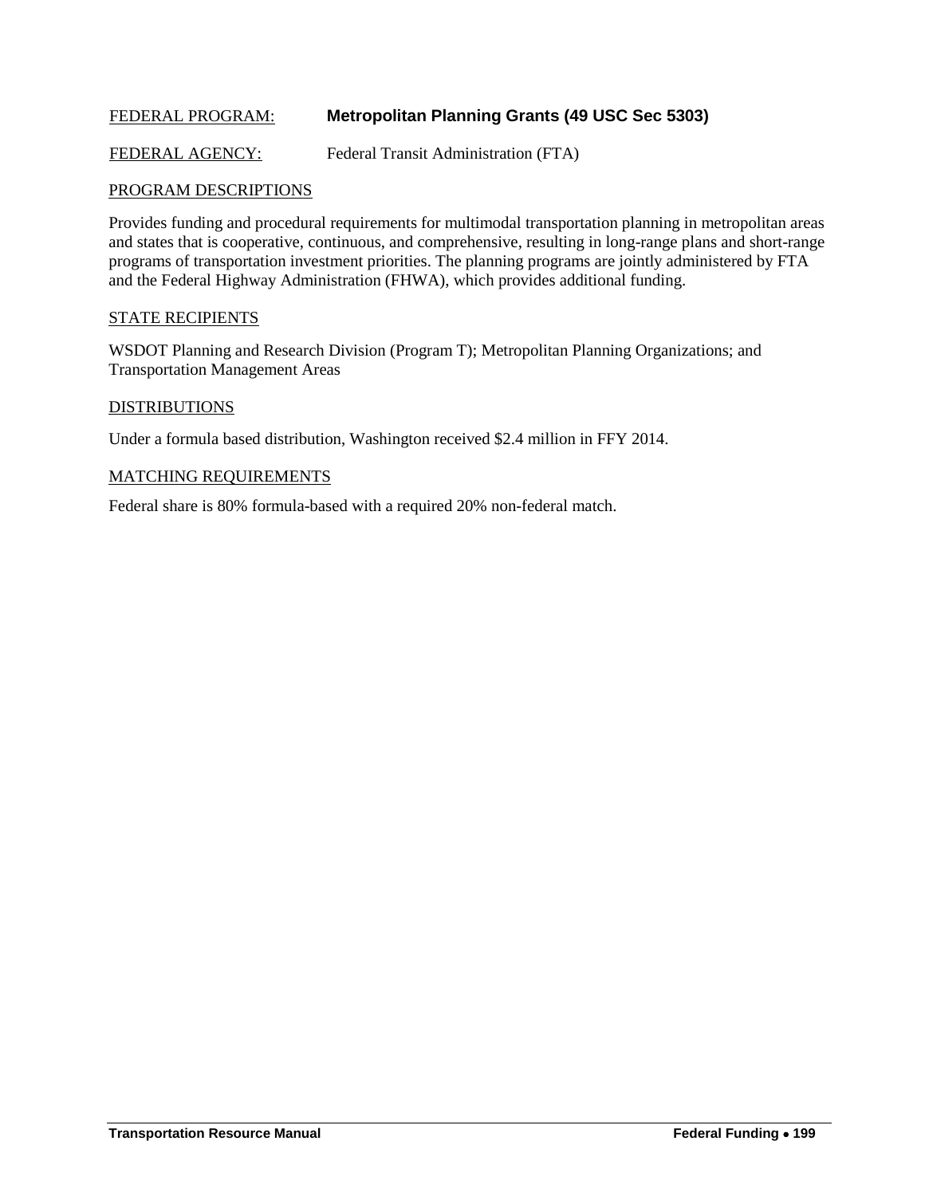FEDERAL PROGRAM: **Metropolitan Planning Grants (49 USC Sec 5303)**

FEDERAL AGENCY: Federal Transit Administration (FTA)

PROGRAM DESCRIPTIONS

Provides funding and procedural requirements for multimodal transportation planning in metropolitan areas and states that is cooperative, continuous, and comprehensive, resulting in long-range plans and short-range programs of transportation investment priorities. The planning programs are jointly administered by FTA and the Federal Highway Administration (FHWA), which provides additional funding.

STATE RECIPIENTS

WSDOT Planning and Research Division (Program T); Metropolitan Planning Organizations; and Transportation Management Areas

DISTRIBUTIONS

Under a formula based distribution, Washington received $2.4 million in FFY 2014.

MATCHING REQUIREMENTS

Federal share is 80% formula-based with a required 20% non-federal match.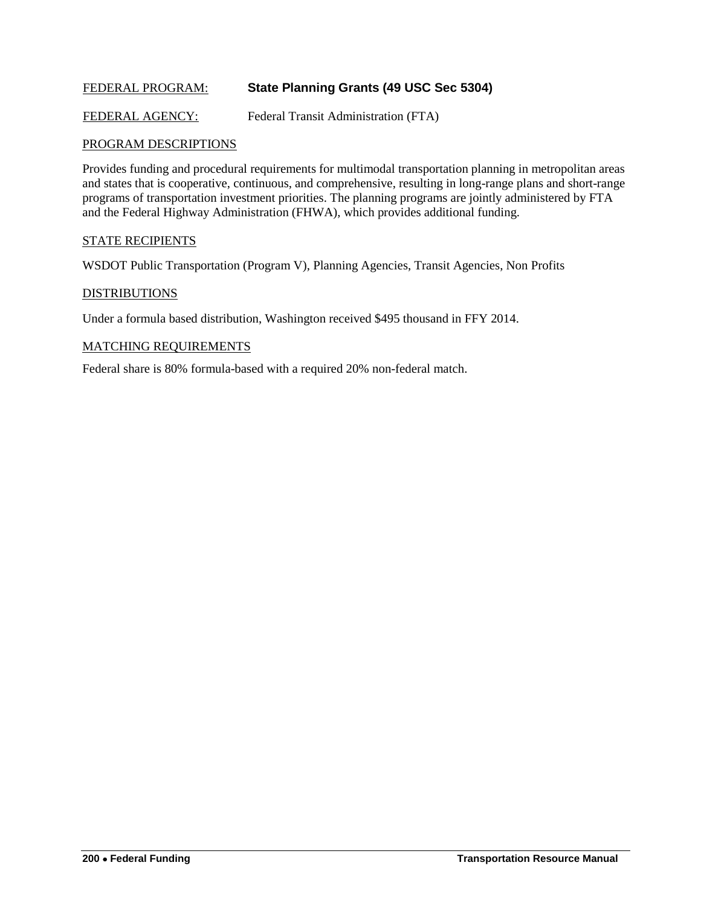FEDERAL PROGRAM: **State Planning Grants (49 USC Sec 5304)**

FEDERAL AGENCY: Federal Transit Administration (FTA)

PROGRAM DESCRIPTIONS

Provides funding and procedural requirements for multimodal transportation planning in metropolitan areas and states that is cooperative, continuous, and comprehensive, resulting in long-range plans and short-range programs of transportation investment priorities. The planning programs are jointly administered by FTA and the Federal Highway Administration (FHWA), which provides additional funding.

STATE RECIPIENTS

WSDOT Public Transportation (Program V), Planning Agencies, Transit Agencies, Non Profits

DISTRIBUTIONS

Under a formula based distribution, Washington received $495 thousand in FFY 2014.

MATCHING REQUIREMENTS

Federal share is 80% formula-based with a required 20% non-federal match.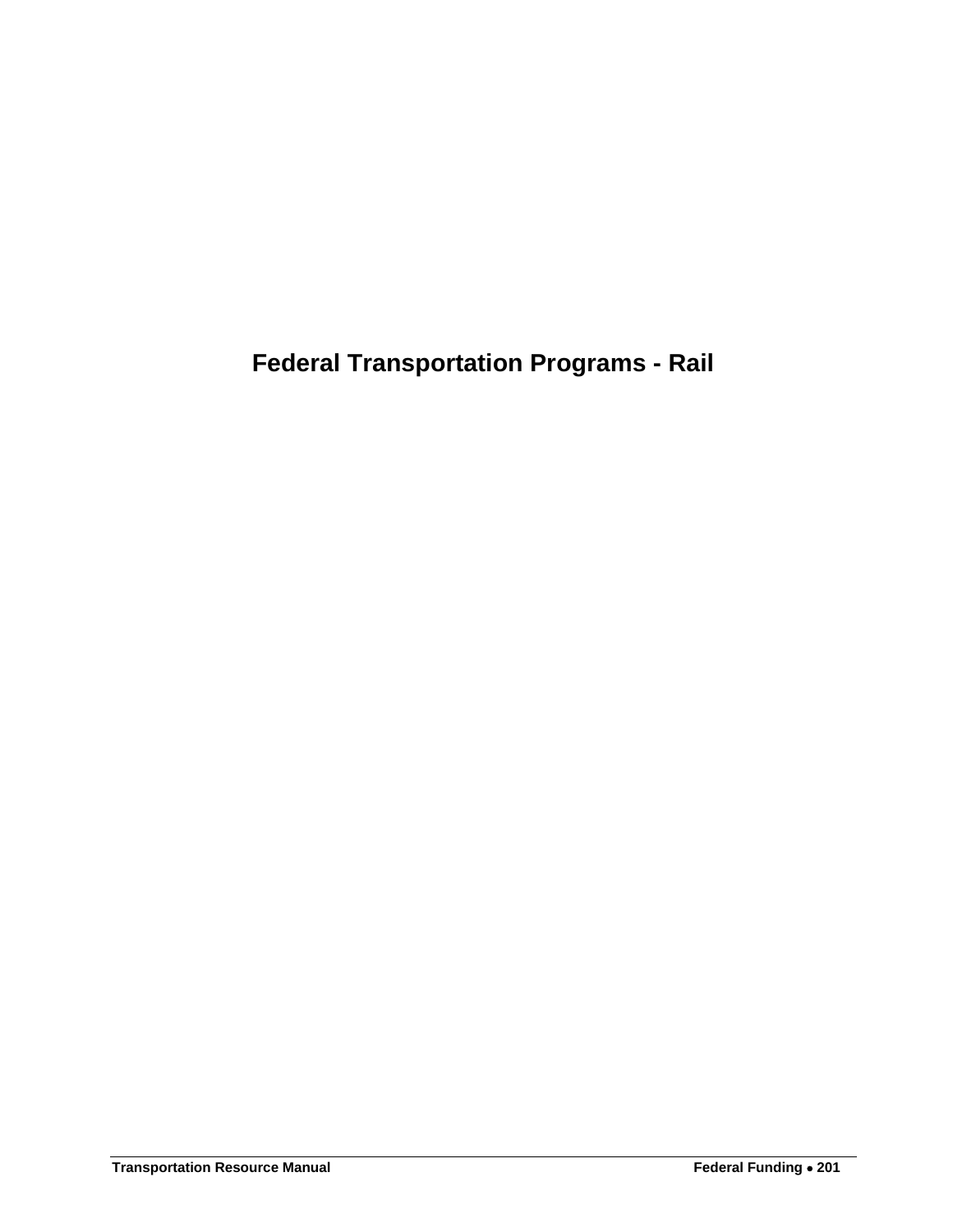# Federal Transportation Programs - Rail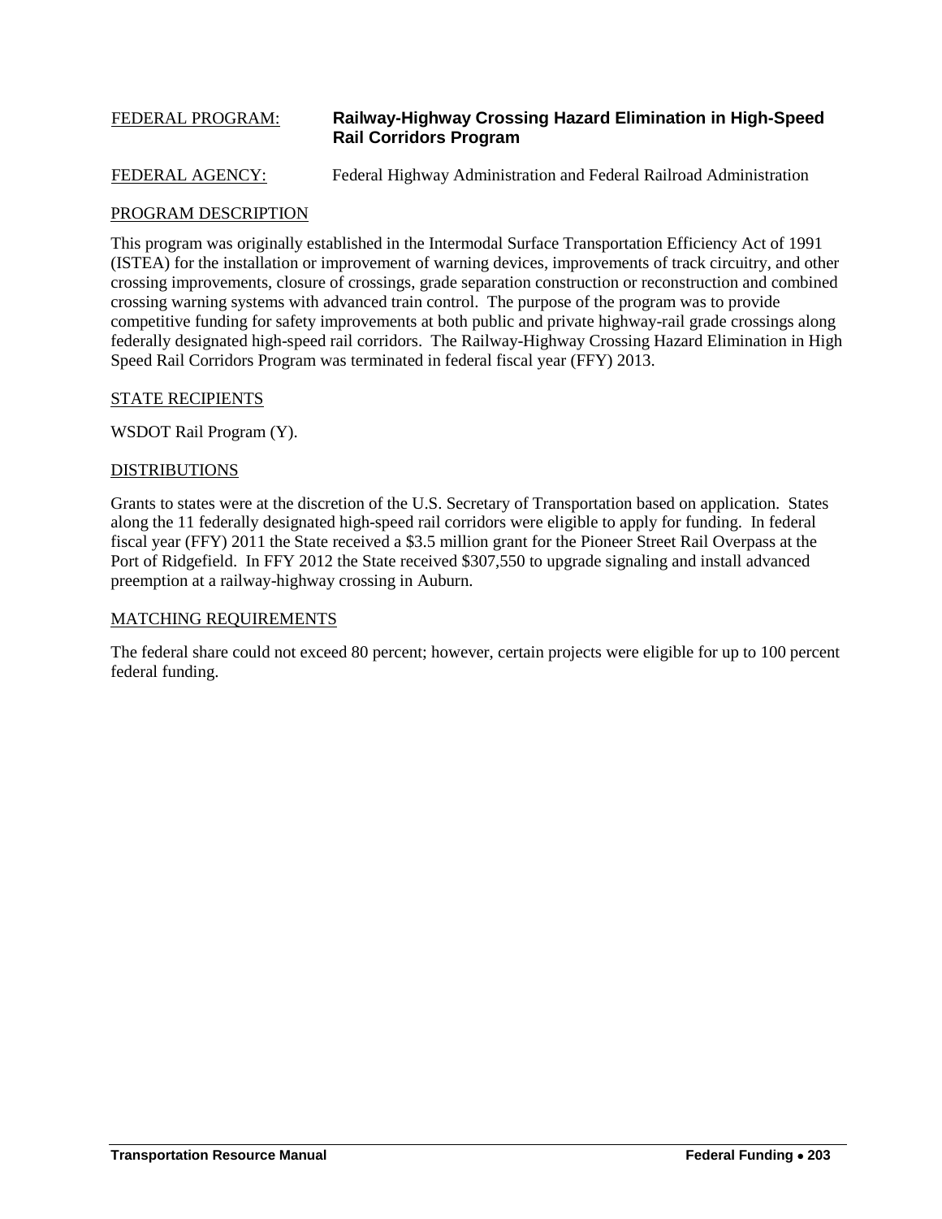FEDERAL PROGRAM: **Railway-Highway Crossing Hazard Elimination in High-Speed Rail Corridors Program**

FEDERAL AGENCY: Federal Highway Administration and Federal Railroad Administration

## PROGRAM DESCRIPTION

This program was originally established in the Intermodal Surface Transportation Efficiency Act of 1991 (ISTEA) for the installation or improvement of warning devices, improvements of track circuitry, and other crossing improvements, closure of crossings, grade separation construction or reconstruction and combined crossing warning systems with advanced train control. The purpose of the program was to provide competitive funding for safety improvements at both public and private highway-rail grade crossings along federally designated high-speed rail corridors. The Railway-Highway Crossing Hazard Elimination in High Speed Rail Corridors Program was terminated in federal fiscal year (FFY) 2013.

## STATE RECIPIENTS

WSDOT Rail Program (Y).

## DISTRIBUTIONS

Grants to states were at the discretion of the U.S. Secretary of Transportation based on application. States along the 11 federally designated high-speed rail corridors were eligible to apply for funding. In federal fiscal year (FFY) 2011 the State received a $3.5 million grant for the Pioneer Street Rail Overpass at the Port of Ridgefield. In FFY 2012 the State received $307,550 to upgrade signaling and install advanced preemption at a railway-highway crossing in Auburn.

## MATCHING REQUIREMENTS

The federal share could not exceed 80 percent; however, certain projects were eligible for up to 100 percent federal funding.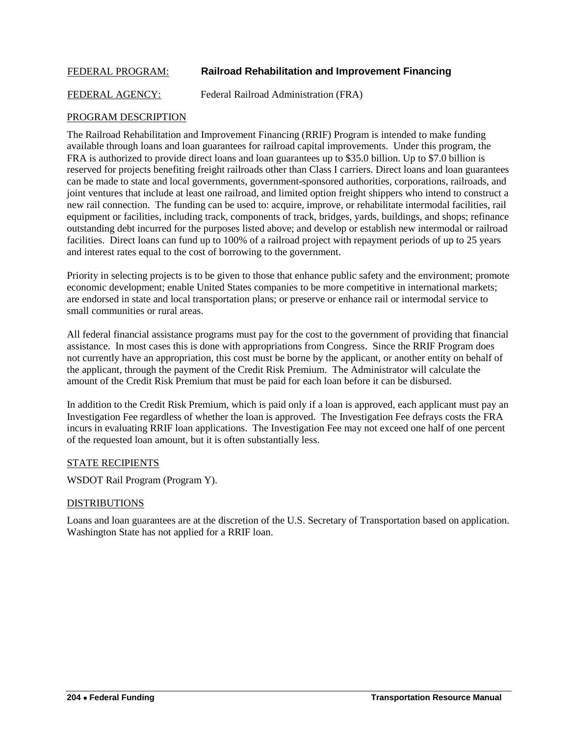FEDERAL PROGRAM: **Railroad Rehabilitation and Improvement Financing**

FEDERAL AGENCY: Federal Railroad Administration (FRA)

## PROGRAM DESCRIPTION

The Railroad Rehabilitation and Improvement Financing (RRIF) Program is intended to make funding available through loans and loan guarantees for railroad capital improvements. Under this program, the FRA is authorized to provide direct loans and loan guarantees up to $35.0 billion. Up to $7.0 billion is reserved for projects benefiting freight railroads other than Class I carriers. Direct loans and loan guarantees can be made to state and local governments, government-sponsored authorities, corporations, railroads, and joint ventures that include at least one railroad, and limited option freight shippers who intend to construct a new rail connection. The funding can be used to: acquire, improve, or rehabilitate intermodal facilities, rail equipment or facilities, including track, components of track, bridges, yards, buildings, and shops; refinance outstanding debt incurred for the purposes listed above; and develop or establish new intermodal or railroad facilities. Direct loans can fund up to 100% of a railroad project with repayment periods of up to 25 years and interest rates equal to the cost of borrowing to the government.

Priority in selecting projects is to be given to those that enhance public safety and the environment; promote economic development; enable United States companies to be more competitive in international markets; are endorsed in state and local transportation plans; or preserve or enhance rail or intermodal service to small communities or rural areas.

All federal financial assistance programs must pay for the cost to the government of providing that financial assistance. In most cases this is done with appropriations from Congress. Since the RRIF Program does not currently have an appropriation, this cost must be borne by the applicant, or another entity on behalf of the applicant, through the payment of the Credit Risk Premium. The Administrator will calculate the amount of the Credit Risk Premium that must be paid for each loan before it can be disbursed.

In addition to the Credit Risk Premium, which is paid only if a loan is approved, each applicant must pay an Investigation Fee regardless of whether the loan is approved. The Investigation Fee defrays costs the FRA incurs in evaluating RRIF loan applications. The Investigation Fee may not exceed one half of one percent of the requested loan amount, but it is often substantially less.

## STATE RECIPIENTS

WSDOT Rail Program (Program Y).

## DISTRIBUTIONS

Loans and loan guarantees are at the discretion of the U.S. Secretary of Transportation based on application. Washington State has not applied for a RRIF loan.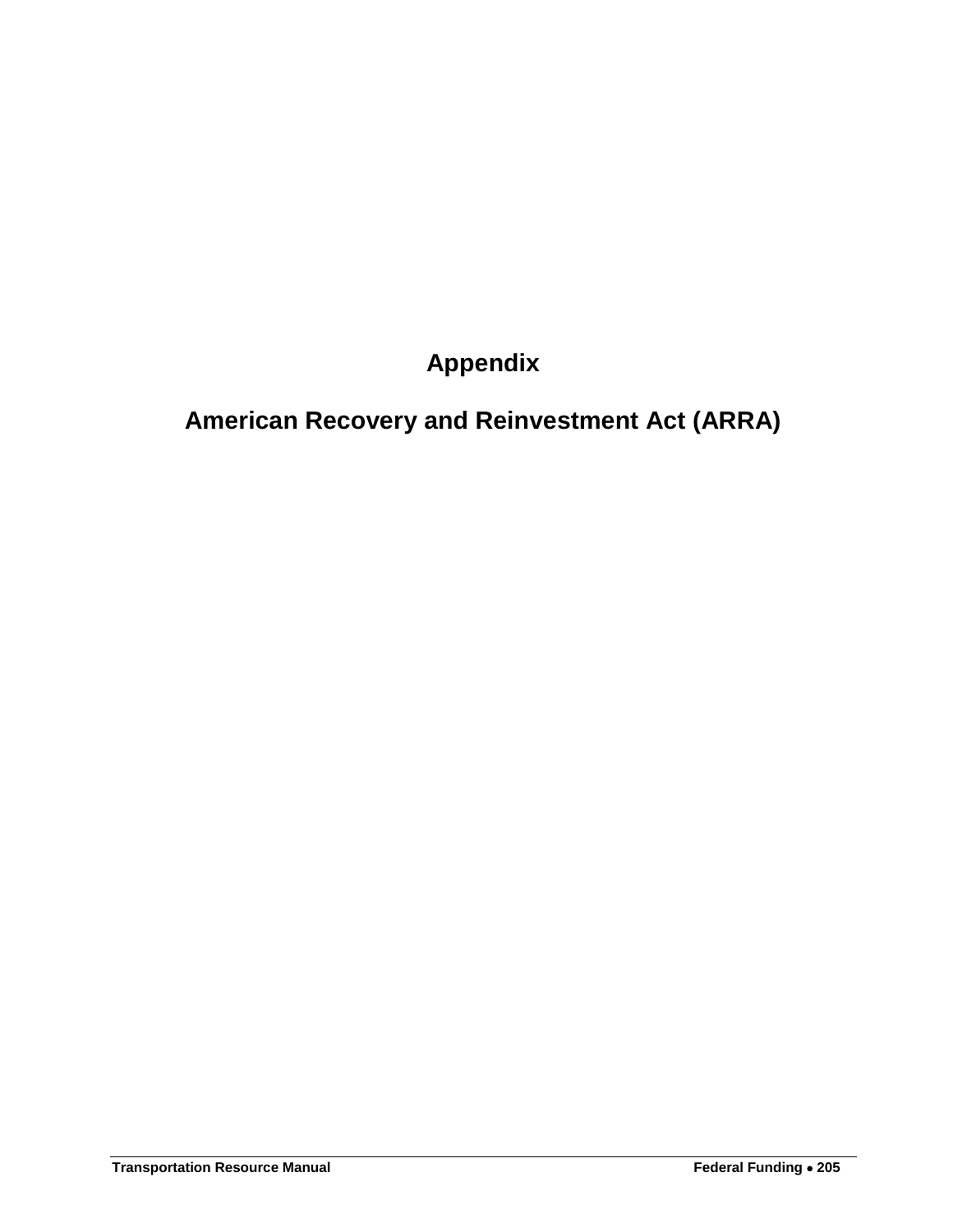# Appendix

# American Recovery and Reinvestment Act (ARRA)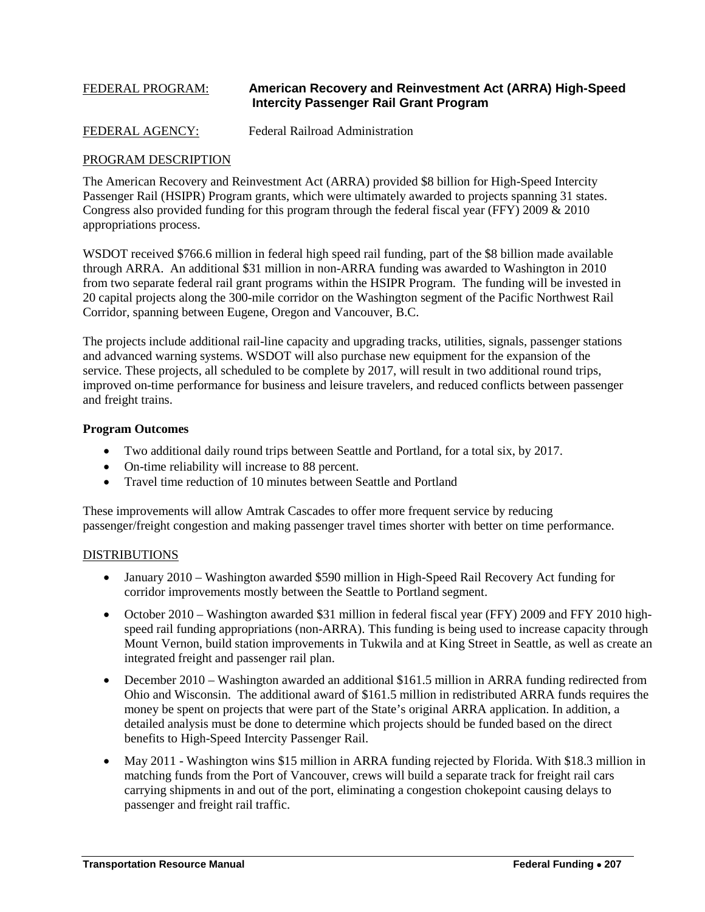FEDERAL PROGRAM: **American Recovery and Reinvestment Act (ARRA) High-Speed Intercity Passenger Rail Grant Program**

FEDERAL AGENCY: Federal Railroad Administration

PROGRAM DESCRIPTION

The American Recovery and Reinvestment Act (ARRA) provided $8 billion for High-Speed Intercity Passenger Rail (HSIPR) Program grants, which were ultimately awarded to projects spanning 31 states. Congress also provided funding for this program through the federal fiscal year (FFY) 2009 & 2010 appropriations process.

WSDOT received $766.6 million in federal high speed rail funding, part of the $8 billion made available through ARRA. An additional $31 million in non-ARRA funding was awarded to Washington in 2010 from two separate federal rail grant programs within the HSIPR Program. The funding will be invested in 20 capital projects along the 300-mile corridor on the Washington segment of the Pacific Northwest Rail Corridor, spanning between Eugene, Oregon and Vancouver, B.C.

The projects include additional rail-line capacity and upgrading tracks, utilities, signals, passenger stations and advanced warning systems. WSDOT will also purchase new equipment for the expansion of the service. These projects, all scheduled to be complete by 2017, will result in two additional round trips, improved on-time performance for business and leisure travelers, and reduced conflicts between passenger and freight trains.

**Program Outcomes**

- Two additional daily round trips between Seattle and Portland, for a total six, by 2017.
- On-time reliability will increase to 88 percent.
- Travel time reduction of 10 minutes between Seattle and Portland

These improvements will allow Amtrak Cascades to offer more frequent service by reducing passenger/freight congestion and making passenger travel times shorter with better on time performance.

DISTRIBUTIONS

- January 2010 – Washington awarded $590 million in High-Speed Rail Recovery Act funding for corridor improvements mostly between the Seattle to Portland segment.
- October 2010 – Washington awarded $31 million in federal fiscal year (FFY) 2009 and FFY 2010 high-speed rail funding appropriations (non-ARRA). This funding is being used to increase capacity through Mount Vernon, build station improvements in Tukwila and at King Street in Seattle, as well as create an integrated freight and passenger rail plan.
- December 2010 – Washington awarded an additional $161.5 million in ARRA funding redirected from Ohio and Wisconsin. The additional award of $161.5 million in redistributed ARRA funds requires the money be spent on projects that were part of the State's original ARRA application. In addition, a detailed analysis must be done to determine which projects should be funded based on the direct benefits to High-Speed Intercity Passenger Rail.
- May 2011 - Washington wins $15 million in ARRA funding rejected by Florida. With $18.3 million in matching funds from the Port of Vancouver, crews will build a separate track for freight rail cars carrying shipments in and out of the port, eliminating a congestion chokepoint causing delays to passenger and freight rail traffic.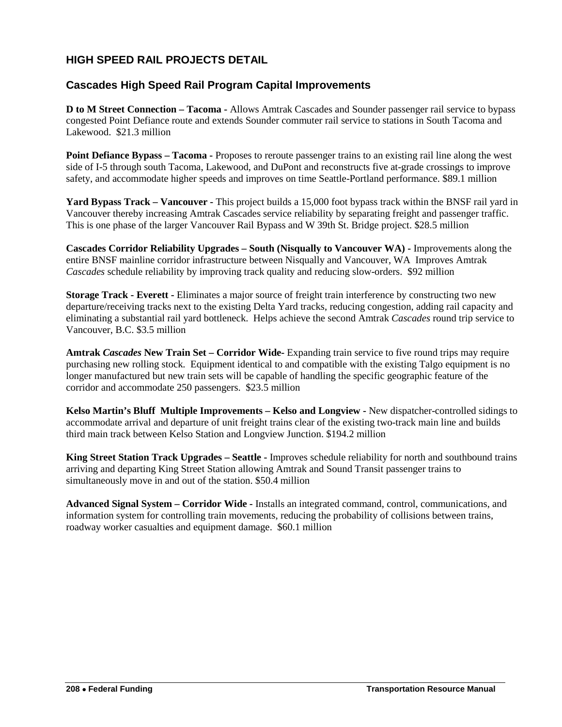## HIGH SPEED RAIL PROJECTS DETAIL

### Cascades High Speed Rail Program Capital Improvements

**D to M Street Connection – Tacoma -** Allows Amtrak Cascades and Sounder passenger rail service to bypass congested Point Defiance route and extends Sounder commuter rail service to stations in South Tacoma and Lakewood. $21.3 million

**Point Defiance Bypass – Tacoma -** Proposes to reroute passenger trains to an existing rail line along the west side of I-5 through south Tacoma, Lakewood, and DuPont and reconstructs five at-grade crossings to improve safety, and accommodate higher speeds and improves on time Seattle-Portland performance. $89.1 million

**Yard Bypass Track – Vancouver -** This project builds a 15,000 foot bypass track within the BNSF rail yard in Vancouver thereby increasing Amtrak Cascades service reliability by separating freight and passenger traffic. This is one phase of the larger Vancouver Rail Bypass and W 39th St. Bridge project. $28.5 million

**Cascades Corridor Reliability Upgrades – South (Nisqually to Vancouver WA) -** Improvements along the entire BNSF mainline corridor infrastructure between Nisqually and Vancouver, WA Improves Amtrak *Cascades* schedule reliability by improving track quality and reducing slow-orders. $92 million

**Storage Track - Everett -** Eliminates a major source of freight train interference by constructing two new departure/receiving tracks next to the existing Delta Yard tracks, reducing congestion, adding rail capacity and eliminating a substantial rail yard bottleneck. Helps achieve the second Amtrak *Cascades* round trip service to Vancouver, B.C. $3.5 million

**Amtrak *Cascades* New Train Set – Corridor Wide-** Expanding train service to five round trips may require purchasing new rolling stock. Equipment identical to and compatible with the existing Talgo equipment is no longer manufactured but new train sets will be capable of handling the specific geographic feature of the corridor and accommodate 250 passengers. $23.5 million

**Kelso Martin's Bluff Multiple Improvements – Kelso and Longview -** New dispatcher-controlled sidings to accommodate arrival and departure of unit freight trains clear of the existing two-track main line and builds third main track between Kelso Station and Longview Junction. $194.2 million

**King Street Station Track Upgrades – Seattle -** Improves schedule reliability for north and southbound trains arriving and departing King Street Station allowing Amtrak and Sound Transit passenger trains to simultaneously move in and out of the station. $50.4 million

**Advanced Signal System – Corridor Wide -** Installs an integrated command, control, communications, and information system for controlling train movements, reducing the probability of collisions between trains, roadway worker casualties and equipment damage. $60.1 million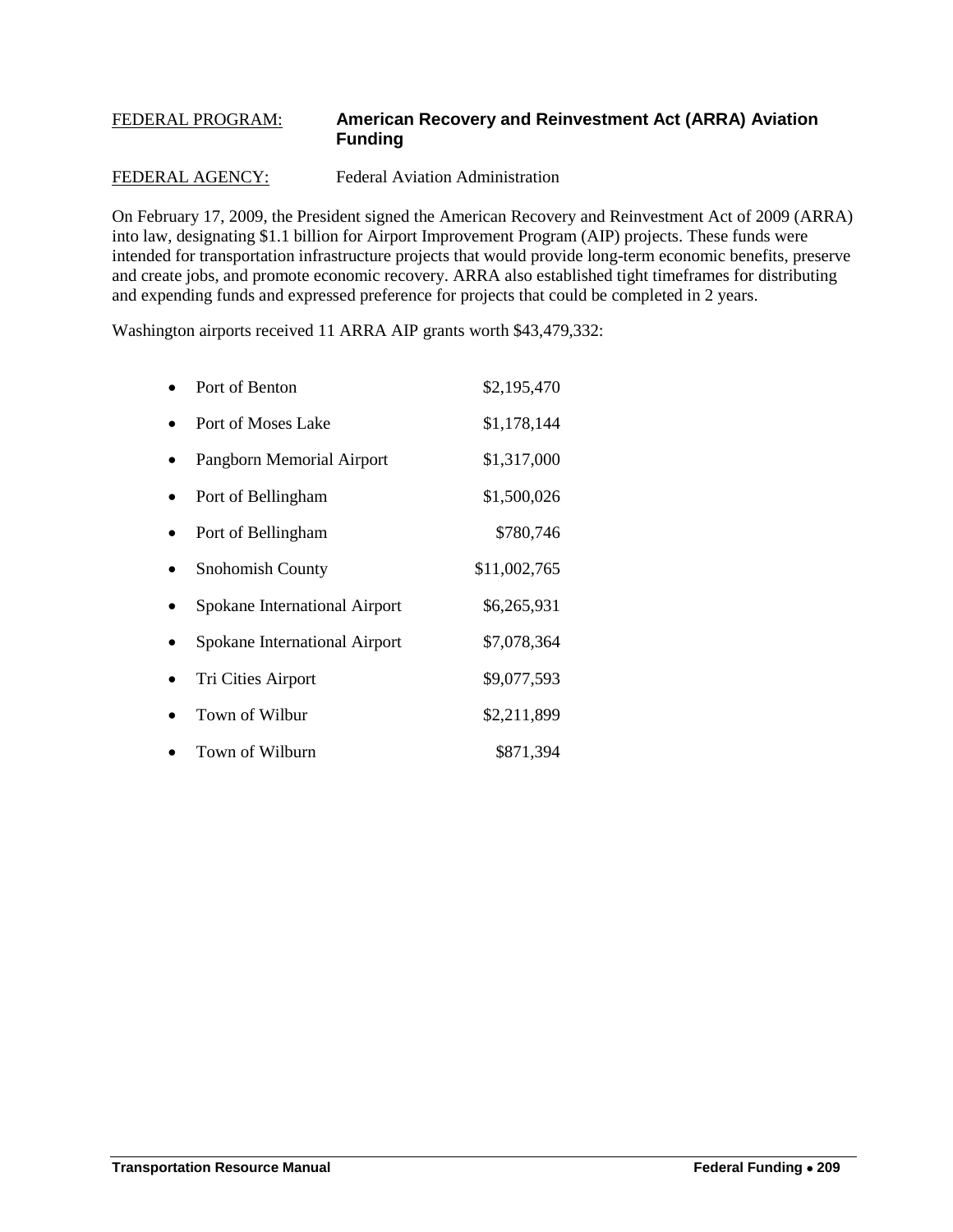FEDERAL PROGRAM: **American Recovery and Reinvestment Act (ARRA) Aviation Funding**

FEDERAL AGENCY: Federal Aviation Administration

On February 17, 2009, the President signed the American Recovery and Reinvestment Act of 2009 (ARRA) into law, designating $1.1 billion for Airport Improvement Program (AIP) projects. These funds were intended for transportation infrastructure projects that would provide long-term economic benefits, preserve and create jobs, and promote economic recovery. ARRA also established tight timeframes for distributing and expending funds and expressed preference for projects that could be completed in 2 years.

Washington airports received 11 ARRA AIP grants worth $43,479,332:

- Port of Benton $2,195,470
- Port of Moses Lake $1,178,144
- Pangborn Memorial Airport $1,317,000
- Port of Bellingham $1,500,026
- Port of Bellingham $780,746
- Snohomish County $11,002,765
- Spokane International Airport $6,265,931
- Spokane International Airport $7,078,364
- Tri Cities Airport $9,077,593
- Town of Wilbur $2,211,899
- Town of Wilburn $871,394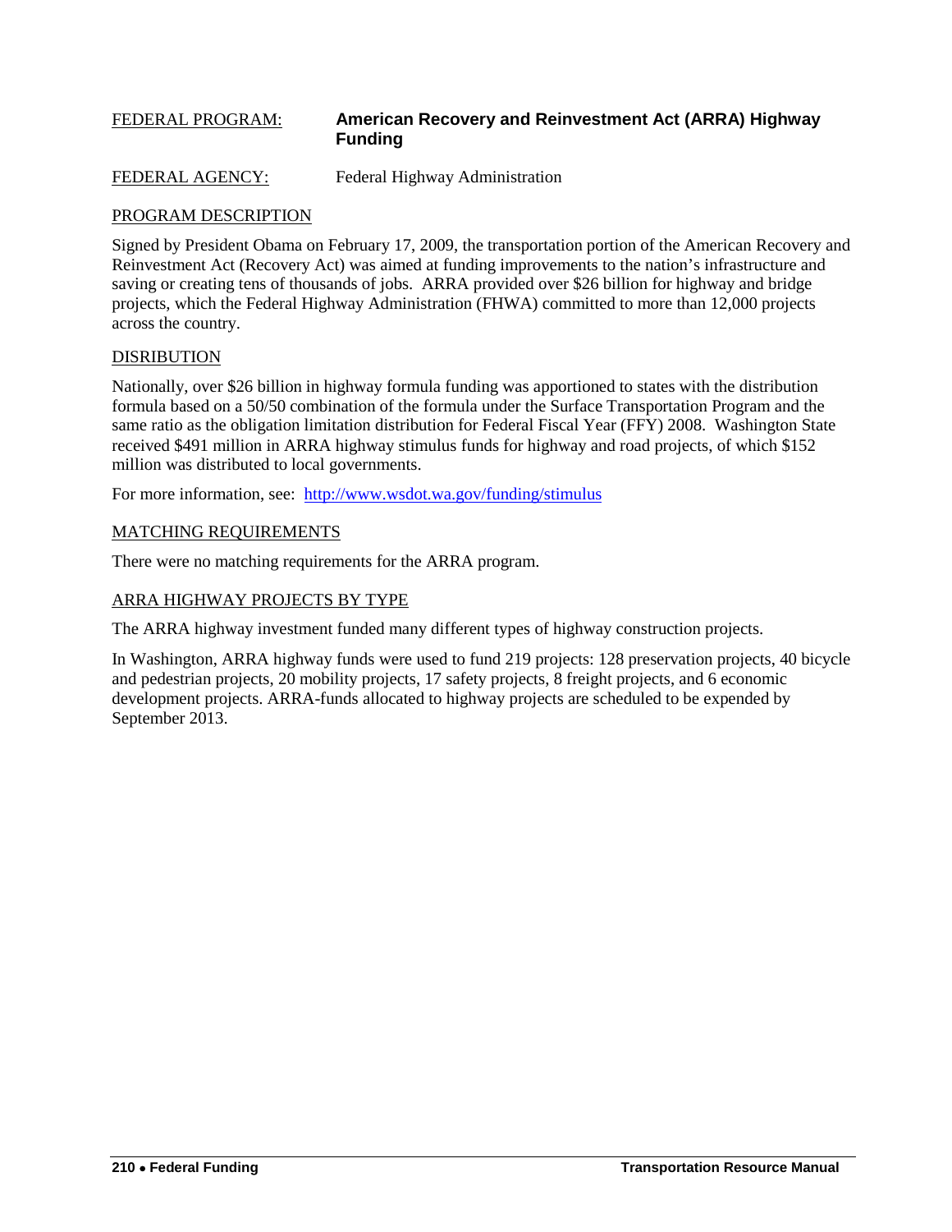FEDERAL PROGRAM: **American Recovery and Reinvestment Act (ARRA) Highway Funding**

FEDERAL AGENCY: Federal Highway Administration

## PROGRAM DESCRIPTION

Signed by President Obama on February 17, 2009, the transportation portion of the American Recovery and Reinvestment Act (Recovery Act) was aimed at funding improvements to the nation's infrastructure and saving or creating tens of thousands of jobs. ARRA provided over $26 billion for highway and bridge projects, which the Federal Highway Administration (FHWA) committed to more than 12,000 projects across the country.

## DISRIBUTION

Nationally, over $26 billion in highway formula funding was apportioned to states with the distribution formula based on a 50/50 combination of the formula under the Surface Transportation Program and the same ratio as the obligation limitation distribution for Federal Fiscal Year (FFY) 2008. Washington State received $491 million in ARRA highway stimulus funds for highway and road projects, of which $152 million was distributed to local governments.

For more information, see: [http://www.wsdot.wa.gov/funding/stimulus](http://www.wsdot.wa.gov/funding/stimulus)

## MATCHING REQUIREMENTS

There were no matching requirements for the ARRA program.

## ARRA HIGHWAY PROJECTS BY TYPE

The ARRA highway investment funded many different types of highway construction projects.

In Washington, ARRA highway funds were used to fund 219 projects: 128 preservation projects, 40 bicycle and pedestrian projects, 20 mobility projects, 17 safety projects, 8 freight projects, and 6 economic development projects. ARRA-funds allocated to highway projects are scheduled to be expended by September 2013.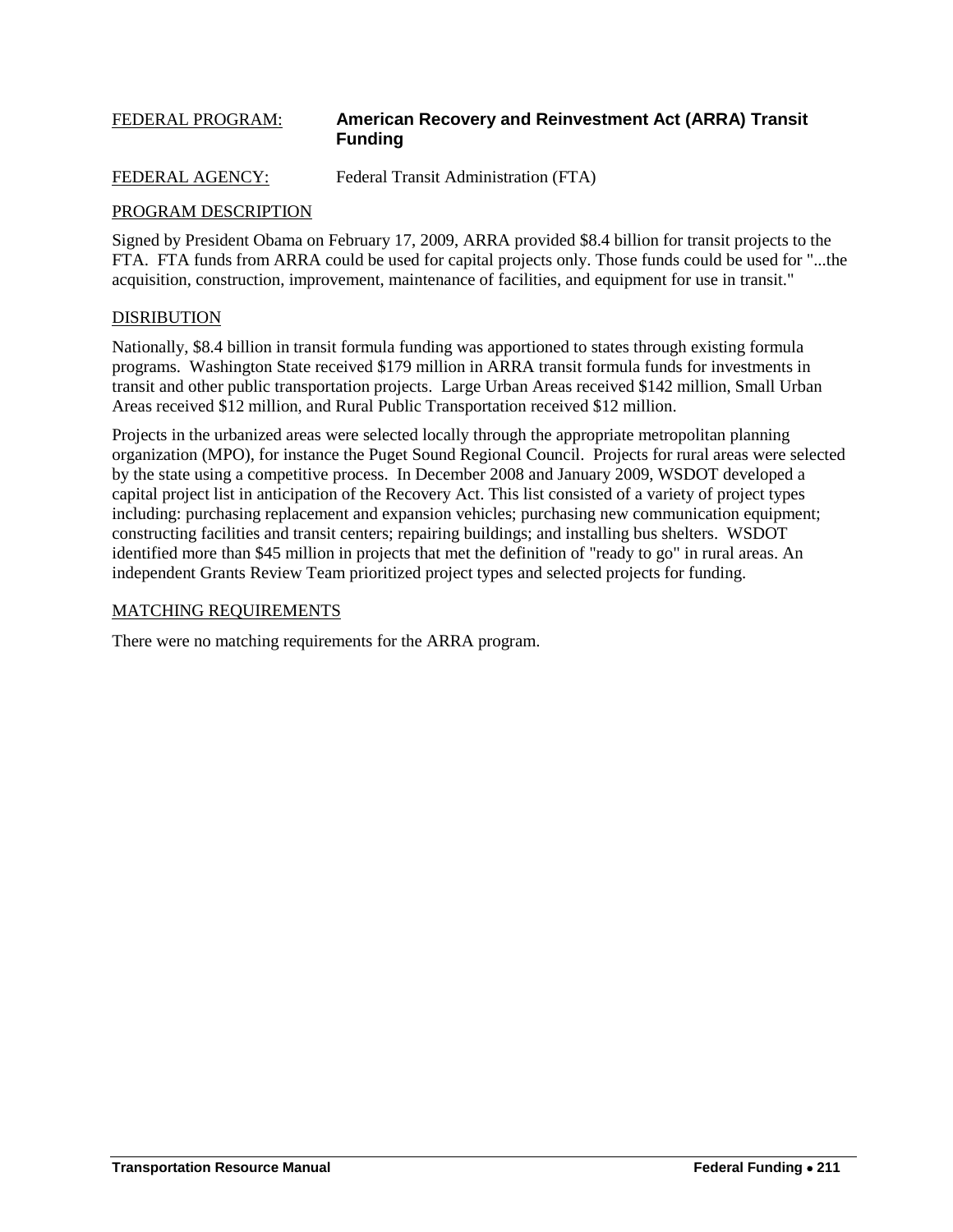FEDERAL PROGRAM: **American Recovery and Reinvestment Act (ARRA) Transit Funding**

FEDERAL AGENCY: Federal Transit Administration (FTA)

PROGRAM DESCRIPTION

Signed by President Obama on February 17, 2009, ARRA provided $8.4 billion for transit projects to the FTA. FTA funds from ARRA could be used for capital projects only. Those funds could be used for "...the acquisition, construction, improvement, maintenance of facilities, and equipment for use in transit."

DISRIBUTION

Nationally, $8.4 billion in transit formula funding was apportioned to states through existing formula programs. Washington State received $179 million in ARRA transit formula funds for investments in transit and other public transportation projects. Large Urban Areas received $142 million, Small Urban Areas received $12 million, and Rural Public Transportation received $12 million.

Projects in the urbanized areas were selected locally through the appropriate metropolitan planning organization (MPO), for instance the Puget Sound Regional Council. Projects for rural areas were selected by the state using a competitive process. In December 2008 and January 2009, WSDOT developed a capital project list in anticipation of the Recovery Act. This list consisted of a variety of project types including: purchasing replacement and expansion vehicles; purchasing new communication equipment; constructing facilities and transit centers; repairing buildings; and installing bus shelters. WSDOT identified more than $45 million in projects that met the definition of "ready to go" in rural areas. An independent Grants Review Team prioritized project types and selected projects for funding.

MATCHING REQUIREMENTS

There were no matching requirements for the ARRA program.